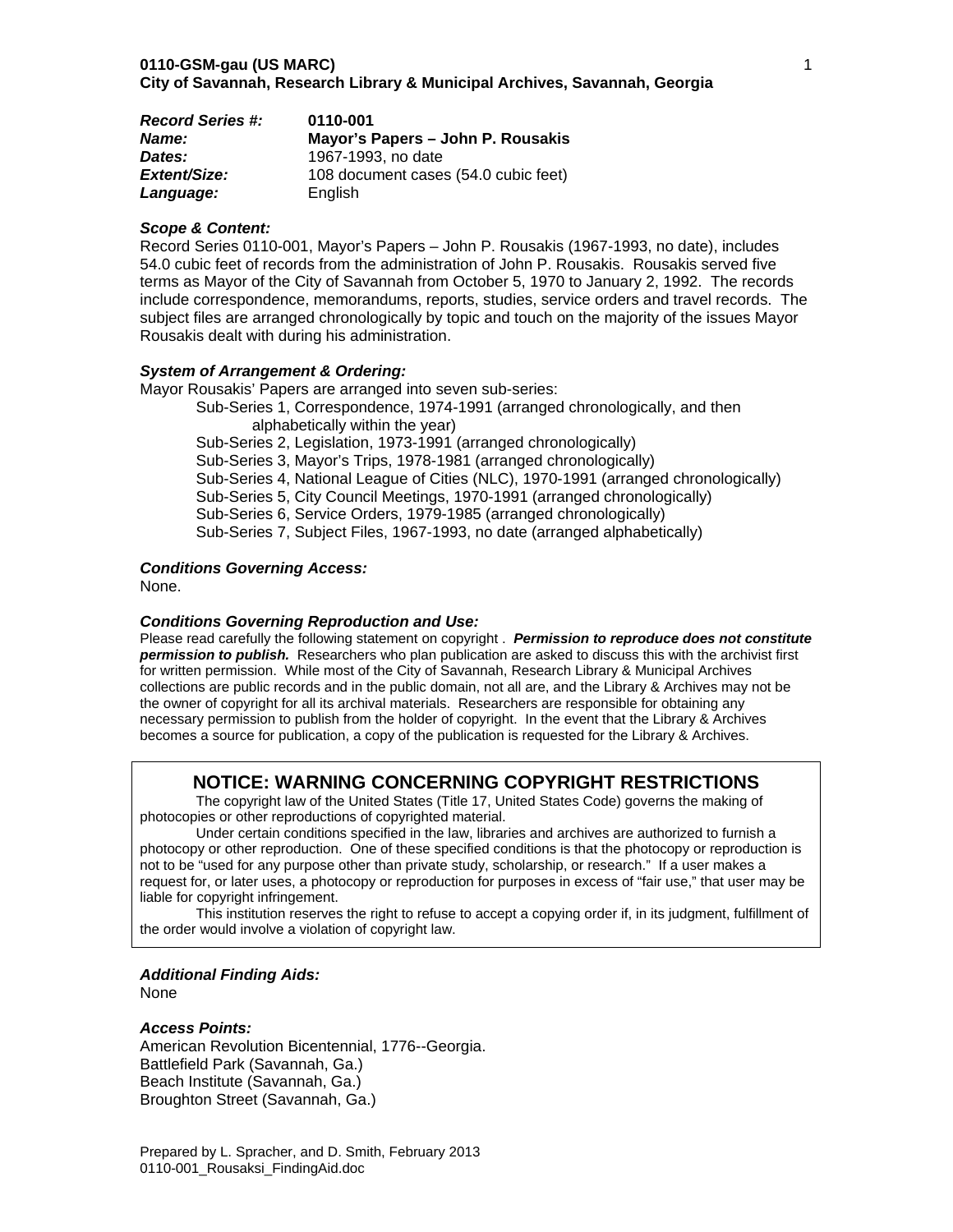**0110-GSM-gau (US MARC)**
**City of Savannah, Research Library & Municipal Archives, Savannah, Georgia**

| | |
|---|---|
| ***Record Series #:*** | **0110-001** |
| ***Name:*** | **Mayor's Papers – John P. Rousakis** |
| ***Dates:*** | 1967-1993, no date |
| ***Extent/Size:*** | 108 document cases (54.0 cubic feet) |
| ***Language:*** | English |

### *Scope & Content:*

Record Series 0110-001, Mayor's Papers – John P. Rousakis (1967-1993, no date), includes 54.0 cubic feet of records from the administration of John P. Rousakis. Rousakis served five terms as Mayor of the City of Savannah from October 5, 1970 to January 2, 1992. The records include correspondence, memorandums, reports, studies, service orders and travel records. The subject files are arranged chronologically by topic and touch on the majority of the issues Mayor Rousakis dealt with during his administration.

### *System of Arrangement & Ordering:*

Mayor Rousakis' Papers are arranged into seven sub-series:

- Sub-Series 1, Correspondence, 1974-1991 (arranged chronologically, and then alphabetically within the year)
- Sub-Series 2, Legislation, 1973-1991 (arranged chronologically)
- Sub-Series 3, Mayor's Trips, 1978-1981 (arranged chronologically)
- Sub-Series 4, National League of Cities (NLC), 1970-1991 (arranged chronologically)
- Sub-Series 5, City Council Meetings, 1970-1991 (arranged chronologically)
- Sub-Series 6, Service Orders, 1979-1985 (arranged chronologically)
- Sub-Series 7, Subject Files, 1967-1993, no date (arranged alphabetically)

### *Conditions Governing Access:*

None.

### *Conditions Governing Reproduction and Use:*

Please read carefully the following statement on copyright . ***Permission to reproduce does not constitute permission to publish.*** Researchers who plan publication are asked to discuss this with the archivist first for written permission. While most of the City of Savannah, Research Library & Municipal Archives collections are public records and in the public domain, not all are, and the Library & Archives may not be the owner of copyright for all its archival materials. Researchers are responsible for obtaining any necessary permission to publish from the holder of copyright. In the event that the Library & Archives becomes a source for publication, a copy of the publication is requested for the Library & Archives.

## NOTICE: WARNING CONCERNING COPYRIGHT RESTRICTIONS

The copyright law of the United States (Title 17, United States Code) governs the making of photocopies or other reproductions of copyrighted material.

Under certain conditions specified in the law, libraries and archives are authorized to furnish a photocopy or other reproduction. One of these specified conditions is that the photocopy or reproduction is not to be "used for any purpose other than private study, scholarship, or research." If a user makes a request for, or later uses, a photocopy or reproduction for purposes in excess of "fair use," that user may be liable for copyright infringement.

This institution reserves the right to refuse to accept a copying order if, in its judgment, fulfillment of the order would involve a violation of copyright law.

### *Additional Finding Aids:*

None

### *Access Points:*

American Revolution Bicentennial, 1776--Georgia.
Battlefield Park (Savannah, Ga.)
Beach Institute (Savannah, Ga.)
Broughton Street (Savannah, Ga.)

Prepared by L. Spracher, and D. Smith, February 2013
0110-001_Rousaksi_FindingAid.doc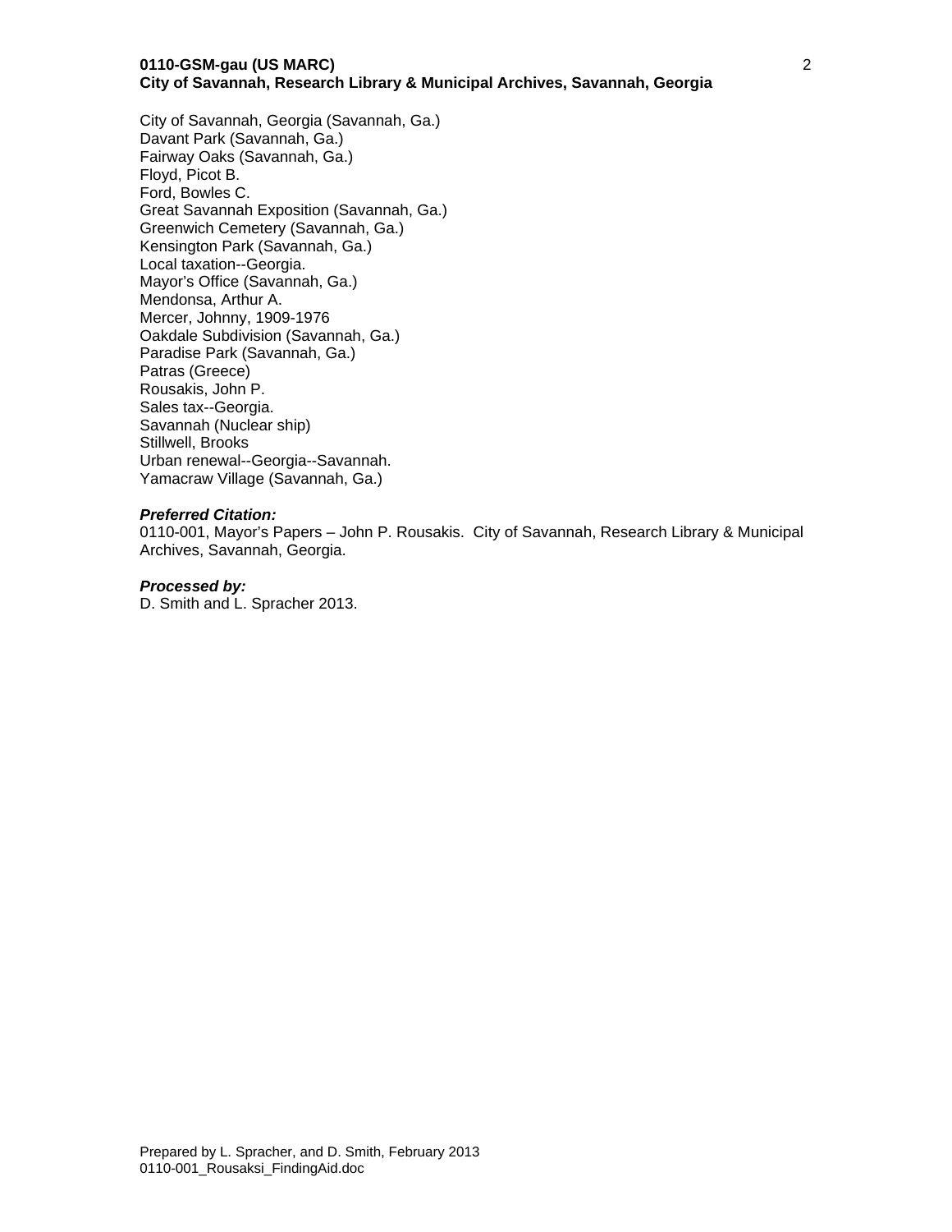City of Savannah, Georgia (Savannah, Ga.)
Davant Park (Savannah, Ga.)
Fairway Oaks (Savannah, Ga.)
Floyd, Picot B.
Ford, Bowles C.
Great Savannah Exposition (Savannah, Ga.)
Greenwich Cemetery (Savannah, Ga.)
Kensington Park (Savannah, Ga.)
Local taxation--Georgia.
Mayor's Office (Savannah, Ga.)
Mendonsa, Arthur A.
Mercer, Johnny, 1909-1976
Oakdale Subdivision (Savannah, Ga.)
Paradise Park (Savannah, Ga.)
Patras (Greece)
Rousakis, John P.
Sales tax--Georgia.
Savannah (Nuclear ship)
Stillwell, Brooks
Urban renewal--Georgia--Savannah.
Yamacraw Village (Savannah, Ga.)

***Preferred Citation:***
0110-001, Mayor's Papers – John P. Rousakis. City of Savannah, Research Library & Municipal Archives, Savannah, Georgia.

***Processed by:***
D. Smith and L. Spracher 2013.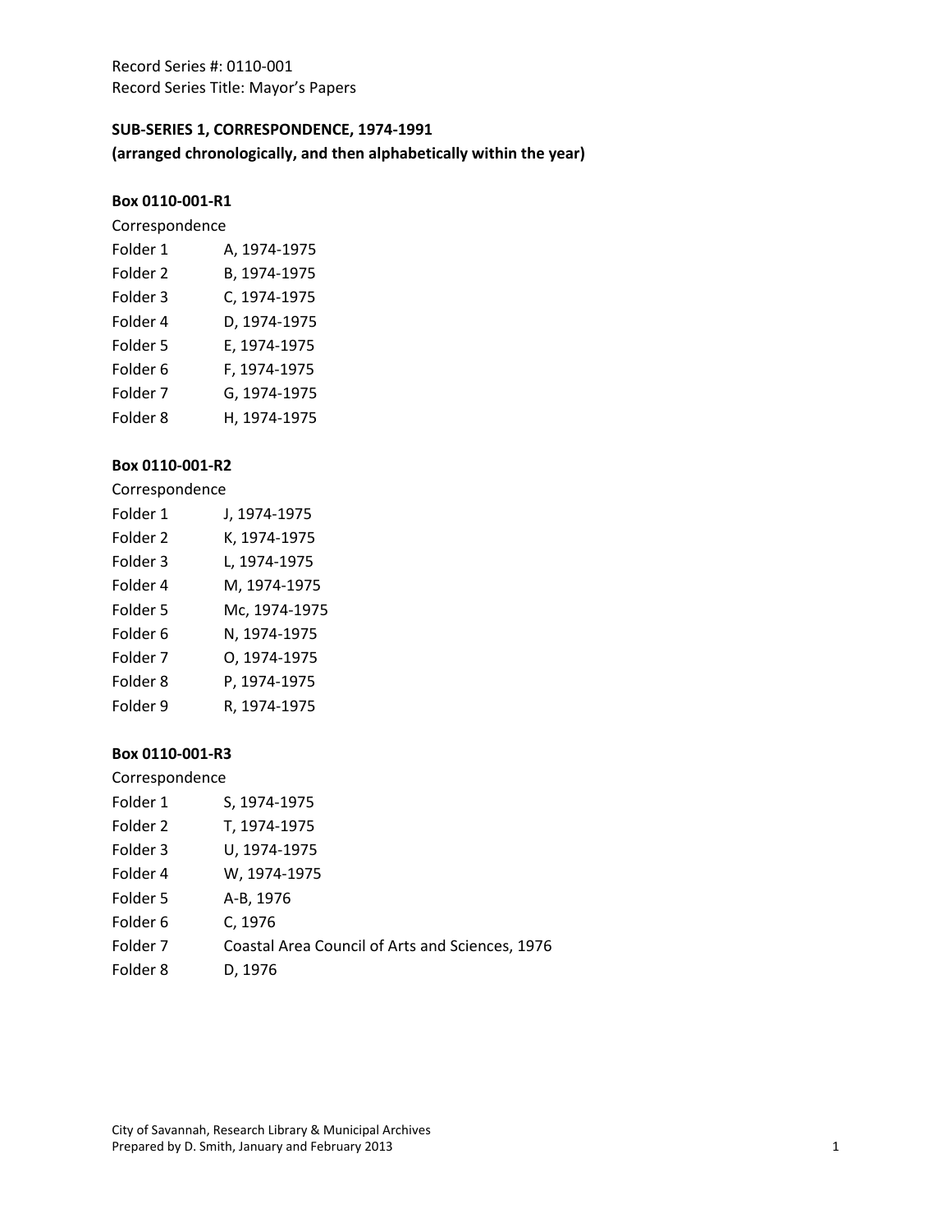Record Series #: 0110-001
Record Series Title: Mayor's Papers

**SUB-SERIES 1, CORRESPONDENCE, 1974-1991**
**(arranged chronologically, and then alphabetically within the year)**

**Box 0110-001-R1**

Correspondence

| | |
|---|---|
| Folder 1 | A, 1974-1975 |
| Folder 2 | B, 1974-1975 |
| Folder 3 | C, 1974-1975 |
| Folder 4 | D, 1974-1975 |
| Folder 5 | E, 1974-1975 |
| Folder 6 | F, 1974-1975 |
| Folder 7 | G, 1974-1975 |
| Folder 8 | H, 1974-1975 |

**Box 0110-001-R2**

Correspondence

| | |
|---|---|
| Folder 1 | J, 1974-1975 |
| Folder 2 | K, 1974-1975 |
| Folder 3 | L, 1974-1975 |
| Folder 4 | M, 1974-1975 |
| Folder 5 | Mc, 1974-1975 |
| Folder 6 | N, 1974-1975 |
| Folder 7 | O, 1974-1975 |
| Folder 8 | P, 1974-1975 |
| Folder 9 | R, 1974-1975 |

**Box 0110-001-R3**

Correspondence

| | |
|---|---|
| Folder 1 | S, 1974-1975 |
| Folder 2 | T, 1974-1975 |
| Folder 3 | U, 1974-1975 |
| Folder 4 | W, 1974-1975 |
| Folder 5 | A-B, 1976 |
| Folder 6 | C, 1976 |
| Folder 7 | Coastal Area Council of Arts and Sciences, 1976 |
| Folder 8 | D, 1976 |

City of Savannah, Research Library & Municipal Archives
Prepared by D. Smith, January and February 2013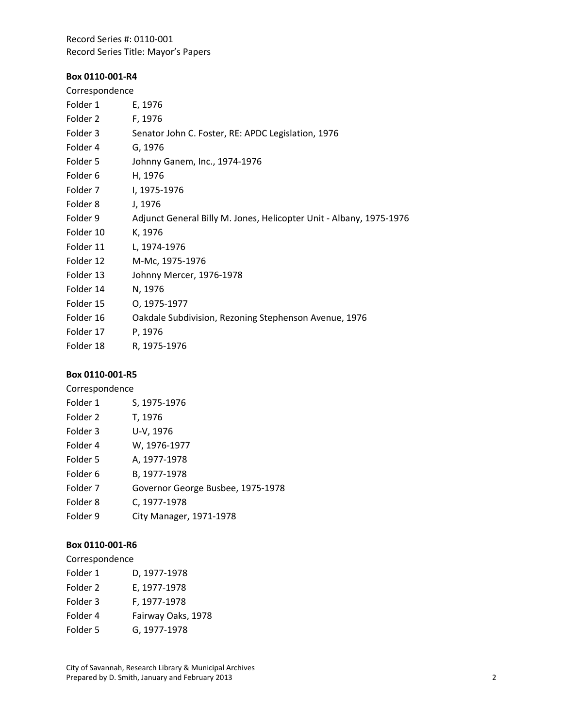Record Series #: 0110-001
Record Series Title: Mayor's Papers

**Box 0110-001-R4**

Correspondence

| | |
|---|---|
| Folder 1 | E, 1976 |
| Folder 2 | F, 1976 |
| Folder 3 | Senator John C. Foster, RE: APDC Legislation, 1976 |
| Folder 4 | G, 1976 |
| Folder 5 | Johnny Ganem, Inc., 1974-1976 |
| Folder 6 | H, 1976 |
| Folder 7 | I, 1975-1976 |
| Folder 8 | J, 1976 |
| Folder 9 | Adjunct General Billy M. Jones, Helicopter Unit - Albany, 1975-1976 |
| Folder 10 | K, 1976 |
| Folder 11 | L, 1974-1976 |
| Folder 12 | M-Mc, 1975-1976 |
| Folder 13 | Johnny Mercer, 1976-1978 |
| Folder 14 | N, 1976 |
| Folder 15 | O, 1975-1977 |
| Folder 16 | Oakdale Subdivision, Rezoning Stephenson Avenue, 1976 |
| Folder 17 | P, 1976 |
| Folder 18 | R, 1975-1976 |

**Box 0110-001-R5**

Correspondence

| | |
|---|---|
| Folder 1 | S, 1975-1976 |
| Folder 2 | T, 1976 |
| Folder 3 | U-V, 1976 |
| Folder 4 | W, 1976-1977 |
| Folder 5 | A, 1977-1978 |
| Folder 6 | B, 1977-1978 |
| Folder 7 | Governor George Busbee, 1975-1978 |
| Folder 8 | C, 1977-1978 |
| Folder 9 | City Manager, 1971-1978 |

**Box 0110-001-R6**

Correspondence

| | |
|---|---|
| Folder 1 | D, 1977-1978 |
| Folder 2 | E, 1977-1978 |
| Folder 3 | F, 1977-1978 |
| Folder 4 | Fairway Oaks, 1978 |
| Folder 5 | G, 1977-1978 |

City of Savannah, Research Library & Municipal Archives
Prepared by D. Smith, January and February 2013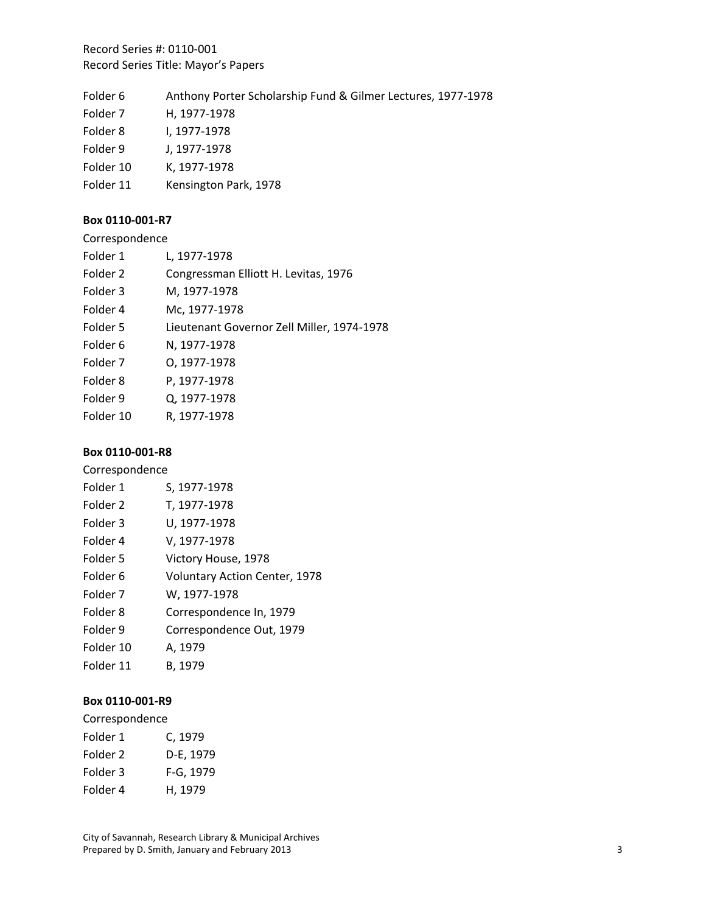Record Series #: 0110-001
Record Series Title: Mayor's Papers

Folder 6 Anthony Porter Scholarship Fund & Gilmer Lectures, 1977-1978
Folder 7 H, 1977-1978
Folder 8 I, 1977-1978
Folder 9 J, 1977-1978
Folder 10 K, 1977-1978
Folder 11 Kensington Park, 1978

**Box 0110-001-R7**

Correspondence

Folder 1 L, 1977-1978
Folder 2 Congressman Elliott H. Levitas, 1976
Folder 3 M, 1977-1978
Folder 4 Mc, 1977-1978
Folder 5 Lieutenant Governor Zell Miller, 1974-1978
Folder 6 N, 1977-1978
Folder 7 O, 1977-1978
Folder 8 P, 1977-1978
Folder 9 Q, 1977-1978
Folder 10 R, 1977-1978

**Box 0110-001-R8**

Correspondence

Folder 1 S, 1977-1978
Folder 2 T, 1977-1978
Folder 3 U, 1977-1978
Folder 4 V, 1977-1978
Folder 5 Victory House, 1978
Folder 6 Voluntary Action Center, 1978
Folder 7 W, 1977-1978
Folder 8 Correspondence In, 1979
Folder 9 Correspondence Out, 1979
Folder 10 A, 1979
Folder 11 B, 1979

**Box 0110-001-R9**

Correspondence

Folder 1 C, 1979
Folder 2 D-E, 1979
Folder 3 F-G, 1979
Folder 4 H, 1979

City of Savannah, Research Library & Municipal Archives
Prepared by D. Smith, January and February 2013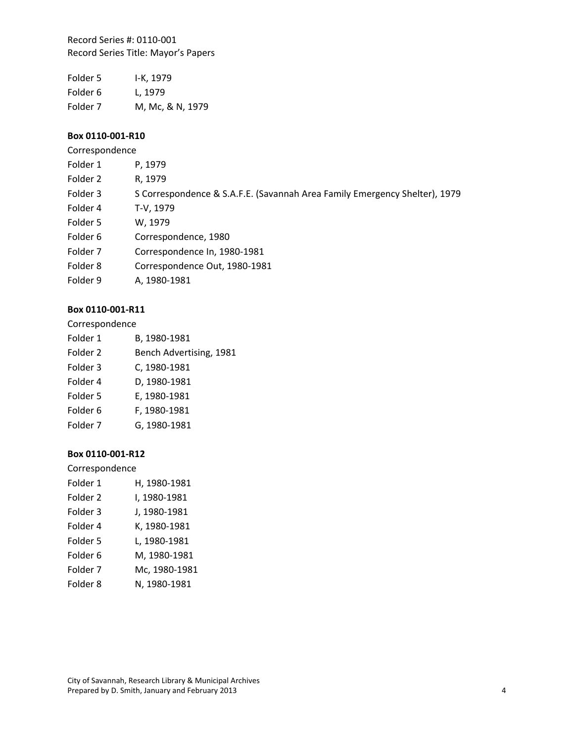Folder 5 I-K, 1979

Folder 6 L, 1979

Folder 7 M, Mc, & N, 1979

**Box 0110-001-R10**

Correspondence

Folder 1 P, 1979

Folder 2 R, 1979

Folder 3 S Correspondence & S.A.F.E. (Savannah Area Family Emergency Shelter), 1979

Folder 4 T-V, 1979

Folder 5 W, 1979

Folder 6 Correspondence, 1980

Folder 7 Correspondence In, 1980-1981

Folder 8 Correspondence Out, 1980-1981

Folder 9 A, 1980-1981

**Box 0110-001-R11**

Correspondence

Folder 1 B, 1980-1981

Folder 2 Bench Advertising, 1981

Folder 3 C, 1980-1981

Folder 4 D, 1980-1981

Folder 5 E, 1980-1981

Folder 6 F, 1980-1981

Folder 7 G, 1980-1981

**Box 0110-001-R12**

Correspondence

Folder 1 H, 1980-1981

Folder 2 I, 1980-1981

Folder 3 J, 1980-1981

Folder 4 K, 1980-1981

Folder 5 L, 1980-1981

Folder 6 M, 1980-1981

Folder 7 Mc, 1980-1981

Folder 8 N, 1980-1981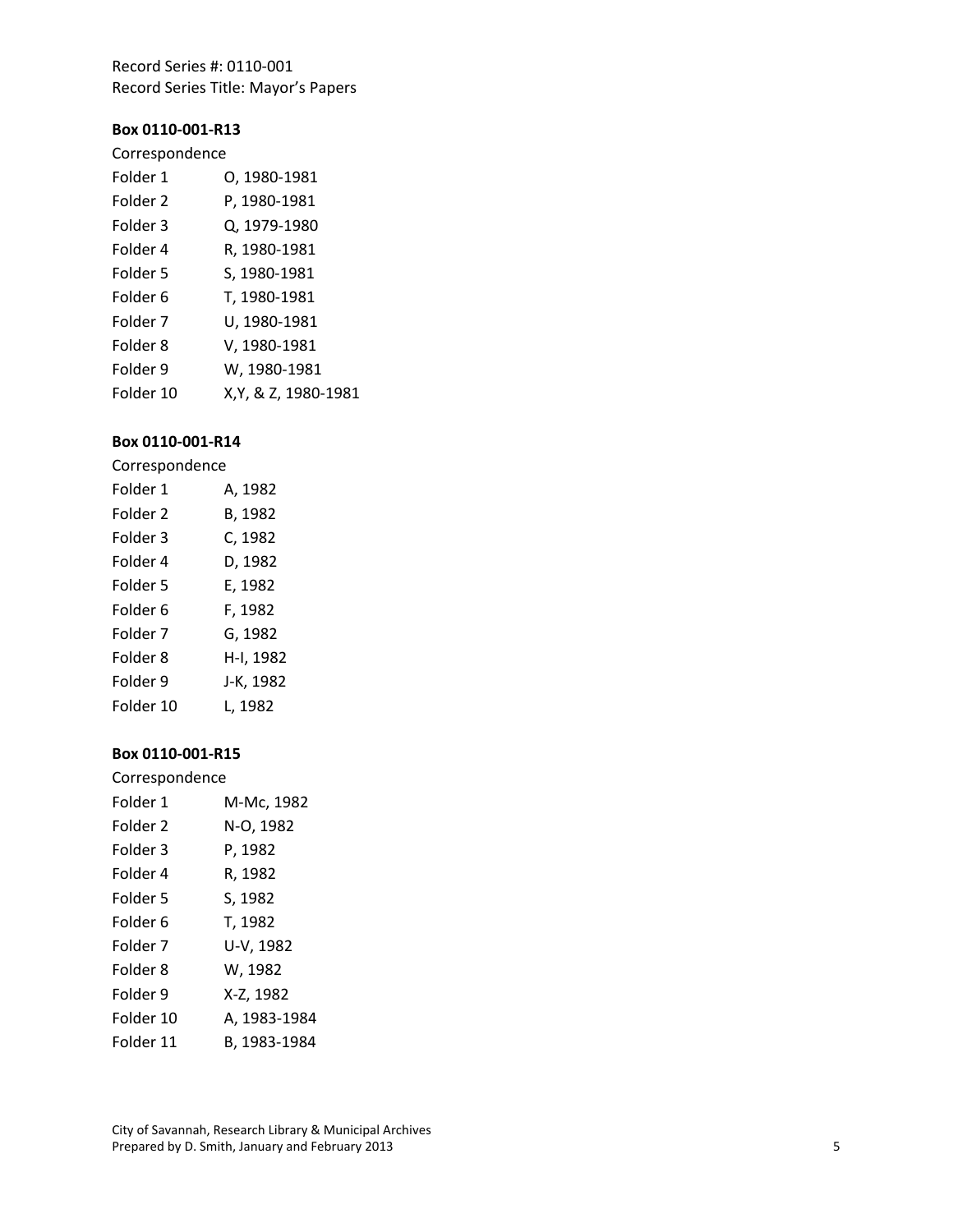Record Series #: 0110-001
Record Series Title: Mayor's Papers

**Box 0110-001-R13**

Correspondence

| | |
|---|---|
| Folder 1 | O, 1980-1981 |
| Folder 2 | P, 1980-1981 |
| Folder 3 | Q, 1979-1980 |
| Folder 4 | R, 1980-1981 |
| Folder 5 | S, 1980-1981 |
| Folder 6 | T, 1980-1981 |
| Folder 7 | U, 1980-1981 |
| Folder 8 | V, 1980-1981 |
| Folder 9 | W, 1980-1981 |
| Folder 10 | X,Y, & Z, 1980-1981 |

**Box 0110-001-R14**

Correspondence

| | |
|---|---|
| Folder 1 | A, 1982 |
| Folder 2 | B, 1982 |
| Folder 3 | C, 1982 |
| Folder 4 | D, 1982 |
| Folder 5 | E, 1982 |
| Folder 6 | F, 1982 |
| Folder 7 | G, 1982 |
| Folder 8 | H-I, 1982 |
| Folder 9 | J-K, 1982 |
| Folder 10 | L, 1982 |

**Box 0110-001-R15**

Correspondence

| | |
|---|---|
| Folder 1 | M-Mc, 1982 |
| Folder 2 | N-O, 1982 |
| Folder 3 | P, 1982 |
| Folder 4 | R, 1982 |
| Folder 5 | S, 1982 |
| Folder 6 | T, 1982 |
| Folder 7 | U-V, 1982 |
| Folder 8 | W, 1982 |
| Folder 9 | X-Z, 1982 |
| Folder 10 | A, 1983-1984 |
| Folder 11 | B, 1983-1984 |

City of Savannah, Research Library & Municipal Archives
Prepared by D. Smith, January and February 2013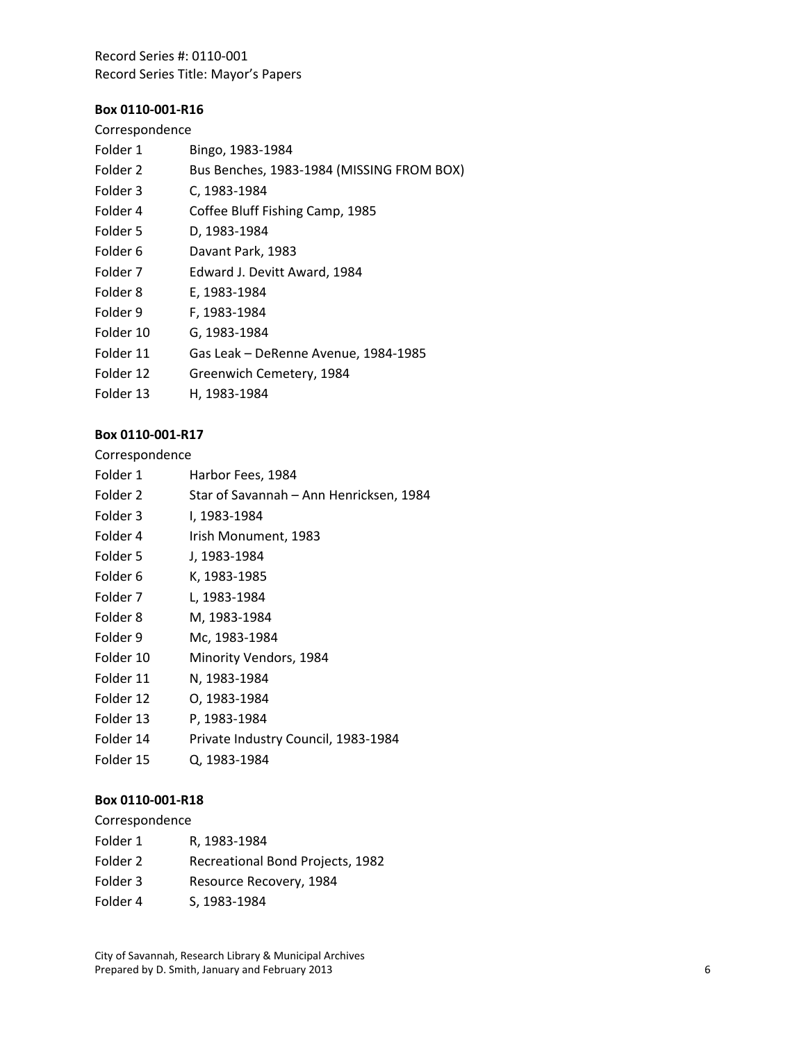Record Series #: 0110-001
Record Series Title: Mayor's Papers

**Box 0110-001-R16**

Correspondence

| | |
|---|---|
| Folder 1 | Bingo, 1983-1984 |
| Folder 2 | Bus Benches, 1983-1984 (MISSING FROM BOX) |
| Folder 3 | C, 1983-1984 |
| Folder 4 | Coffee Bluff Fishing Camp, 1985 |
| Folder 5 | D, 1983-1984 |
| Folder 6 | Davant Park, 1983 |
| Folder 7 | Edward J. Devitt Award, 1984 |
| Folder 8 | E, 1983-1984 |
| Folder 9 | F, 1983-1984 |
| Folder 10 | G, 1983-1984 |
| Folder 11 | Gas Leak – DeRenne Avenue, 1984-1985 |
| Folder 12 | Greenwich Cemetery, 1984 |
| Folder 13 | H, 1983-1984 |

**Box 0110-001-R17**

Correspondence

| | |
|---|---|
| Folder 1 | Harbor Fees, 1984 |
| Folder 2 | Star of Savannah – Ann Henricksen, 1984 |
| Folder 3 | I, 1983-1984 |
| Folder 4 | Irish Monument, 1983 |
| Folder 5 | J, 1983-1984 |
| Folder 6 | K, 1983-1985 |
| Folder 7 | L, 1983-1984 |
| Folder 8 | M, 1983-1984 |
| Folder 9 | Mc, 1983-1984 |
| Folder 10 | Minority Vendors, 1984 |
| Folder 11 | N, 1983-1984 |
| Folder 12 | O, 1983-1984 |
| Folder 13 | P, 1983-1984 |
| Folder 14 | Private Industry Council, 1983-1984 |
| Folder 15 | Q, 1983-1984 |

**Box 0110-001-R18**

Correspondence

| | |
|---|---|
| Folder 1 | R, 1983-1984 |
| Folder 2 | Recreational Bond Projects, 1982 |
| Folder 3 | Resource Recovery, 1984 |
| Folder 4 | S, 1983-1984 |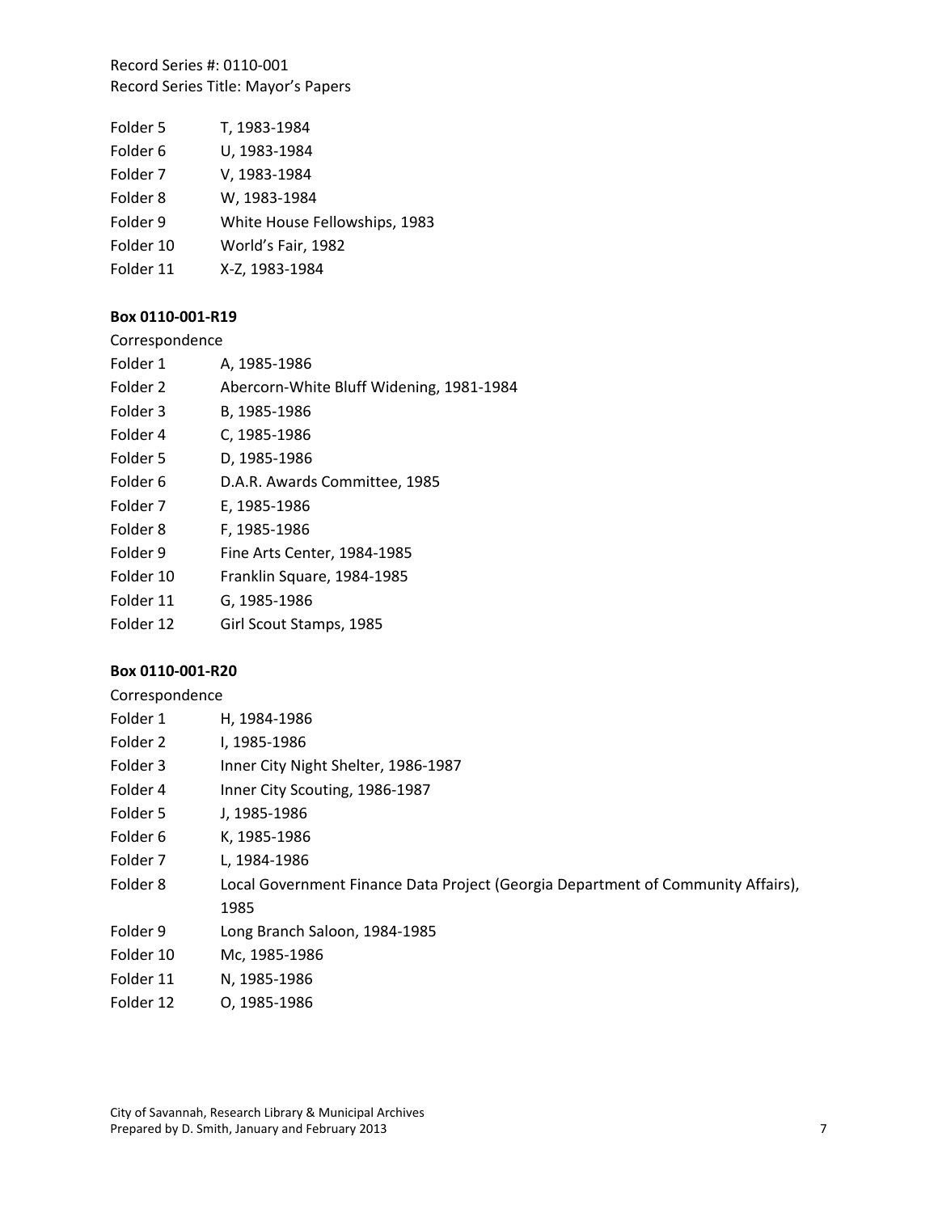Folder 5 T, 1983-1984
Folder 6 U, 1983-1984
Folder 7 V, 1983-1984
Folder 8 W, 1983-1984
Folder 9 White House Fellowships, 1983
Folder 10 World's Fair, 1982
Folder 11 X-Z, 1983-1984

**Box 0110-001-R19**

Correspondence

| | |
|---|---|
| Folder 1 | A, 1985-1986 |
| Folder 2 | Abercorn-White Bluff Widening, 1981-1984 |
| Folder 3 | B, 1985-1986 |
| Folder 4 | C, 1985-1986 |
| Folder 5 | D, 1985-1986 |
| Folder 6 | D.A.R. Awards Committee, 1985 |
| Folder 7 | E, 1985-1986 |
| Folder 8 | F, 1985-1986 |
| Folder 9 | Fine Arts Center, 1984-1985 |
| Folder 10 | Franklin Square, 1984-1985 |
| Folder 11 | G, 1985-1986 |
| Folder 12 | Girl Scout Stamps, 1985 |

**Box 0110-001-R20**

Correspondence

| | |
|---|---|
| Folder 1 | H, 1984-1986 |
| Folder 2 | I, 1985-1986 |
| Folder 3 | Inner City Night Shelter, 1986-1987 |
| Folder 4 | Inner City Scouting, 1986-1987 |
| Folder 5 | J, 1985-1986 |
| Folder 6 | K, 1985-1986 |
| Folder 7 | L, 1984-1986 |
| Folder 8 | Local Government Finance Data Project (Georgia Department of Community Affairs), 1985 |
| Folder 9 | Long Branch Saloon, 1984-1985 |
| Folder 10 | Mc, 1985-1986 |
| Folder 11 | N, 1985-1986 |
| Folder 12 | O, 1985-1986 |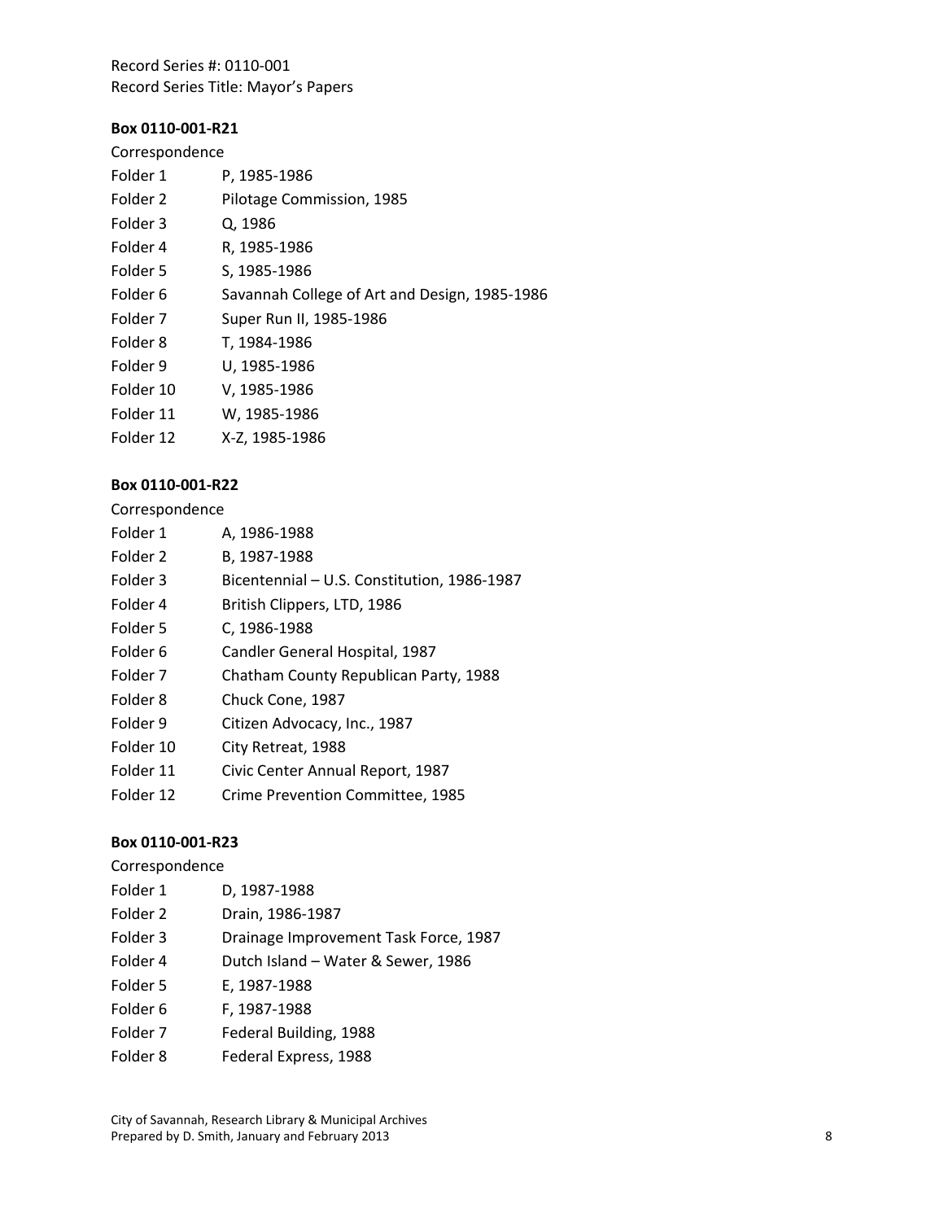Record Series #: 0110-001
Record Series Title: Mayor's Papers

**Box 0110-001-R21**

Correspondence

| | |
|---|---|
| Folder 1 | P, 1985-1986 |
| Folder 2 | Pilotage Commission, 1985 |
| Folder 3 | Q, 1986 |
| Folder 4 | R, 1985-1986 |
| Folder 5 | S, 1985-1986 |
| Folder 6 | Savannah College of Art and Design, 1985-1986 |
| Folder 7 | Super Run II, 1985-1986 |
| Folder 8 | T, 1984-1986 |
| Folder 9 | U, 1985-1986 |
| Folder 10 | V, 1985-1986 |
| Folder 11 | W, 1985-1986 |
| Folder 12 | X-Z, 1985-1986 |

**Box 0110-001-R22**

Correspondence

| | |
|---|---|
| Folder 1 | A, 1986-1988 |
| Folder 2 | B, 1987-1988 |
| Folder 3 | Bicentennial – U.S. Constitution, 1986-1987 |
| Folder 4 | British Clippers, LTD, 1986 |
| Folder 5 | C, 1986-1988 |
| Folder 6 | Candler General Hospital, 1987 |
| Folder 7 | Chatham County Republican Party, 1988 |
| Folder 8 | Chuck Cone, 1987 |
| Folder 9 | Citizen Advocacy, Inc., 1987 |
| Folder 10 | City Retreat, 1988 |
| Folder 11 | Civic Center Annual Report, 1987 |
| Folder 12 | Crime Prevention Committee, 1985 |

**Box 0110-001-R23**

Correspondence

| | |
|---|---|
| Folder 1 | D, 1987-1988 |
| Folder 2 | Drain, 1986-1987 |
| Folder 3 | Drainage Improvement Task Force, 1987 |
| Folder 4 | Dutch Island – Water & Sewer, 1986 |
| Folder 5 | E, 1987-1988 |
| Folder 6 | F, 1987-1988 |
| Folder 7 | Federal Building, 1988 |
| Folder 8 | Federal Express, 1988 |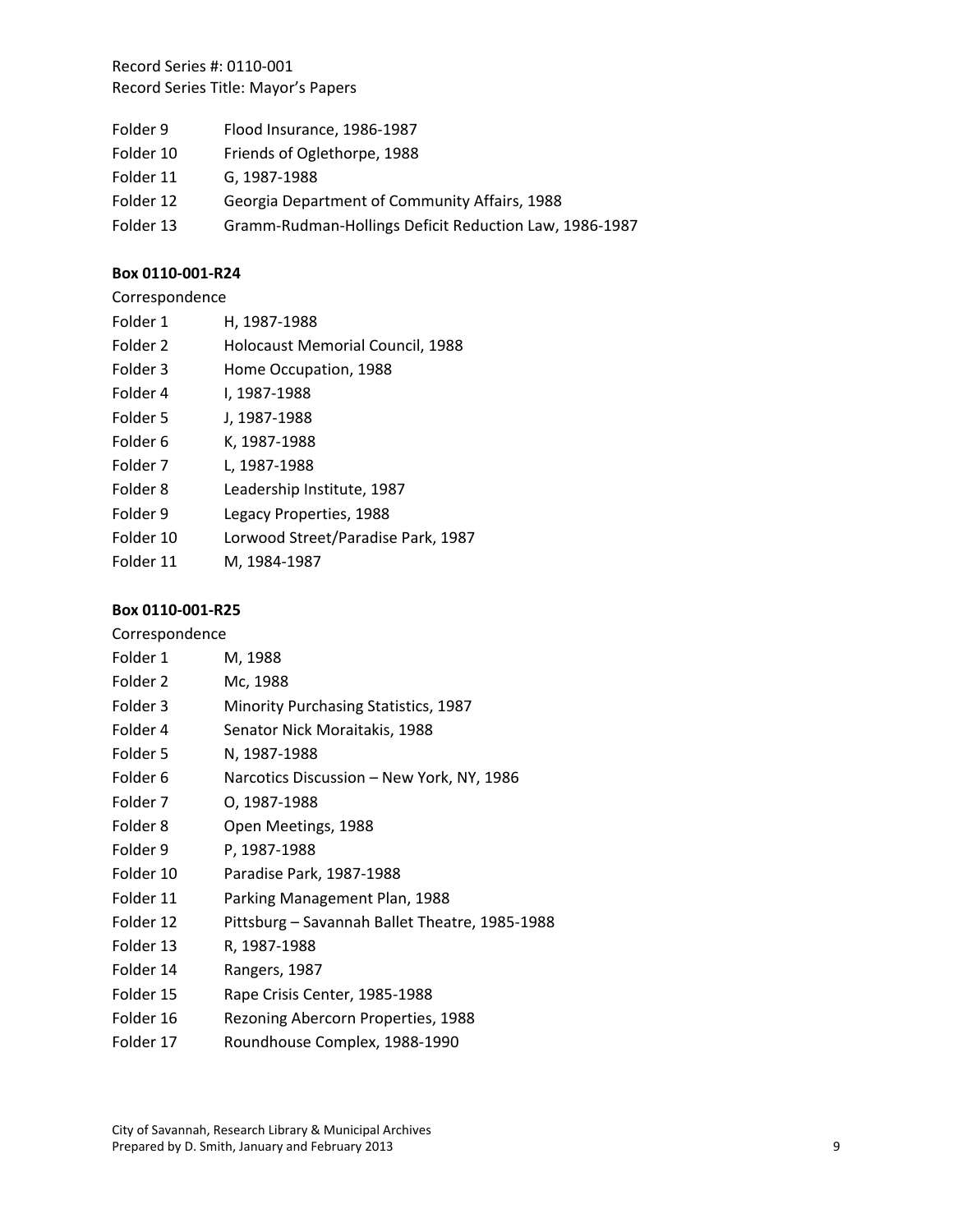Record Series #: 0110-001
Record Series Title: Mayor's Papers

Folder 9 Flood Insurance, 1986-1987
Folder 10 Friends of Oglethorpe, 1988
Folder 11 G, 1987-1988
Folder 12 Georgia Department of Community Affairs, 1988
Folder 13 Gramm-Rudman-Hollings Deficit Reduction Law, 1986-1987

**Box 0110-001-R24**

Correspondence

Folder 1 H, 1987-1988
Folder 2 Holocaust Memorial Council, 1988
Folder 3 Home Occupation, 1988
Folder 4 I, 1987-1988
Folder 5 J, 1987-1988
Folder 6 K, 1987-1988
Folder 7 L, 1987-1988
Folder 8 Leadership Institute, 1987
Folder 9 Legacy Properties, 1988
Folder 10 Lorwood Street/Paradise Park, 1987
Folder 11 M, 1984-1987

**Box 0110-001-R25**

Correspondence

Folder 1 M, 1988
Folder 2 Mc, 1988
Folder 3 Minority Purchasing Statistics, 1987
Folder 4 Senator Nick Moraitakis, 1988
Folder 5 N, 1987-1988
Folder 6 Narcotics Discussion – New York, NY, 1986
Folder 7 O, 1987-1988
Folder 8 Open Meetings, 1988
Folder 9 P, 1987-1988
Folder 10 Paradise Park, 1987-1988
Folder 11 Parking Management Plan, 1988
Folder 12 Pittsburg – Savannah Ballet Theatre, 1985-1988
Folder 13 R, 1987-1988
Folder 14 Rangers, 1987
Folder 15 Rape Crisis Center, 1985-1988
Folder 16 Rezoning Abercorn Properties, 1988
Folder 17 Roundhouse Complex, 1988-1990

City of Savannah, Research Library & Municipal Archives
Prepared by D. Smith, January and February 2013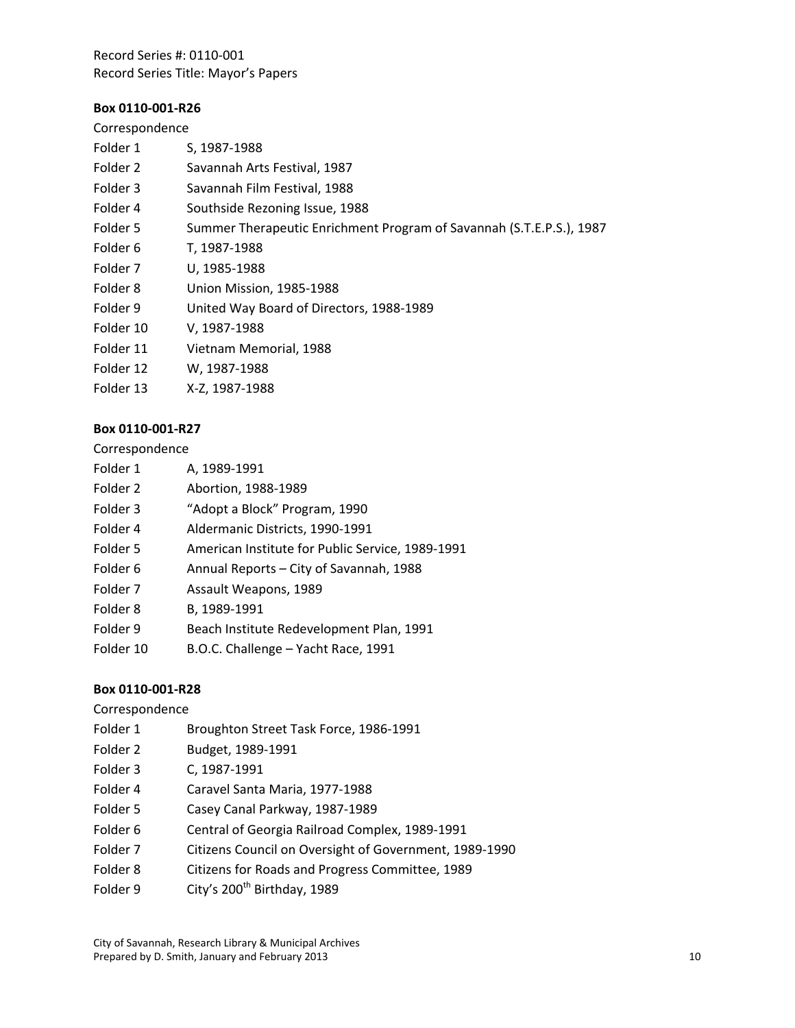Record Series #: 0110-001
Record Series Title: Mayor's Papers

**Box 0110-001-R26**

Correspondence

| | |
|---|---|
| Folder 1 | S, 1987-1988 |
| Folder 2 | Savannah Arts Festival, 1987 |
| Folder 3 | Savannah Film Festival, 1988 |
| Folder 4 | Southside Rezoning Issue, 1988 |
| Folder 5 | Summer Therapeutic Enrichment Program of Savannah (S.T.E.P.S.), 1987 |
| Folder 6 | T, 1987-1988 |
| Folder 7 | U, 1985-1988 |
| Folder 8 | Union Mission, 1985-1988 |
| Folder 9 | United Way Board of Directors, 1988-1989 |
| Folder 10 | V, 1987-1988 |
| Folder 11 | Vietnam Memorial, 1988 |
| Folder 12 | W, 1987-1988 |
| Folder 13 | X-Z, 1987-1988 |

**Box 0110-001-R27**

Correspondence

| | |
|---|---|
| Folder 1 | A, 1989-1991 |
| Folder 2 | Abortion, 1988-1989 |
| Folder 3 | "Adopt a Block" Program, 1990 |
| Folder 4 | Aldermanic Districts, 1990-1991 |
| Folder 5 | American Institute for Public Service, 1989-1991 |
| Folder 6 | Annual Reports – City of Savannah, 1988 |
| Folder 7 | Assault Weapons, 1989 |
| Folder 8 | B, 1989-1991 |
| Folder 9 | Beach Institute Redevelopment Plan, 1991 |
| Folder 10 | B.O.C. Challenge – Yacht Race, 1991 |

**Box 0110-001-R28**

Correspondence

| | |
|---|---|
| Folder 1 | Broughton Street Task Force, 1986-1991 |
| Folder 2 | Budget, 1989-1991 |
| Folder 3 | C, 1987-1991 |
| Folder 4 | Caravel Santa Maria, 1977-1988 |
| Folder 5 | Casey Canal Parkway, 1987-1989 |
| Folder 6 | Central of Georgia Railroad Complex, 1989-1991 |
| Folder 7 | Citizens Council on Oversight of Government, 1989-1990 |
| Folder 8 | Citizens for Roads and Progress Committee, 1989 |
| Folder 9 | City's 200th Birthday, 1989 |

City of Savannah, Research Library & Municipal Archives
Prepared by D. Smith, January and February 2013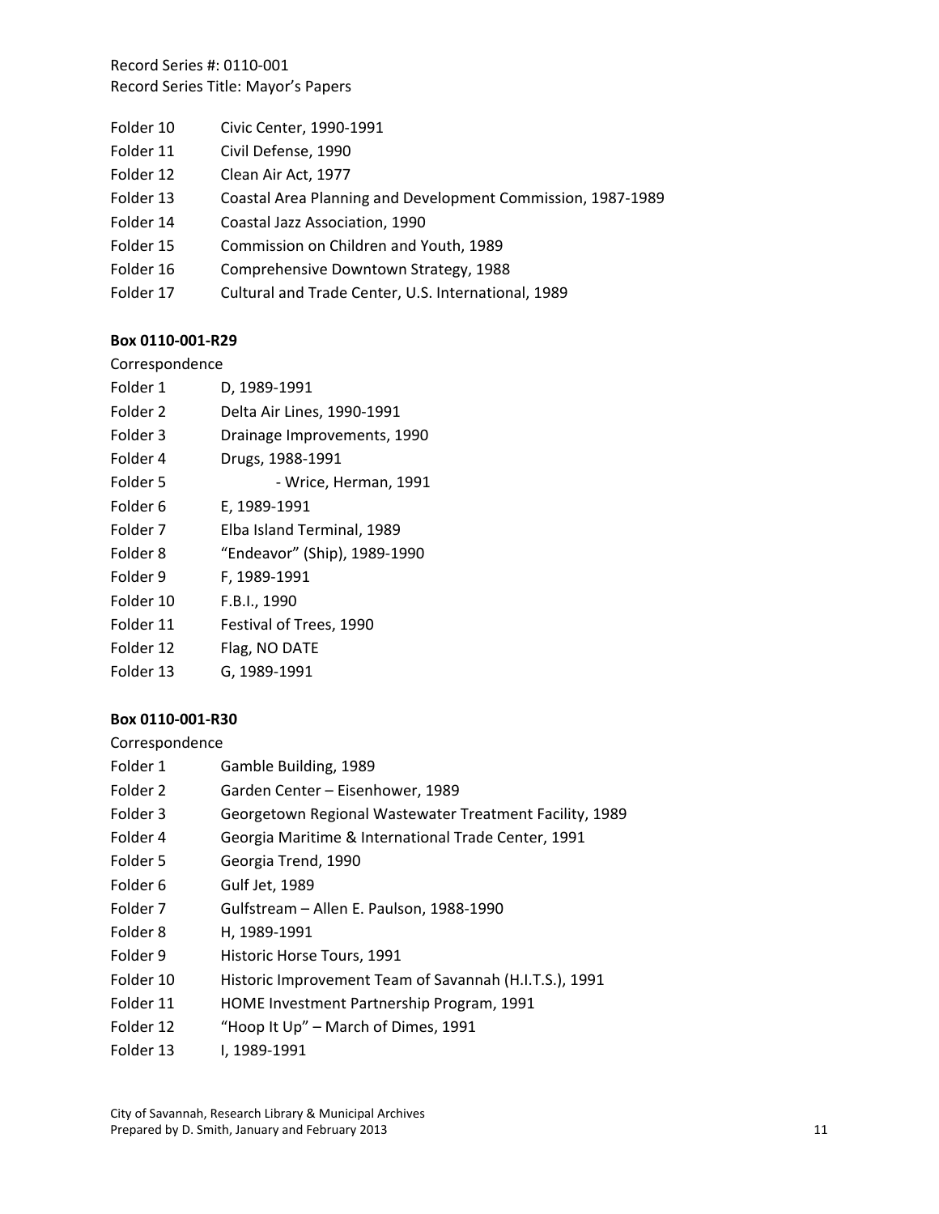Record Series #: 0110-001
Record Series Title: Mayor's Papers

Folder 10 Civic Center, 1990-1991
Folder 11 Civil Defense, 1990
Folder 12 Clean Air Act, 1977
Folder 13 Coastal Area Planning and Development Commission, 1987-1989
Folder 14 Coastal Jazz Association, 1990
Folder 15 Commission on Children and Youth, 1989
Folder 16 Comprehensive Downtown Strategy, 1988
Folder 17 Cultural and Trade Center, U.S. International, 1989

**Box 0110-001-R29**

Correspondence

Folder 1 D, 1989-1991
Folder 2 Delta Air Lines, 1990-1991
Folder 3 Drainage Improvements, 1990
Folder 4 Drugs, 1988-1991
Folder 5 - Wrice, Herman, 1991
Folder 6 E, 1989-1991
Folder 7 Elba Island Terminal, 1989
Folder 8 "Endeavor" (Ship), 1989-1990
Folder 9 F, 1989-1991
Folder 10 F.B.I., 1990
Folder 11 Festival of Trees, 1990
Folder 12 Flag, NO DATE
Folder 13 G, 1989-1991

**Box 0110-001-R30**

Correspondence

Folder 1 Gamble Building, 1989
Folder 2 Garden Center – Eisenhower, 1989
Folder 3 Georgetown Regional Wastewater Treatment Facility, 1989
Folder 4 Georgia Maritime & International Trade Center, 1991
Folder 5 Georgia Trend, 1990
Folder 6 Gulf Jet, 1989
Folder 7 Gulfstream – Allen E. Paulson, 1988-1990
Folder 8 H, 1989-1991
Folder 9 Historic Horse Tours, 1991
Folder 10 Historic Improvement Team of Savannah (H.I.T.S.), 1991
Folder 11 HOME Investment Partnership Program, 1991
Folder 12 "Hoop It Up" – March of Dimes, 1991
Folder 13 I, 1989-1991

City of Savannah, Research Library & Municipal Archives
Prepared by D. Smith, January and February 2013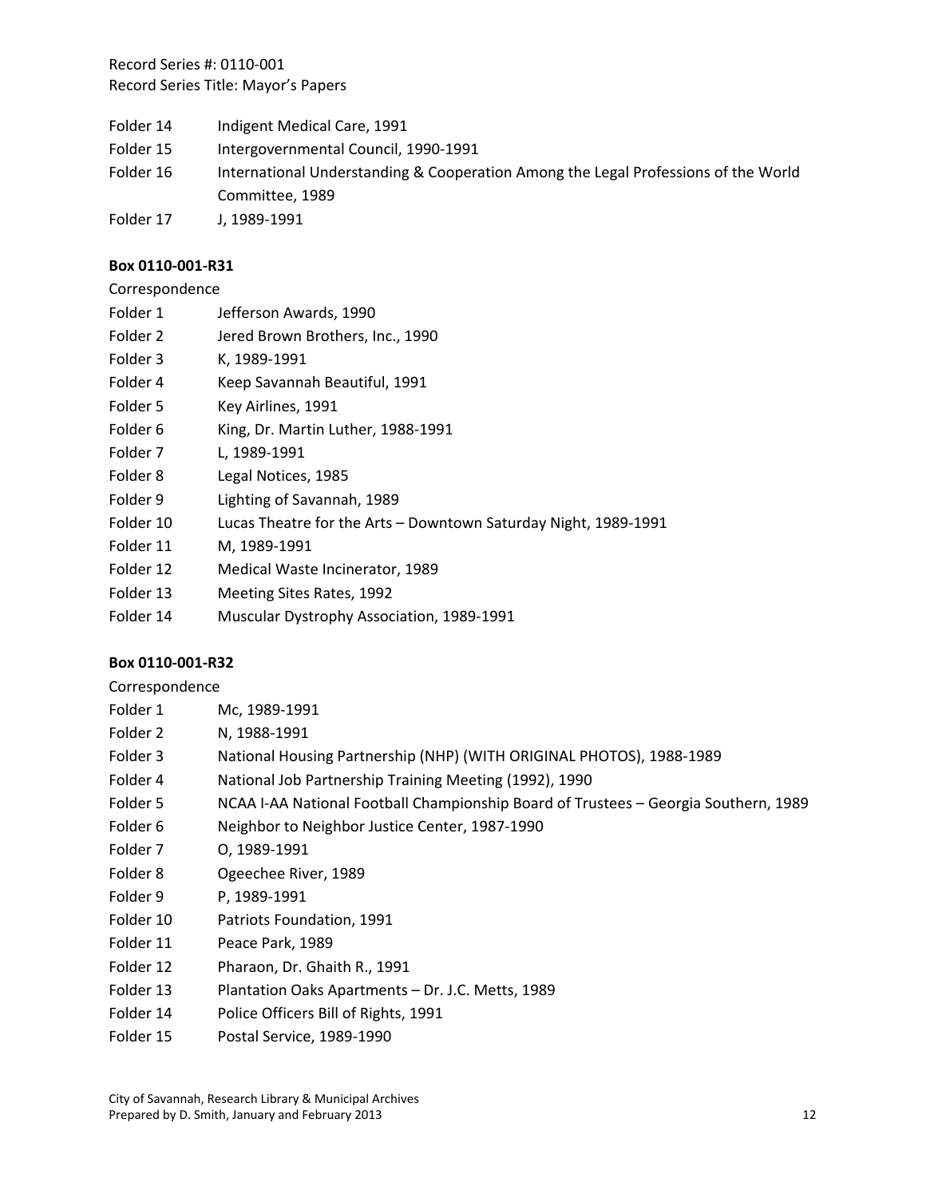Record Series #: 0110-001
Record Series Title: Mayor's Papers

Folder 14 Indigent Medical Care, 1991

Folder 15 Intergovernmental Council, 1990-1991

Folder 16 International Understanding & Cooperation Among the Legal Professions of the World Committee, 1989

Folder 17 J, 1989-1991

**Box 0110-001-R31**

Correspondence

Folder 1 Jefferson Awards, 1990

Folder 2 Jered Brown Brothers, Inc., 1990

Folder 3 K, 1989-1991

Folder 4 Keep Savannah Beautiful, 1991

Folder 5 Key Airlines, 1991

Folder 6 King, Dr. Martin Luther, 1988-1991

Folder 7 L, 1989-1991

Folder 8 Legal Notices, 1985

Folder 9 Lighting of Savannah, 1989

Folder 10 Lucas Theatre for the Arts – Downtown Saturday Night, 1989-1991

Folder 11 M, 1989-1991

Folder 12 Medical Waste Incinerator, 1989

Folder 13 Meeting Sites Rates, 1992

Folder 14 Muscular Dystrophy Association, 1989-1991

**Box 0110-001-R32**

Correspondence

Folder 1 Mc, 1989-1991

Folder 2 N, 1988-1991

Folder 3 National Housing Partnership (NHP) (WITH ORIGINAL PHOTOS), 1988-1989

Folder 4 National Job Partnership Training Meeting (1992), 1990

Folder 5 NCAA I-AA National Football Championship Board of Trustees – Georgia Southern, 1989

Folder 6 Neighbor to Neighbor Justice Center, 1987-1990

Folder 7 O, 1989-1991

Folder 8 Ogeechee River, 1989

Folder 9 P, 1989-1991

Folder 10 Patriots Foundation, 1991

Folder 11 Peace Park, 1989

Folder 12 Pharaon, Dr. Ghaith R., 1991

Folder 13 Plantation Oaks Apartments – Dr. J.C. Metts, 1989

Folder 14 Police Officers Bill of Rights, 1991

Folder 15 Postal Service, 1989-1990

City of Savannah, Research Library & Municipal Archives
Prepared by D. Smith, January and February 2013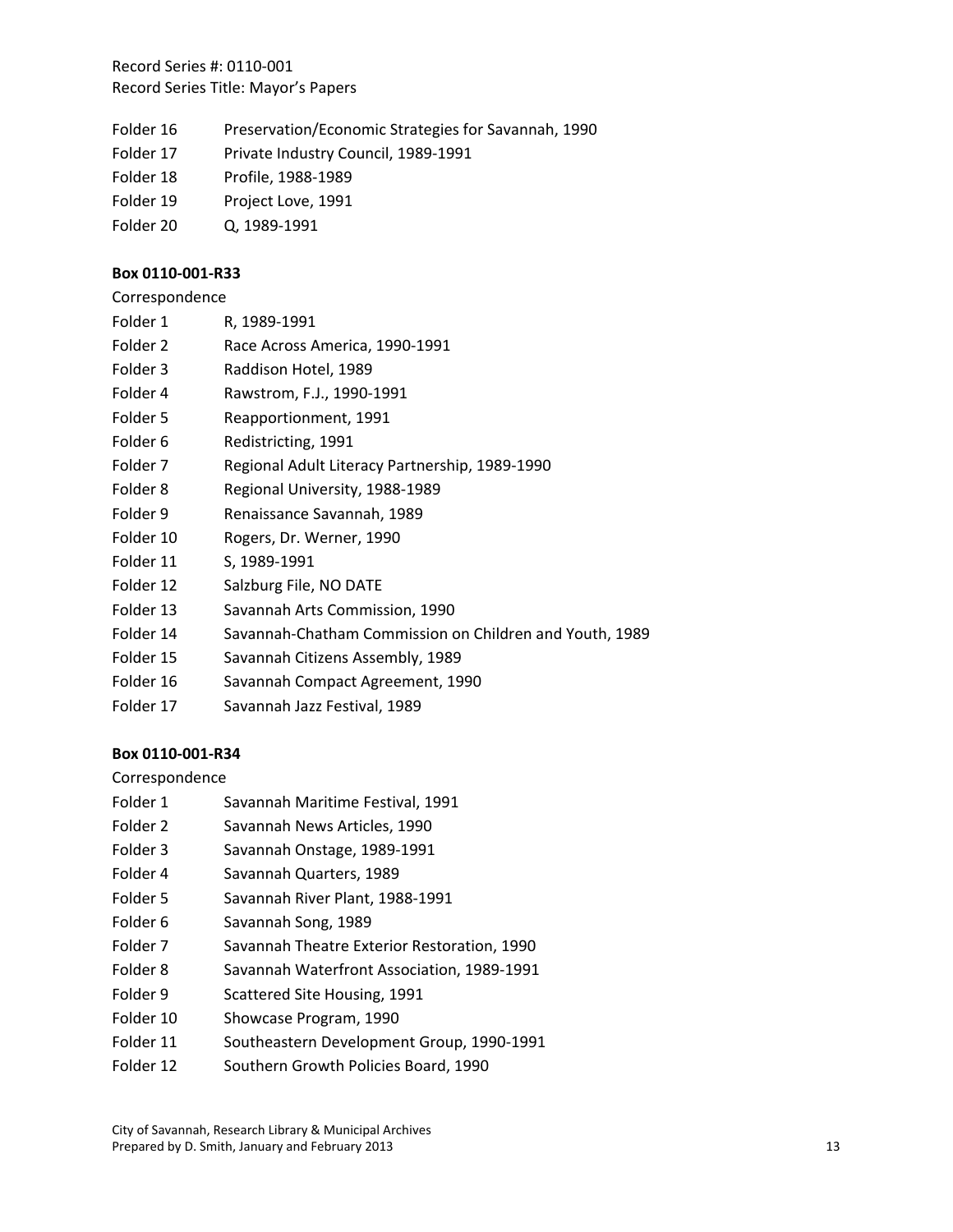Folder 16 Preservation/Economic Strategies for Savannah, 1990
Folder 17 Private Industry Council, 1989-1991
Folder 18 Profile, 1988-1989
Folder 19 Project Love, 1991
Folder 20 Q, 1989-1991

**Box 0110-001-R33**

Correspondence

Folder 1 R, 1989-1991
Folder 2 Race Across America, 1990-1991
Folder 3 Raddison Hotel, 1989
Folder 4 Rawstrom, F.J., 1990-1991
Folder 5 Reapportionment, 1991
Folder 6 Redistricting, 1991
Folder 7 Regional Adult Literacy Partnership, 1989-1990
Folder 8 Regional University, 1988-1989
Folder 9 Renaissance Savannah, 1989
Folder 10 Rogers, Dr. Werner, 1990
Folder 11 S, 1989-1991
Folder 12 Salzburg File, NO DATE
Folder 13 Savannah Arts Commission, 1990
Folder 14 Savannah-Chatham Commission on Children and Youth, 1989
Folder 15 Savannah Citizens Assembly, 1989
Folder 16 Savannah Compact Agreement, 1990
Folder 17 Savannah Jazz Festival, 1989

**Box 0110-001-R34**

Correspondence

Folder 1 Savannah Maritime Festival, 1991
Folder 2 Savannah News Articles, 1990
Folder 3 Savannah Onstage, 1989-1991
Folder 4 Savannah Quarters, 1989
Folder 5 Savannah River Plant, 1988-1991
Folder 6 Savannah Song, 1989
Folder 7 Savannah Theatre Exterior Restoration, 1990
Folder 8 Savannah Waterfront Association, 1989-1991
Folder 9 Scattered Site Housing, 1991
Folder 10 Showcase Program, 1990
Folder 11 Southeastern Development Group, 1990-1991
Folder 12 Southern Growth Policies Board, 1990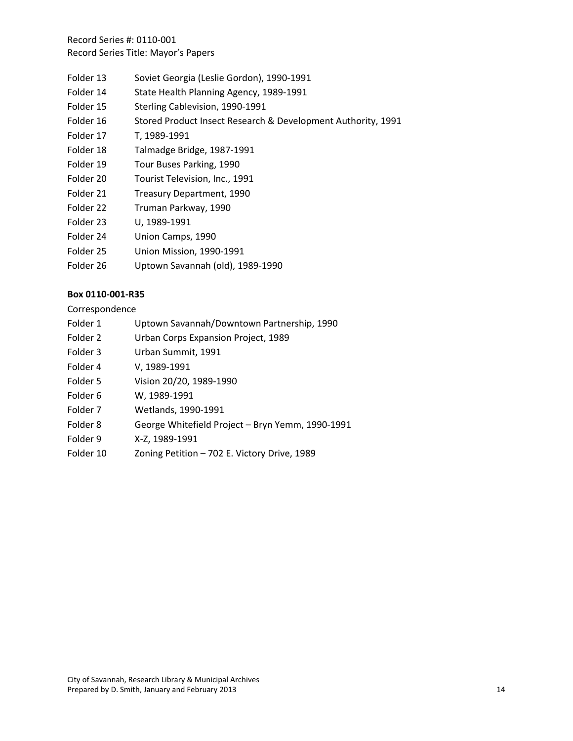Folder 13  Soviet Georgia (Leslie Gordon), 1990-1991
Folder 14  State Health Planning Agency, 1989-1991
Folder 15  Sterling Cablevision, 1990-1991
Folder 16  Stored Product Insect Research & Development Authority, 1991
Folder 17  T, 1989-1991
Folder 18  Talmadge Bridge, 1987-1991
Folder 19  Tour Buses Parking, 1990
Folder 20  Tourist Television, Inc., 1991
Folder 21  Treasury Department, 1990
Folder 22  Truman Parkway, 1990
Folder 23  U, 1989-1991
Folder 24  Union Camps, 1990
Folder 25  Union Mission, 1990-1991
Folder 26  Uptown Savannah (old), 1989-1990

**Box 0110-001-R35**

Correspondence

Folder 1  Uptown Savannah/Downtown Partnership, 1990
Folder 2  Urban Corps Expansion Project, 1989
Folder 3  Urban Summit, 1991
Folder 4  V, 1989-1991
Folder 5  Vision 20/20, 1989-1990
Folder 6  W, 1989-1991
Folder 7  Wetlands, 1990-1991
Folder 8  George Whitefield Project – Bryn Yemm, 1990-1991
Folder 9  X-Z, 1989-1991
Folder 10  Zoning Petition – 702 E. Victory Drive, 1989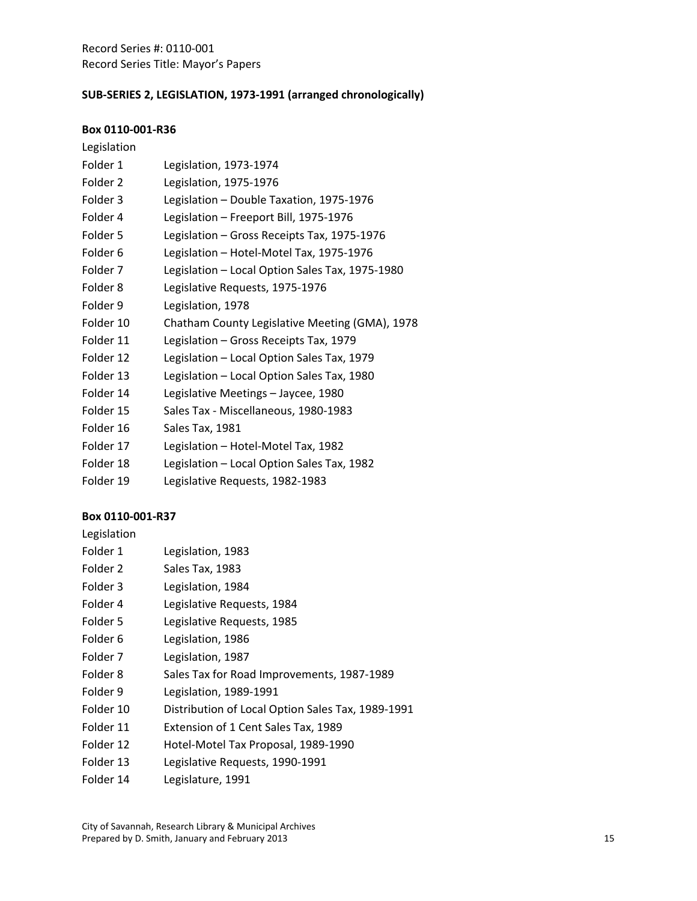Record Series #: 0110-001
Record Series Title: Mayor's Papers

**SUB-SERIES 2, LEGISLATION, 1973-1991 (arranged chronologically)**

**Box 0110-001-R36**

Legislation

| | |
|---|---|
| Folder 1 | Legislation, 1973-1974 |
| Folder 2 | Legislation, 1975-1976 |
| Folder 3 | Legislation – Double Taxation, 1975-1976 |
| Folder 4 | Legislation – Freeport Bill, 1975-1976 |
| Folder 5 | Legislation – Gross Receipts Tax, 1975-1976 |
| Folder 6 | Legislation – Hotel-Motel Tax, 1975-1976 |
| Folder 7 | Legislation – Local Option Sales Tax, 1975-1980 |
| Folder 8 | Legislative Requests, 1975-1976 |
| Folder 9 | Legislation, 1978 |
| Folder 10 | Chatham County Legislative Meeting (GMA), 1978 |
| Folder 11 | Legislation – Gross Receipts Tax, 1979 |
| Folder 12 | Legislation – Local Option Sales Tax, 1979 |
| Folder 13 | Legislation – Local Option Sales Tax, 1980 |
| Folder 14 | Legislative Meetings – Jaycee, 1980 |
| Folder 15 | Sales Tax - Miscellaneous, 1980-1983 |
| Folder 16 | Sales Tax, 1981 |
| Folder 17 | Legislation – Hotel-Motel Tax, 1982 |
| Folder 18 | Legislation – Local Option Sales Tax, 1982 |
| Folder 19 | Legislative Requests, 1982-1983 |

**Box 0110-001-R37**

Legislation

| | |
|---|---|
| Folder 1 | Legislation, 1983 |
| Folder 2 | Sales Tax, 1983 |
| Folder 3 | Legislation, 1984 |
| Folder 4 | Legislative Requests, 1984 |
| Folder 5 | Legislative Requests, 1985 |
| Folder 6 | Legislation, 1986 |
| Folder 7 | Legislation, 1987 |
| Folder 8 | Sales Tax for Road Improvements, 1987-1989 |
| Folder 9 | Legislation, 1989-1991 |
| Folder 10 | Distribution of Local Option Sales Tax, 1989-1991 |
| Folder 11 | Extension of 1 Cent Sales Tax, 1989 |
| Folder 12 | Hotel-Motel Tax Proposal, 1989-1990 |
| Folder 13 | Legislative Requests, 1990-1991 |
| Folder 14 | Legislature, 1991 |

City of Savannah, Research Library & Municipal Archives
Prepared by D. Smith, January and February 2013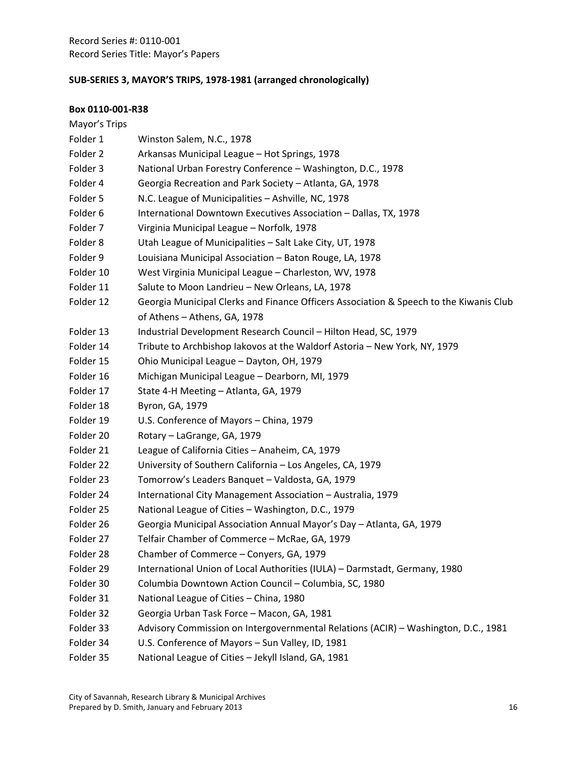Record Series #: 0110-001
Record Series Title: Mayor's Papers

**SUB-SERIES 3, MAYOR'S TRIPS, 1978-1981 (arranged chronologically)**

**Box 0110-001-R38**

Mayor's Trips

| | |
|---|---|
| Folder 1 | Winston Salem, N.C., 1978 |
| Folder 2 | Arkansas Municipal League – Hot Springs, 1978 |
| Folder 3 | National Urban Forestry Conference – Washington, D.C., 1978 |
| Folder 4 | Georgia Recreation and Park Society – Atlanta, GA, 1978 |
| Folder 5 | N.C. League of Municipalities – Ashville, NC, 1978 |
| Folder 6 | International Downtown Executives Association – Dallas, TX, 1978 |
| Folder 7 | Virginia Municipal League – Norfolk, 1978 |
| Folder 8 | Utah League of Municipalities – Salt Lake City, UT, 1978 |
| Folder 9 | Louisiana Municipal Association – Baton Rouge, LA, 1978 |
| Folder 10 | West Virginia Municipal League – Charleston, WV, 1978 |
| Folder 11 | Salute to Moon Landrieu – New Orleans, LA, 1978 |
| Folder 12 | Georgia Municipal Clerks and Finance Officers Association & Speech to the Kiwanis Club of Athens – Athens, GA, 1978 |
| Folder 13 | Industrial Development Research Council – Hilton Head, SC, 1979 |
| Folder 14 | Tribute to Archbishop Iakovos at the Waldorf Astoria – New York, NY, 1979 |
| Folder 15 | Ohio Municipal League – Dayton, OH, 1979 |
| Folder 16 | Michigan Municipal League – Dearborn, MI, 1979 |
| Folder 17 | State 4-H Meeting – Atlanta, GA, 1979 |
| Folder 18 | Byron, GA, 1979 |
| Folder 19 | U.S. Conference of Mayors – China, 1979 |
| Folder 20 | Rotary – LaGrange, GA, 1979 |
| Folder 21 | League of California Cities – Anaheim, CA, 1979 |
| Folder 22 | University of Southern California – Los Angeles, CA, 1979 |
| Folder 23 | Tomorrow's Leaders Banquet – Valdosta, GA, 1979 |
| Folder 24 | International City Management Association – Australia, 1979 |
| Folder 25 | National League of Cities – Washington, D.C., 1979 |
| Folder 26 | Georgia Municipal Association Annual Mayor's Day – Atlanta, GA, 1979 |
| Folder 27 | Telfair Chamber of Commerce – McRae, GA, 1979 |
| Folder 28 | Chamber of Commerce – Conyers, GA, 1979 |
| Folder 29 | International Union of Local Authorities (IULA) – Darmstadt, Germany, 1980 |
| Folder 30 | Columbia Downtown Action Council – Columbia, SC, 1980 |
| Folder 31 | National League of Cities – China, 1980 |
| Folder 32 | Georgia Urban Task Force – Macon, GA, 1981 |
| Folder 33 | Advisory Commission on Intergovernmental Relations (ACIR) – Washington, D.C., 1981 |
| Folder 34 | U.S. Conference of Mayors – Sun Valley, ID, 1981 |
| Folder 35 | National League of Cities – Jekyll Island, GA, 1981 |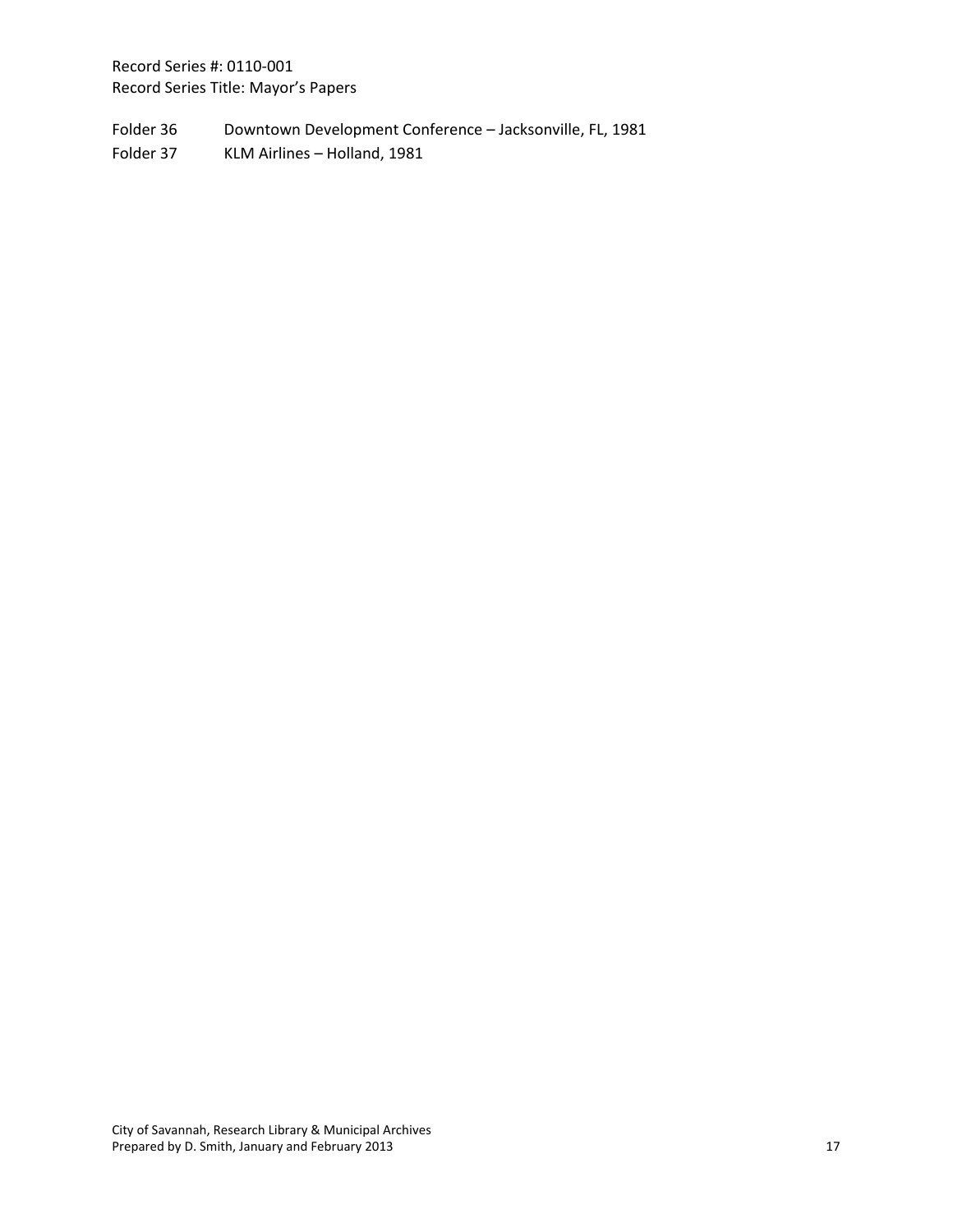Record Series #: 0110-001
Record Series Title: Mayor's Papers

Folder 36 Downtown Development Conference – Jacksonville, FL, 1981
Folder 37 KLM Airlines – Holland, 1981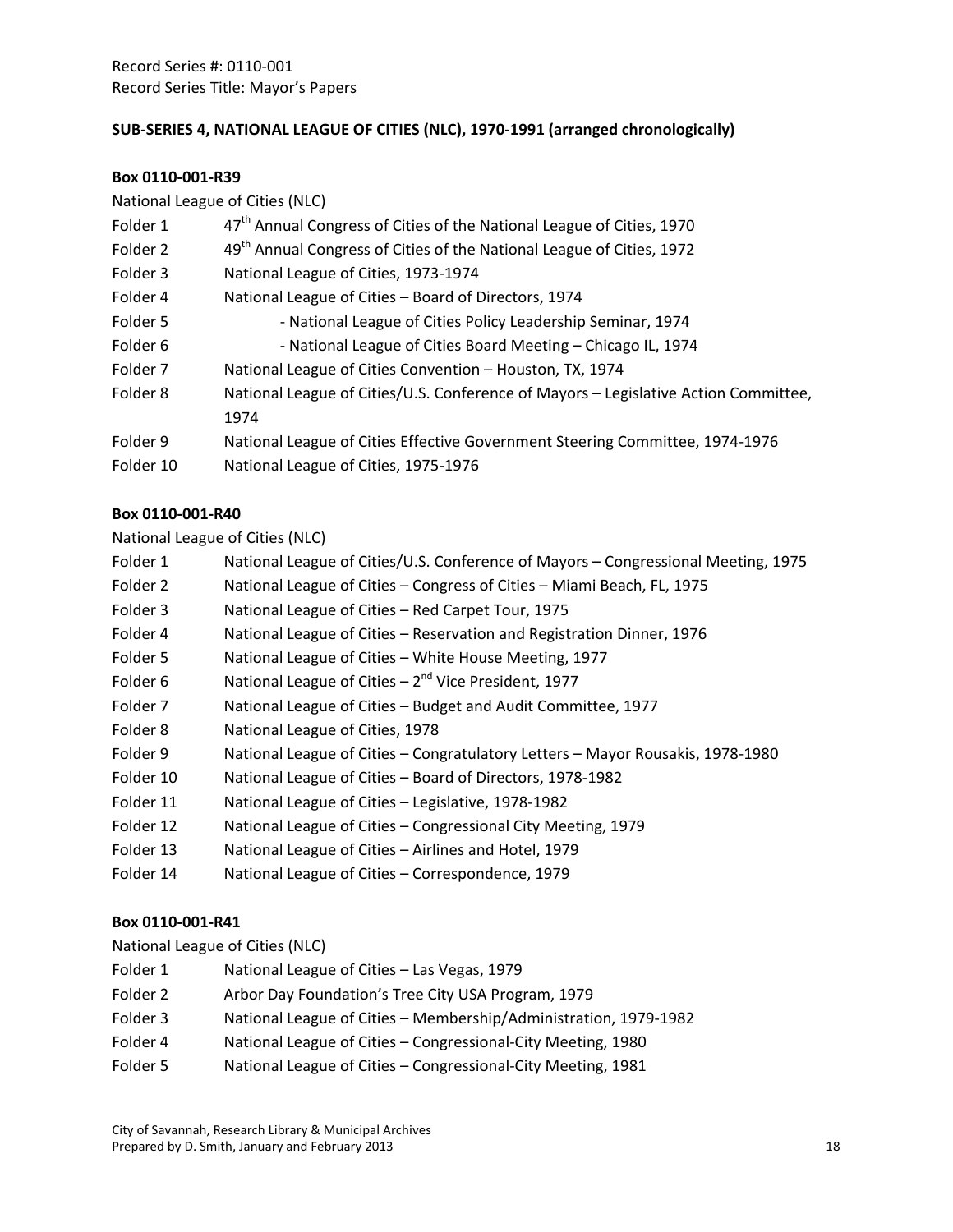Record Series #: 0110-001
Record Series Title: Mayor's Papers

**SUB-SERIES 4, NATIONAL LEAGUE OF CITIES (NLC), 1970-1991 (arranged chronologically)**

**Box 0110-001-R39**

National League of Cities (NLC)

| | |
|---|---|
| Folder 1 | 47th Annual Congress of Cities of the National League of Cities, 1970 |
| Folder 2 | 49th Annual Congress of Cities of the National League of Cities, 1972 |
| Folder 3 | National League of Cities, 1973-1974 |
| Folder 4 | National League of Cities – Board of Directors, 1974 |
| Folder 5 | - National League of Cities Policy Leadership Seminar, 1974 |
| Folder 6 | - National League of Cities Board Meeting – Chicago IL, 1974 |
| Folder 7 | National League of Cities Convention – Houston, TX, 1974 |
| Folder 8 | National League of Cities/U.S. Conference of Mayors – Legislative Action Committee, 1974 |
| Folder 9 | National League of Cities Effective Government Steering Committee, 1974-1976 |
| Folder 10 | National League of Cities, 1975-1976 |

**Box 0110-001-R40**

National League of Cities (NLC)

| | |
|---|---|
| Folder 1 | National League of Cities/U.S. Conference of Mayors – Congressional Meeting, 1975 |
| Folder 2 | National League of Cities – Congress of Cities – Miami Beach, FL, 1975 |
| Folder 3 | National League of Cities – Red Carpet Tour, 1975 |
| Folder 4 | National League of Cities – Reservation and Registration Dinner, 1976 |
| Folder 5 | National League of Cities – White House Meeting, 1977 |
| Folder 6 | National League of Cities – 2nd Vice President, 1977 |
| Folder 7 | National League of Cities – Budget and Audit Committee, 1977 |
| Folder 8 | National League of Cities, 1978 |
| Folder 9 | National League of Cities – Congratulatory Letters – Mayor Rousakis, 1978-1980 |
| Folder 10 | National League of Cities – Board of Directors, 1978-1982 |
| Folder 11 | National League of Cities – Legislative, 1978-1982 |
| Folder 12 | National League of Cities – Congressional City Meeting, 1979 |
| Folder 13 | National League of Cities – Airlines and Hotel, 1979 |
| Folder 14 | National League of Cities – Correspondence, 1979 |

**Box 0110-001-R41**

National League of Cities (NLC)

| | |
|---|---|
| Folder 1 | National League of Cities – Las Vegas, 1979 |
| Folder 2 | Arbor Day Foundation's Tree City USA Program, 1979 |
| Folder 3 | National League of Cities – Membership/Administration, 1979-1982 |
| Folder 4 | National League of Cities – Congressional-City Meeting, 1980 |
| Folder 5 | National League of Cities – Congressional-City Meeting, 1981 |

City of Savannah, Research Library & Municipal Archives
Prepared by D. Smith, January and February 2013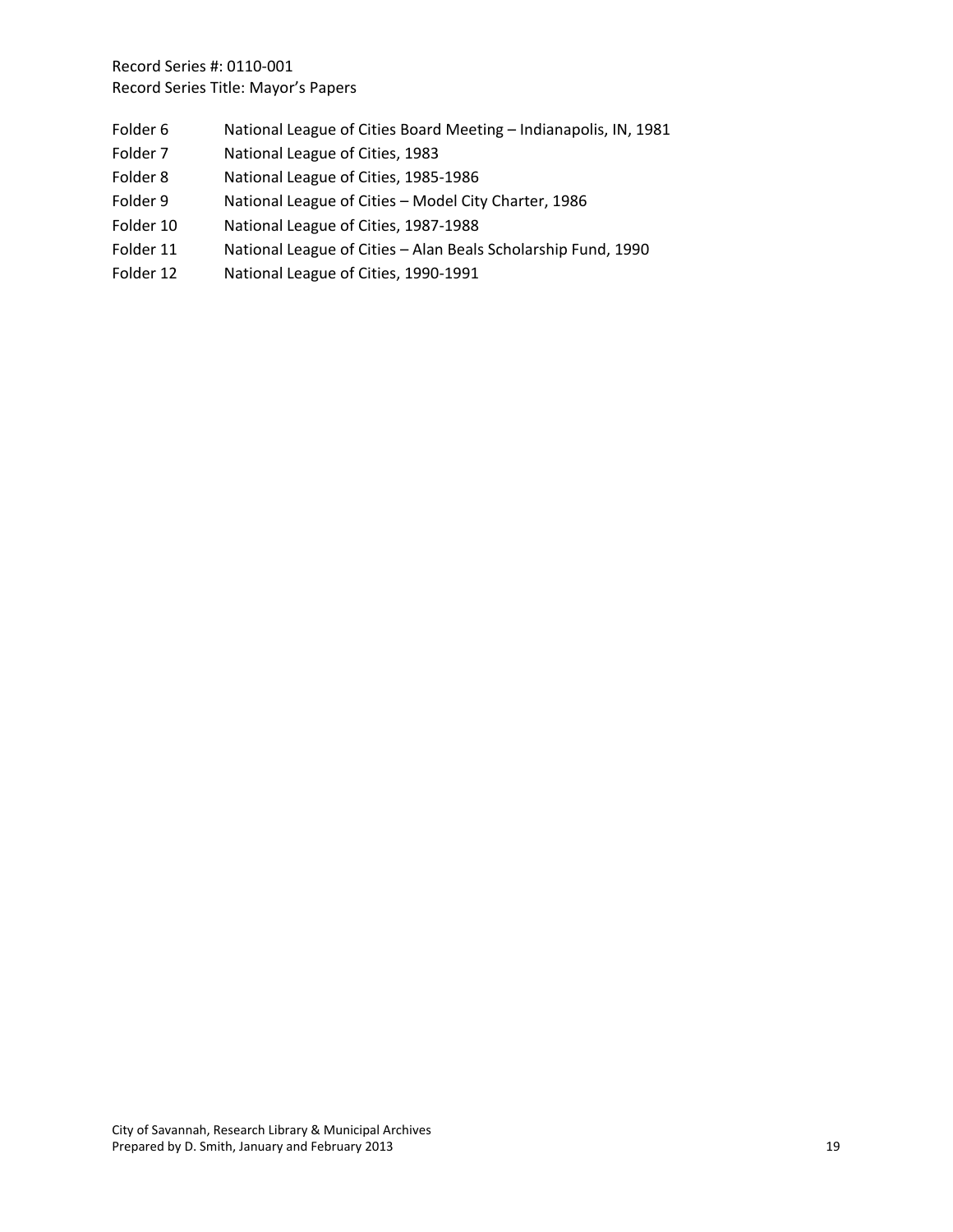Record Series #: 0110-001
Record Series Title: Mayor's Papers

| | |
|---|---|
| Folder 6 | National League of Cities Board Meeting – Indianapolis, IN, 1981 |
| Folder 7 | National League of Cities, 1983 |
| Folder 8 | National League of Cities, 1985-1986 |
| Folder 9 | National League of Cities – Model City Charter, 1986 |
| Folder 10 | National League of Cities, 1987-1988 |
| Folder 11 | National League of Cities – Alan Beals Scholarship Fund, 1990 |
| Folder 12 | National League of Cities, 1990-1991 |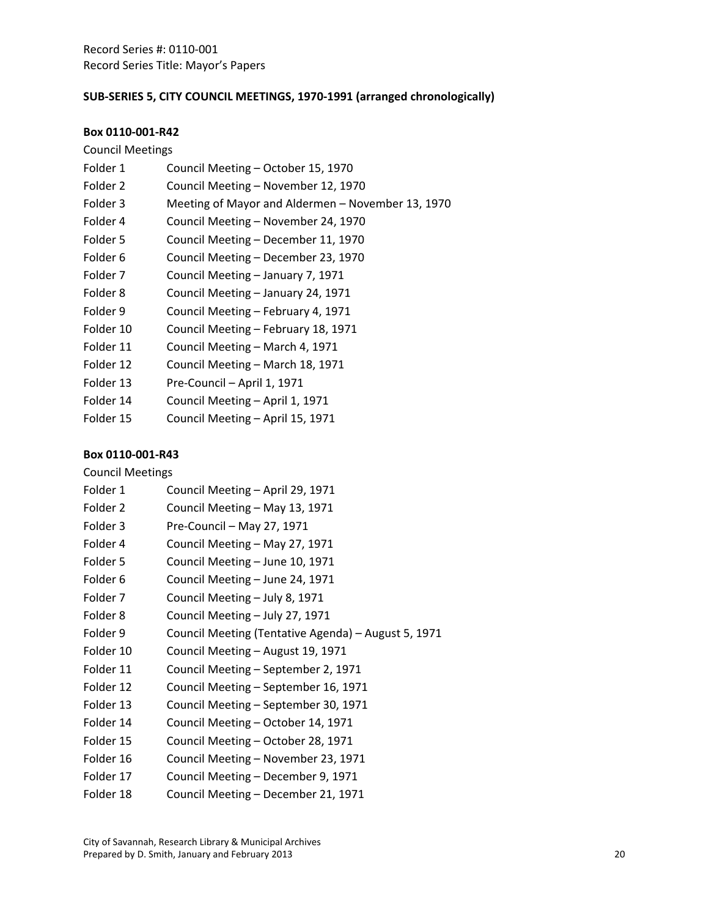Record Series #: 0110-001
Record Series Title: Mayor's Papers

**SUB-SERIES 5, CITY COUNCIL MEETINGS, 1970-1991 (arranged chronologically)**

**Box 0110-001-R42**

Council Meetings

| | |
|---|---|
| Folder 1 | Council Meeting – October 15, 1970 |
| Folder 2 | Council Meeting – November 12, 1970 |
| Folder 3 | Meeting of Mayor and Aldermen – November 13, 1970 |
| Folder 4 | Council Meeting – November 24, 1970 |
| Folder 5 | Council Meeting – December 11, 1970 |
| Folder 6 | Council Meeting – December 23, 1970 |
| Folder 7 | Council Meeting – January 7, 1971 |
| Folder 8 | Council Meeting – January 24, 1971 |
| Folder 9 | Council Meeting – February 4, 1971 |
| Folder 10 | Council Meeting – February 18, 1971 |
| Folder 11 | Council Meeting – March 4, 1971 |
| Folder 12 | Council Meeting – March 18, 1971 |
| Folder 13 | Pre-Council – April 1, 1971 |
| Folder 14 | Council Meeting – April 1, 1971 |
| Folder 15 | Council Meeting – April 15, 1971 |

**Box 0110-001-R43**

Council Meetings

| | |
|---|---|
| Folder 1 | Council Meeting – April 29, 1971 |
| Folder 2 | Council Meeting – May 13, 1971 |
| Folder 3 | Pre-Council – May 27, 1971 |
| Folder 4 | Council Meeting – May 27, 1971 |
| Folder 5 | Council Meeting – June 10, 1971 |
| Folder 6 | Council Meeting – June 24, 1971 |
| Folder 7 | Council Meeting – July 8, 1971 |
| Folder 8 | Council Meeting – July 27, 1971 |
| Folder 9 | Council Meeting (Tentative Agenda) – August 5, 1971 |
| Folder 10 | Council Meeting – August 19, 1971 |
| Folder 11 | Council Meeting – September 2, 1971 |
| Folder 12 | Council Meeting – September 16, 1971 |
| Folder 13 | Council Meeting – September 30, 1971 |
| Folder 14 | Council Meeting – October 14, 1971 |
| Folder 15 | Council Meeting – October 28, 1971 |
| Folder 16 | Council Meeting – November 23, 1971 |
| Folder 17 | Council Meeting – December 9, 1971 |
| Folder 18 | Council Meeting – December 21, 1971 |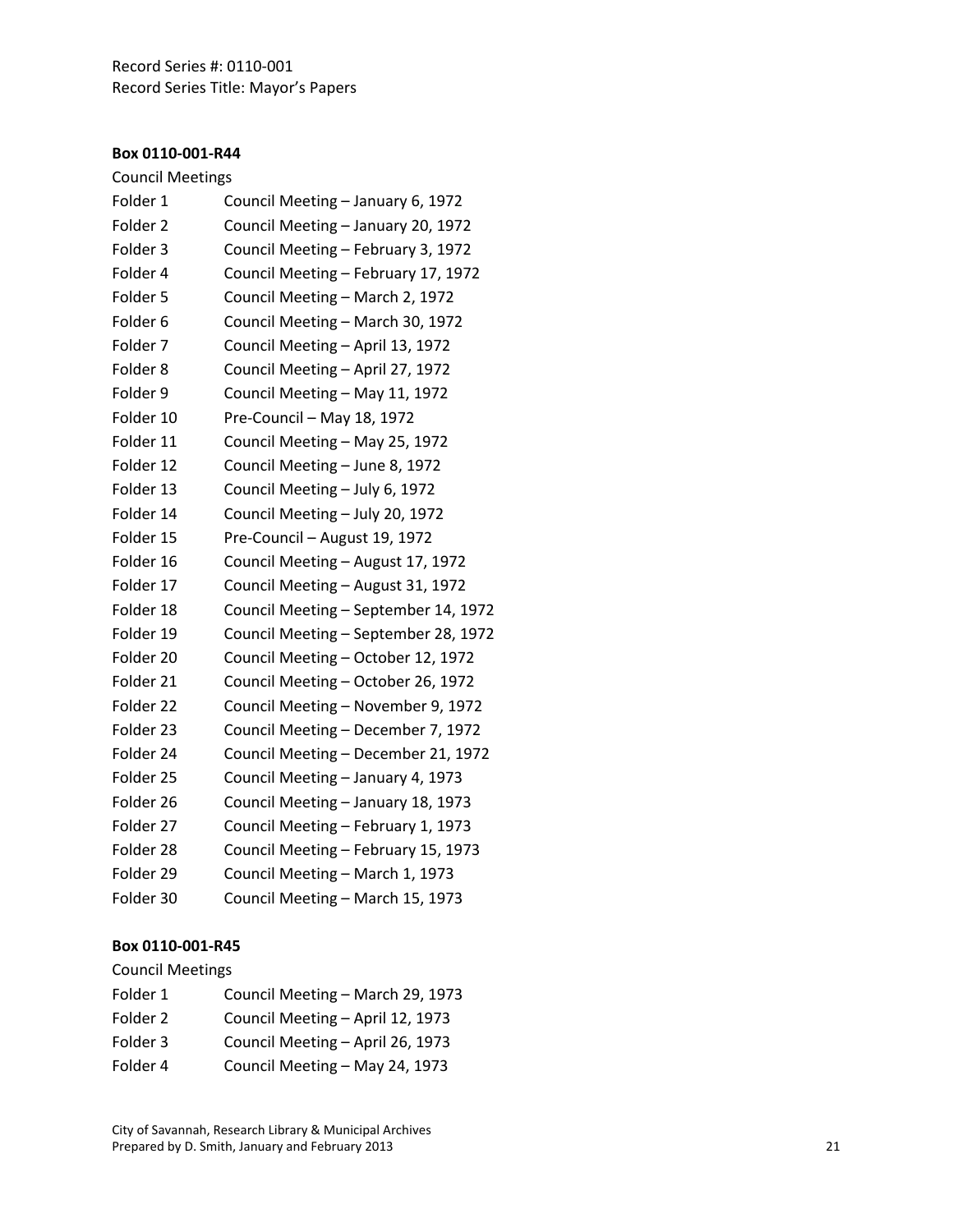Record Series #: 0110-001
Record Series Title: Mayor's Papers

**Box 0110-001-R44**

Council Meetings

| | |
|---|---|
| Folder 1 | Council Meeting – January 6, 1972 |
| Folder 2 | Council Meeting – January 20, 1972 |
| Folder 3 | Council Meeting – February 3, 1972 |
| Folder 4 | Council Meeting – February 17, 1972 |
| Folder 5 | Council Meeting – March 2, 1972 |
| Folder 6 | Council Meeting – March 30, 1972 |
| Folder 7 | Council Meeting – April 13, 1972 |
| Folder 8 | Council Meeting – April 27, 1972 |
| Folder 9 | Council Meeting – May 11, 1972 |
| Folder 10 | Pre-Council – May 18, 1972 |
| Folder 11 | Council Meeting – May 25, 1972 |
| Folder 12 | Council Meeting – June 8, 1972 |
| Folder 13 | Council Meeting – July 6, 1972 |
| Folder 14 | Council Meeting – July 20, 1972 |
| Folder 15 | Pre-Council – August 19, 1972 |
| Folder 16 | Council Meeting – August 17, 1972 |
| Folder 17 | Council Meeting – August 31, 1972 |
| Folder 18 | Council Meeting – September 14, 1972 |
| Folder 19 | Council Meeting – September 28, 1972 |
| Folder 20 | Council Meeting – October 12, 1972 |
| Folder 21 | Council Meeting – October 26, 1972 |
| Folder 22 | Council Meeting – November 9, 1972 |
| Folder 23 | Council Meeting – December 7, 1972 |
| Folder 24 | Council Meeting – December 21, 1972 |
| Folder 25 | Council Meeting – January 4, 1973 |
| Folder 26 | Council Meeting – January 18, 1973 |
| Folder 27 | Council Meeting – February 1, 1973 |
| Folder 28 | Council Meeting – February 15, 1973 |
| Folder 29 | Council Meeting – March 1, 1973 |
| Folder 30 | Council Meeting – March 15, 1973 |

**Box 0110-001-R45**

Council Meetings

| | |
|---|---|
| Folder 1 | Council Meeting – March 29, 1973 |
| Folder 2 | Council Meeting – April 12, 1973 |
| Folder 3 | Council Meeting – April 26, 1973 |
| Folder 4 | Council Meeting – May 24, 1973 |

City of Savannah, Research Library & Municipal Archives
Prepared by D. Smith, January and February 2013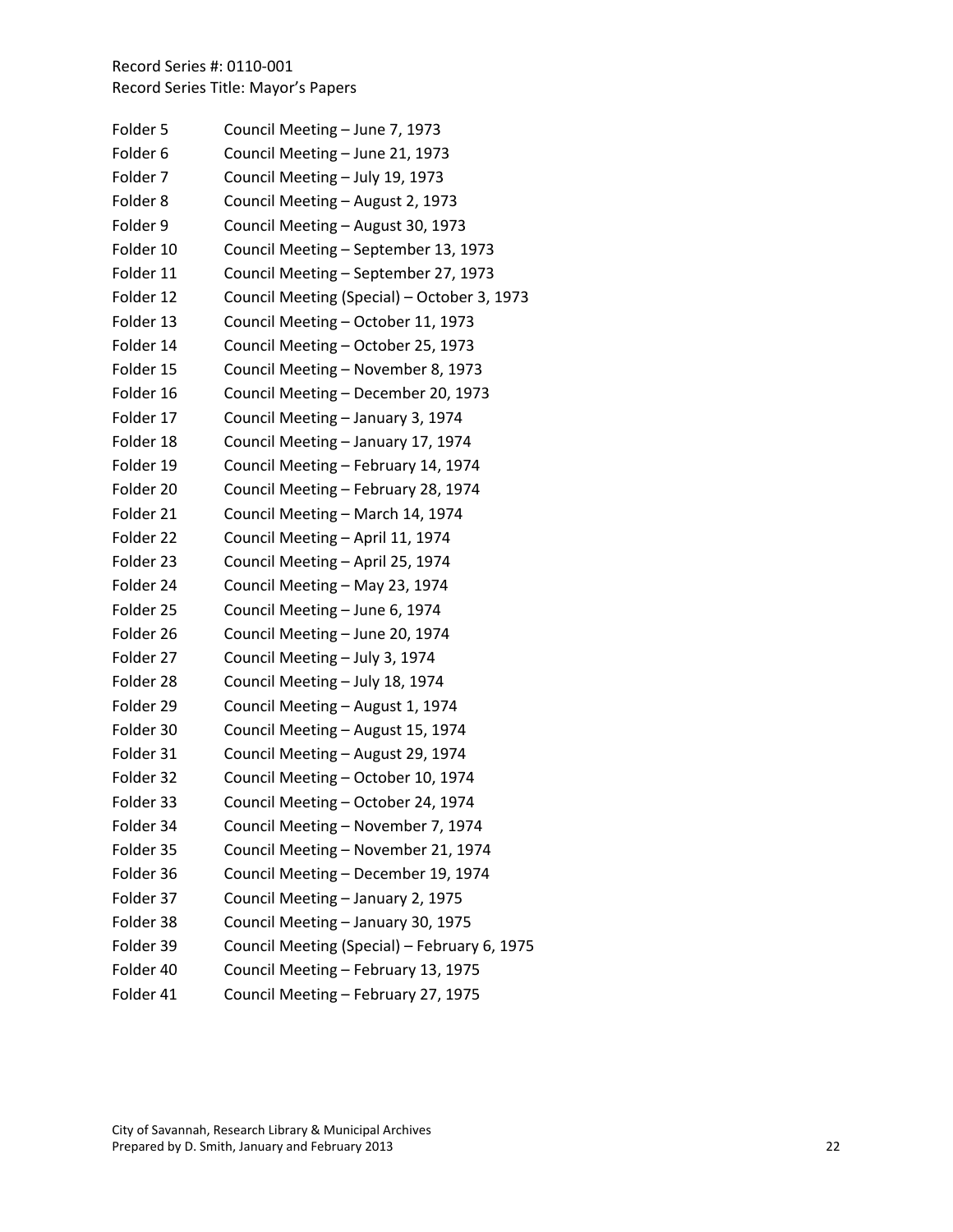Record Series #: 0110-001
Record Series Title: Mayor's Papers

| | |
|---|---|
| Folder 5 | Council Meeting – June 7, 1973 |
| Folder 6 | Council Meeting – June 21, 1973 |
| Folder 7 | Council Meeting – July 19, 1973 |
| Folder 8 | Council Meeting – August 2, 1973 |
| Folder 9 | Council Meeting – August 30, 1973 |
| Folder 10 | Council Meeting – September 13, 1973 |
| Folder 11 | Council Meeting – September 27, 1973 |
| Folder 12 | Council Meeting (Special) – October 3, 1973 |
| Folder 13 | Council Meeting – October 11, 1973 |
| Folder 14 | Council Meeting – October 25, 1973 |
| Folder 15 | Council Meeting – November 8, 1973 |
| Folder 16 | Council Meeting – December 20, 1973 |
| Folder 17 | Council Meeting – January 3, 1974 |
| Folder 18 | Council Meeting – January 17, 1974 |
| Folder 19 | Council Meeting – February 14, 1974 |
| Folder 20 | Council Meeting – February 28, 1974 |
| Folder 21 | Council Meeting – March 14, 1974 |
| Folder 22 | Council Meeting – April 11, 1974 |
| Folder 23 | Council Meeting – April 25, 1974 |
| Folder 24 | Council Meeting – May 23, 1974 |
| Folder 25 | Council Meeting – June 6, 1974 |
| Folder 26 | Council Meeting – June 20, 1974 |
| Folder 27 | Council Meeting – July 3, 1974 |
| Folder 28 | Council Meeting – July 18, 1974 |
| Folder 29 | Council Meeting – August 1, 1974 |
| Folder 30 | Council Meeting – August 15, 1974 |
| Folder 31 | Council Meeting – August 29, 1974 |
| Folder 32 | Council Meeting – October 10, 1974 |
| Folder 33 | Council Meeting – October 24, 1974 |
| Folder 34 | Council Meeting – November 7, 1974 |
| Folder 35 | Council Meeting – November 21, 1974 |
| Folder 36 | Council Meeting – December 19, 1974 |
| Folder 37 | Council Meeting – January 2, 1975 |
| Folder 38 | Council Meeting – January 30, 1975 |
| Folder 39 | Council Meeting (Special) – February 6, 1975 |
| Folder 40 | Council Meeting – February 13, 1975 |
| Folder 41 | Council Meeting – February 27, 1975 |

City of Savannah, Research Library & Municipal Archives
Prepared by D. Smith, January and February 2013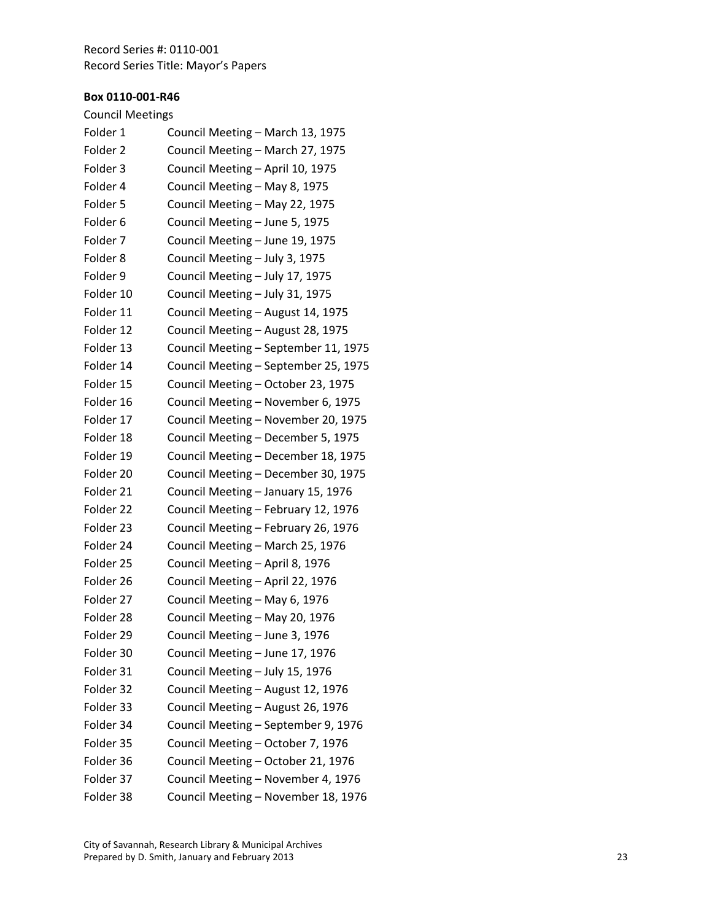Record Series #: 0110-001
Record Series Title: Mayor's Papers

**Box 0110-001-R46**

Council Meetings

| | |
|---|---|
| Folder 1 | Council Meeting – March 13, 1975 |
| Folder 2 | Council Meeting – March 27, 1975 |
| Folder 3 | Council Meeting – April 10, 1975 |
| Folder 4 | Council Meeting – May 8, 1975 |
| Folder 5 | Council Meeting – May 22, 1975 |
| Folder 6 | Council Meeting – June 5, 1975 |
| Folder 7 | Council Meeting – June 19, 1975 |
| Folder 8 | Council Meeting – July 3, 1975 |
| Folder 9 | Council Meeting – July 17, 1975 |
| Folder 10 | Council Meeting – July 31, 1975 |
| Folder 11 | Council Meeting – August 14, 1975 |
| Folder 12 | Council Meeting – August 28, 1975 |
| Folder 13 | Council Meeting – September 11, 1975 |
| Folder 14 | Council Meeting – September 25, 1975 |
| Folder 15 | Council Meeting – October 23, 1975 |
| Folder 16 | Council Meeting – November 6, 1975 |
| Folder 17 | Council Meeting – November 20, 1975 |
| Folder 18 | Council Meeting – December 5, 1975 |
| Folder 19 | Council Meeting – December 18, 1975 |
| Folder 20 | Council Meeting – December 30, 1975 |
| Folder 21 | Council Meeting – January 15, 1976 |
| Folder 22 | Council Meeting – February 12, 1976 |
| Folder 23 | Council Meeting – February 26, 1976 |
| Folder 24 | Council Meeting – March 25, 1976 |
| Folder 25 | Council Meeting – April 8, 1976 |
| Folder 26 | Council Meeting – April 22, 1976 |
| Folder 27 | Council Meeting – May 6, 1976 |
| Folder 28 | Council Meeting – May 20, 1976 |
| Folder 29 | Council Meeting – June 3, 1976 |
| Folder 30 | Council Meeting – June 17, 1976 |
| Folder 31 | Council Meeting – July 15, 1976 |
| Folder 32 | Council Meeting – August 12, 1976 |
| Folder 33 | Council Meeting – August 26, 1976 |
| Folder 34 | Council Meeting – September 9, 1976 |
| Folder 35 | Council Meeting – October 7, 1976 |
| Folder 36 | Council Meeting – October 21, 1976 |
| Folder 37 | Council Meeting – November 4, 1976 |
| Folder 38 | Council Meeting – November 18, 1976 |

City of Savannah, Research Library & Municipal Archives
Prepared by D. Smith, January and February 2013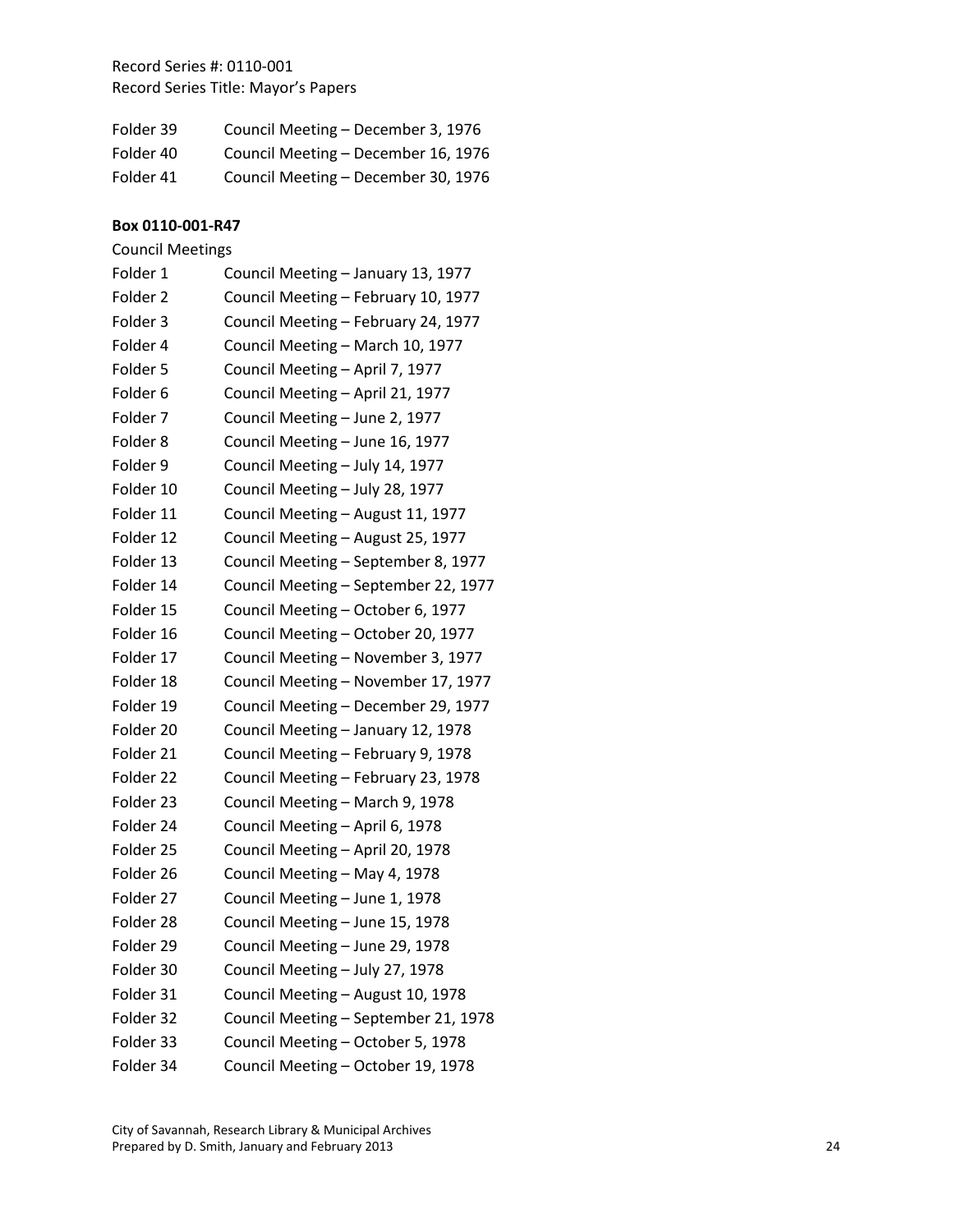Record Series #: 0110-001
Record Series Title: Mayor's Papers

Folder 39 Council Meeting – December 3, 1976
Folder 40 Council Meeting – December 16, 1976
Folder 41 Council Meeting – December 30, 1976

**Box 0110-001-R47**

Council Meetings

Folder 1 Council Meeting – January 13, 1977
Folder 2 Council Meeting – February 10, 1977
Folder 3 Council Meeting – February 24, 1977
Folder 4 Council Meeting – March 10, 1977
Folder 5 Council Meeting – April 7, 1977
Folder 6 Council Meeting – April 21, 1977
Folder 7 Council Meeting – June 2, 1977
Folder 8 Council Meeting – June 16, 1977
Folder 9 Council Meeting – July 14, 1977
Folder 10 Council Meeting – July 28, 1977
Folder 11 Council Meeting – August 11, 1977
Folder 12 Council Meeting – August 25, 1977
Folder 13 Council Meeting – September 8, 1977
Folder 14 Council Meeting – September 22, 1977
Folder 15 Council Meeting – October 6, 1977
Folder 16 Council Meeting – October 20, 1977
Folder 17 Council Meeting – November 3, 1977
Folder 18 Council Meeting – November 17, 1977
Folder 19 Council Meeting – December 29, 1977
Folder 20 Council Meeting – January 12, 1978
Folder 21 Council Meeting – February 9, 1978
Folder 22 Council Meeting – February 23, 1978
Folder 23 Council Meeting – March 9, 1978
Folder 24 Council Meeting – April 6, 1978
Folder 25 Council Meeting – April 20, 1978
Folder 26 Council Meeting – May 4, 1978
Folder 27 Council Meeting – June 1, 1978
Folder 28 Council Meeting – June 15, 1978
Folder 29 Council Meeting – June 29, 1978
Folder 30 Council Meeting – July 27, 1978
Folder 31 Council Meeting – August 10, 1978
Folder 32 Council Meeting – September 21, 1978
Folder 33 Council Meeting – October 5, 1978
Folder 34 Council Meeting – October 19, 1978

City of Savannah, Research Library & Municipal Archives
Prepared by D. Smith, January and February 2013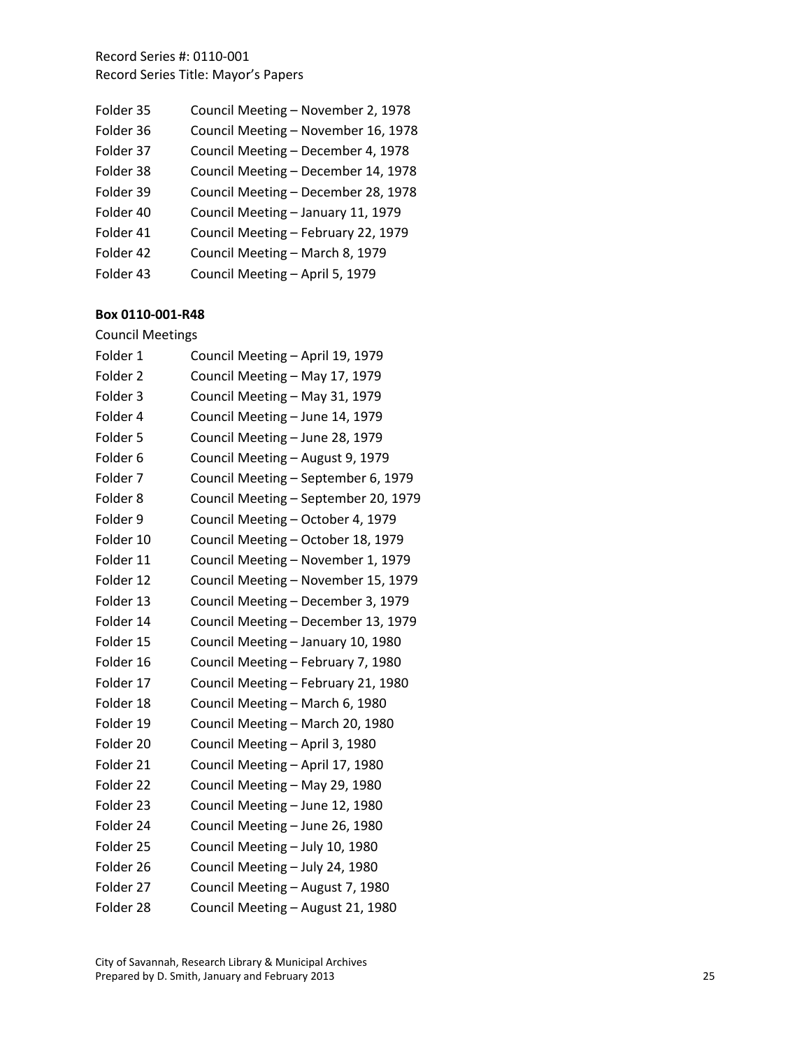Record Series #: 0110-001
Record Series Title: Mayor's Papers

Folder 35 Council Meeting – November 2, 1978
Folder 36 Council Meeting – November 16, 1978
Folder 37 Council Meeting – December 4, 1978
Folder 38 Council Meeting – December 14, 1978
Folder 39 Council Meeting – December 28, 1978
Folder 40 Council Meeting – January 11, 1979
Folder 41 Council Meeting – February 22, 1979
Folder 42 Council Meeting – March 8, 1979
Folder 43 Council Meeting – April 5, 1979

**Box 0110-001-R48**

Council Meetings

Folder 1 Council Meeting – April 19, 1979
Folder 2 Council Meeting – May 17, 1979
Folder 3 Council Meeting – May 31, 1979
Folder 4 Council Meeting – June 14, 1979
Folder 5 Council Meeting – June 28, 1979
Folder 6 Council Meeting – August 9, 1979
Folder 7 Council Meeting – September 6, 1979
Folder 8 Council Meeting – September 20, 1979
Folder 9 Council Meeting – October 4, 1979
Folder 10 Council Meeting – October 18, 1979
Folder 11 Council Meeting – November 1, 1979
Folder 12 Council Meeting – November 15, 1979
Folder 13 Council Meeting – December 3, 1979
Folder 14 Council Meeting – December 13, 1979
Folder 15 Council Meeting – January 10, 1980
Folder 16 Council Meeting – February 7, 1980
Folder 17 Council Meeting – February 21, 1980
Folder 18 Council Meeting – March 6, 1980
Folder 19 Council Meeting – March 20, 1980
Folder 20 Council Meeting – April 3, 1980
Folder 21 Council Meeting – April 17, 1980
Folder 22 Council Meeting – May 29, 1980
Folder 23 Council Meeting – June 12, 1980
Folder 24 Council Meeting – June 26, 1980
Folder 25 Council Meeting – July 10, 1980
Folder 26 Council Meeting – July 24, 1980
Folder 27 Council Meeting – August 7, 1980
Folder 28 Council Meeting – August 21, 1980

City of Savannah, Research Library & Municipal Archives
Prepared by D. Smith, January and February 2013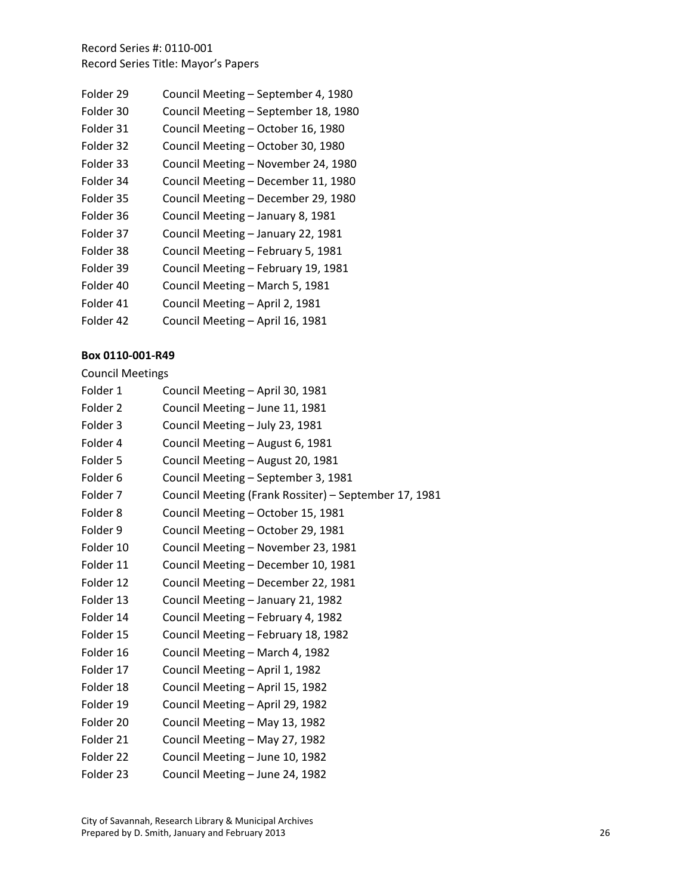Record Series #: 0110-001
Record Series Title: Mayor's Papers

| | |
|---|---|
| Folder 29 | Council Meeting – September 4, 1980 |
| Folder 30 | Council Meeting – September 18, 1980 |
| Folder 31 | Council Meeting – October 16, 1980 |
| Folder 32 | Council Meeting – October 30, 1980 |
| Folder 33 | Council Meeting – November 24, 1980 |
| Folder 34 | Council Meeting – December 11, 1980 |
| Folder 35 | Council Meeting – December 29, 1980 |
| Folder 36 | Council Meeting – January 8, 1981 |
| Folder 37 | Council Meeting – January 22, 1981 |
| Folder 38 | Council Meeting – February 5, 1981 |
| Folder 39 | Council Meeting – February 19, 1981 |
| Folder 40 | Council Meeting – March 5, 1981 |
| Folder 41 | Council Meeting – April 2, 1981 |
| Folder 42 | Council Meeting – April 16, 1981 |

**Box 0110-001-R49**

Council Meetings

| | |
|---|---|
| Folder 1 | Council Meeting – April 30, 1981 |
| Folder 2 | Council Meeting – June 11, 1981 |
| Folder 3 | Council Meeting – July 23, 1981 |
| Folder 4 | Council Meeting – August 6, 1981 |
| Folder 5 | Council Meeting – August 20, 1981 |
| Folder 6 | Council Meeting – September 3, 1981 |
| Folder 7 | Council Meeting (Frank Rossiter) – September 17, 1981 |
| Folder 8 | Council Meeting – October 15, 1981 |
| Folder 9 | Council Meeting – October 29, 1981 |
| Folder 10 | Council Meeting – November 23, 1981 |
| Folder 11 | Council Meeting – December 10, 1981 |
| Folder 12 | Council Meeting – December 22, 1981 |
| Folder 13 | Council Meeting – January 21, 1982 |
| Folder 14 | Council Meeting – February 4, 1982 |
| Folder 15 | Council Meeting – February 18, 1982 |
| Folder 16 | Council Meeting – March 4, 1982 |
| Folder 17 | Council Meeting – April 1, 1982 |
| Folder 18 | Council Meeting – April 15, 1982 |
| Folder 19 | Council Meeting – April 29, 1982 |
| Folder 20 | Council Meeting – May 13, 1982 |
| Folder 21 | Council Meeting – May 27, 1982 |
| Folder 22 | Council Meeting – June 10, 1982 |
| Folder 23 | Council Meeting – June 24, 1982 |

City of Savannah, Research Library & Municipal Archives
Prepared by D. Smith, January and February 2013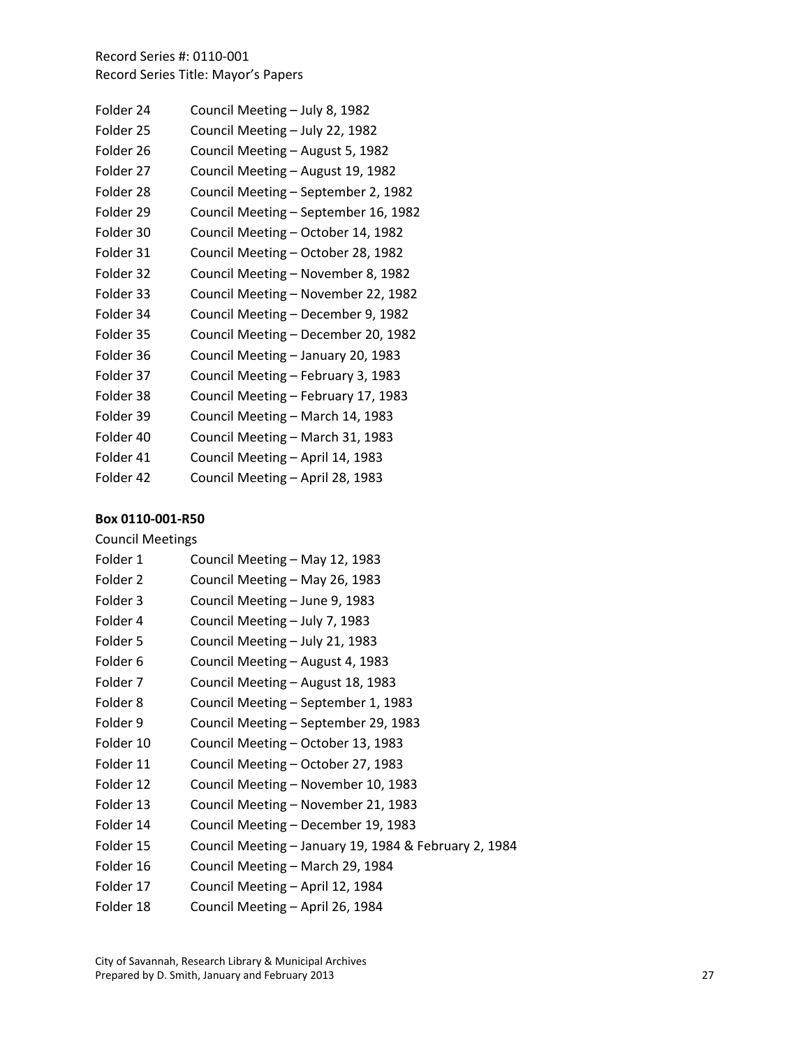Folder 24 Council Meeting – July 8, 1982
Folder 25 Council Meeting – July 22, 1982
Folder 26 Council Meeting – August 5, 1982
Folder 27 Council Meeting – August 19, 1982
Folder 28 Council Meeting – September 2, 1982
Folder 29 Council Meeting – September 16, 1982
Folder 30 Council Meeting – October 14, 1982
Folder 31 Council Meeting – October 28, 1982
Folder 32 Council Meeting – November 8, 1982
Folder 33 Council Meeting – November 22, 1982
Folder 34 Council Meeting – December 9, 1982
Folder 35 Council Meeting – December 20, 1982
Folder 36 Council Meeting – January 20, 1983
Folder 37 Council Meeting – February 3, 1983
Folder 38 Council Meeting – February 17, 1983
Folder 39 Council Meeting – March 14, 1983
Folder 40 Council Meeting – March 31, 1983
Folder 41 Council Meeting – April 14, 1983
Folder 42 Council Meeting – April 28, 1983

**Box 0110-001-R50**

Council Meetings

Folder 1 Council Meeting – May 12, 1983
Folder 2 Council Meeting – May 26, 1983
Folder 3 Council Meeting – June 9, 1983
Folder 4 Council Meeting – July 7, 1983
Folder 5 Council Meeting – July 21, 1983
Folder 6 Council Meeting – August 4, 1983
Folder 7 Council Meeting – August 18, 1983
Folder 8 Council Meeting – September 1, 1983
Folder 9 Council Meeting – September 29, 1983
Folder 10 Council Meeting – October 13, 1983
Folder 11 Council Meeting – October 27, 1983
Folder 12 Council Meeting – November 10, 1983
Folder 13 Council Meeting – November 21, 1983
Folder 14 Council Meeting – December 19, 1983
Folder 15 Council Meeting – January 19, 1984 & February 2, 1984
Folder 16 Council Meeting – March 29, 1984
Folder 17 Council Meeting – April 12, 1984
Folder 18 Council Meeting – April 26, 1984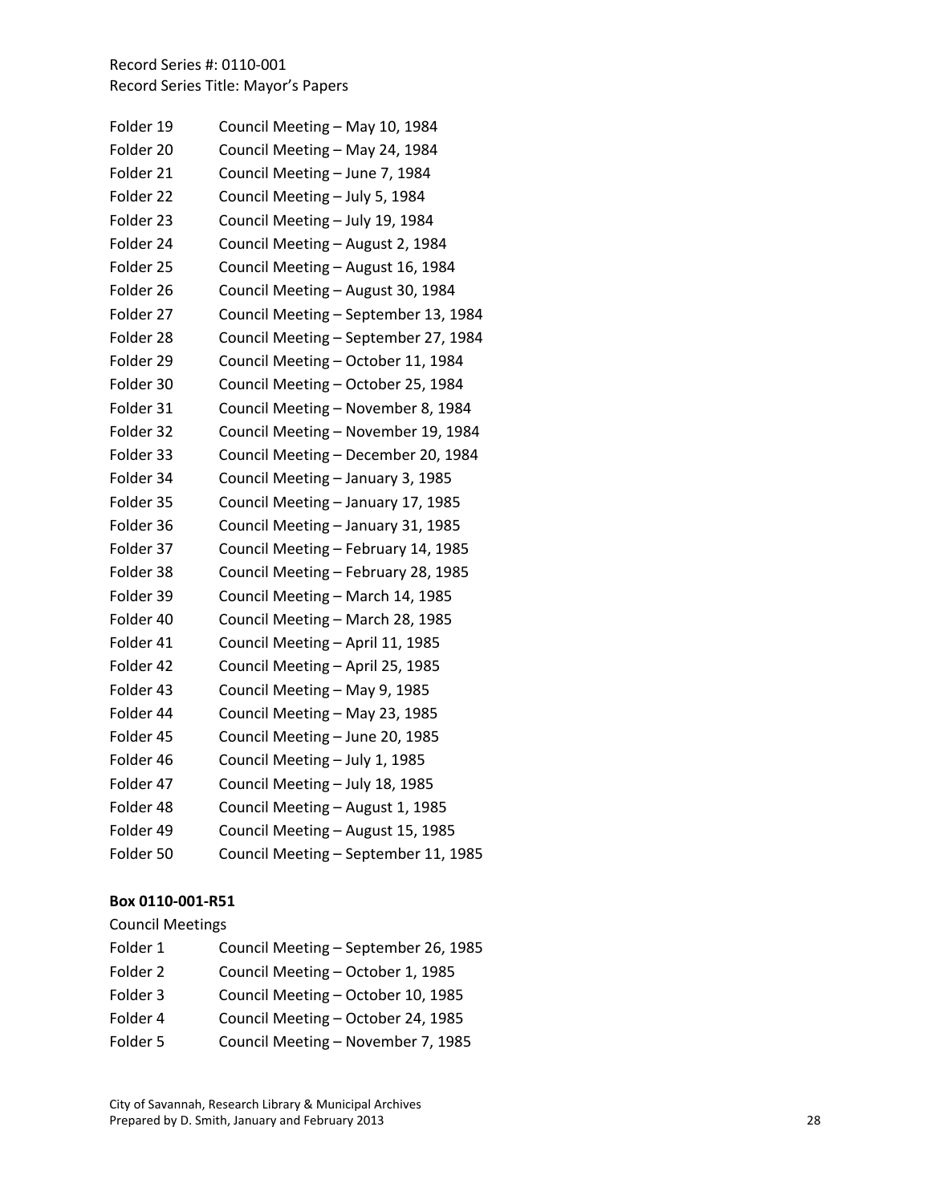Record Series #: 0110-001
Record Series Title: Mayor's Papers

Folder 19 Council Meeting – May 10, 1984
Folder 20 Council Meeting – May 24, 1984
Folder 21 Council Meeting – June 7, 1984
Folder 22 Council Meeting – July 5, 1984
Folder 23 Council Meeting – July 19, 1984
Folder 24 Council Meeting – August 2, 1984
Folder 25 Council Meeting – August 16, 1984
Folder 26 Council Meeting – August 30, 1984
Folder 27 Council Meeting – September 13, 1984
Folder 28 Council Meeting – September 27, 1984
Folder 29 Council Meeting – October 11, 1984
Folder 30 Council Meeting – October 25, 1984
Folder 31 Council Meeting – November 8, 1984
Folder 32 Council Meeting – November 19, 1984
Folder 33 Council Meeting – December 20, 1984
Folder 34 Council Meeting – January 3, 1985
Folder 35 Council Meeting – January 17, 1985
Folder 36 Council Meeting – January 31, 1985
Folder 37 Council Meeting – February 14, 1985
Folder 38 Council Meeting – February 28, 1985
Folder 39 Council Meeting – March 14, 1985
Folder 40 Council Meeting – March 28, 1985
Folder 41 Council Meeting – April 11, 1985
Folder 42 Council Meeting – April 25, 1985
Folder 43 Council Meeting – May 9, 1985
Folder 44 Council Meeting – May 23, 1985
Folder 45 Council Meeting – June 20, 1985
Folder 46 Council Meeting – July 1, 1985
Folder 47 Council Meeting – July 18, 1985
Folder 48 Council Meeting – August 1, 1985
Folder 49 Council Meeting – August 15, 1985
Folder 50 Council Meeting – September 11, 1985

**Box 0110-001-R51**

Council Meetings

Folder 1 Council Meeting – September 26, 1985
Folder 2 Council Meeting – October 1, 1985
Folder 3 Council Meeting – October 10, 1985
Folder 4 Council Meeting – October 24, 1985
Folder 5 Council Meeting – November 7, 1985

City of Savannah, Research Library & Municipal Archives
Prepared by D. Smith, January and February 2013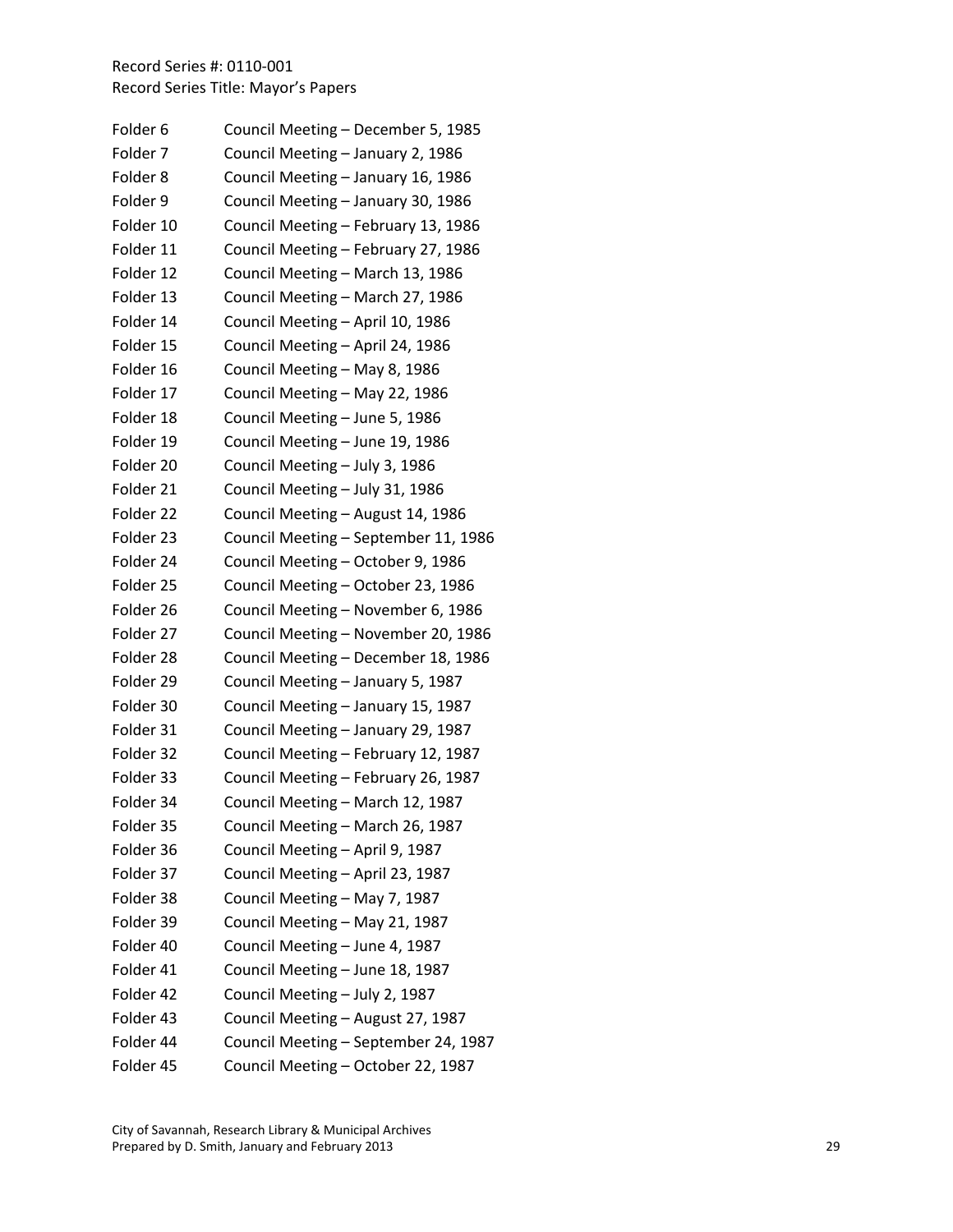Record Series #: 0110-001
Record Series Title: Mayor's Papers

| | |
|---|---|
| Folder 6 | Council Meeting – December 5, 1985 |
| Folder 7 | Council Meeting – January 2, 1986 |
| Folder 8 | Council Meeting – January 16, 1986 |
| Folder 9 | Council Meeting – January 30, 1986 |
| Folder 10 | Council Meeting – February 13, 1986 |
| Folder 11 | Council Meeting – February 27, 1986 |
| Folder 12 | Council Meeting – March 13, 1986 |
| Folder 13 | Council Meeting – March 27, 1986 |
| Folder 14 | Council Meeting – April 10, 1986 |
| Folder 15 | Council Meeting – April 24, 1986 |
| Folder 16 | Council Meeting – May 8, 1986 |
| Folder 17 | Council Meeting – May 22, 1986 |
| Folder 18 | Council Meeting – June 5, 1986 |
| Folder 19 | Council Meeting – June 19, 1986 |
| Folder 20 | Council Meeting – July 3, 1986 |
| Folder 21 | Council Meeting – July 31, 1986 |
| Folder 22 | Council Meeting – August 14, 1986 |
| Folder 23 | Council Meeting – September 11, 1986 |
| Folder 24 | Council Meeting – October 9, 1986 |
| Folder 25 | Council Meeting – October 23, 1986 |
| Folder 26 | Council Meeting – November 6, 1986 |
| Folder 27 | Council Meeting – November 20, 1986 |
| Folder 28 | Council Meeting – December 18, 1986 |
| Folder 29 | Council Meeting – January 5, 1987 |
| Folder 30 | Council Meeting – January 15, 1987 |
| Folder 31 | Council Meeting – January 29, 1987 |
| Folder 32 | Council Meeting – February 12, 1987 |
| Folder 33 | Council Meeting – February 26, 1987 |
| Folder 34 | Council Meeting – March 12, 1987 |
| Folder 35 | Council Meeting – March 26, 1987 |
| Folder 36 | Council Meeting – April 9, 1987 |
| Folder 37 | Council Meeting – April 23, 1987 |
| Folder 38 | Council Meeting – May 7, 1987 |
| Folder 39 | Council Meeting – May 21, 1987 |
| Folder 40 | Council Meeting – June 4, 1987 |
| Folder 41 | Council Meeting – June 18, 1987 |
| Folder 42 | Council Meeting – July 2, 1987 |
| Folder 43 | Council Meeting – August 27, 1987 |
| Folder 44 | Council Meeting – September 24, 1987 |
| Folder 45 | Council Meeting – October 22, 1987 |

City of Savannah, Research Library & Municipal Archives
Prepared by D. Smith, January and February 2013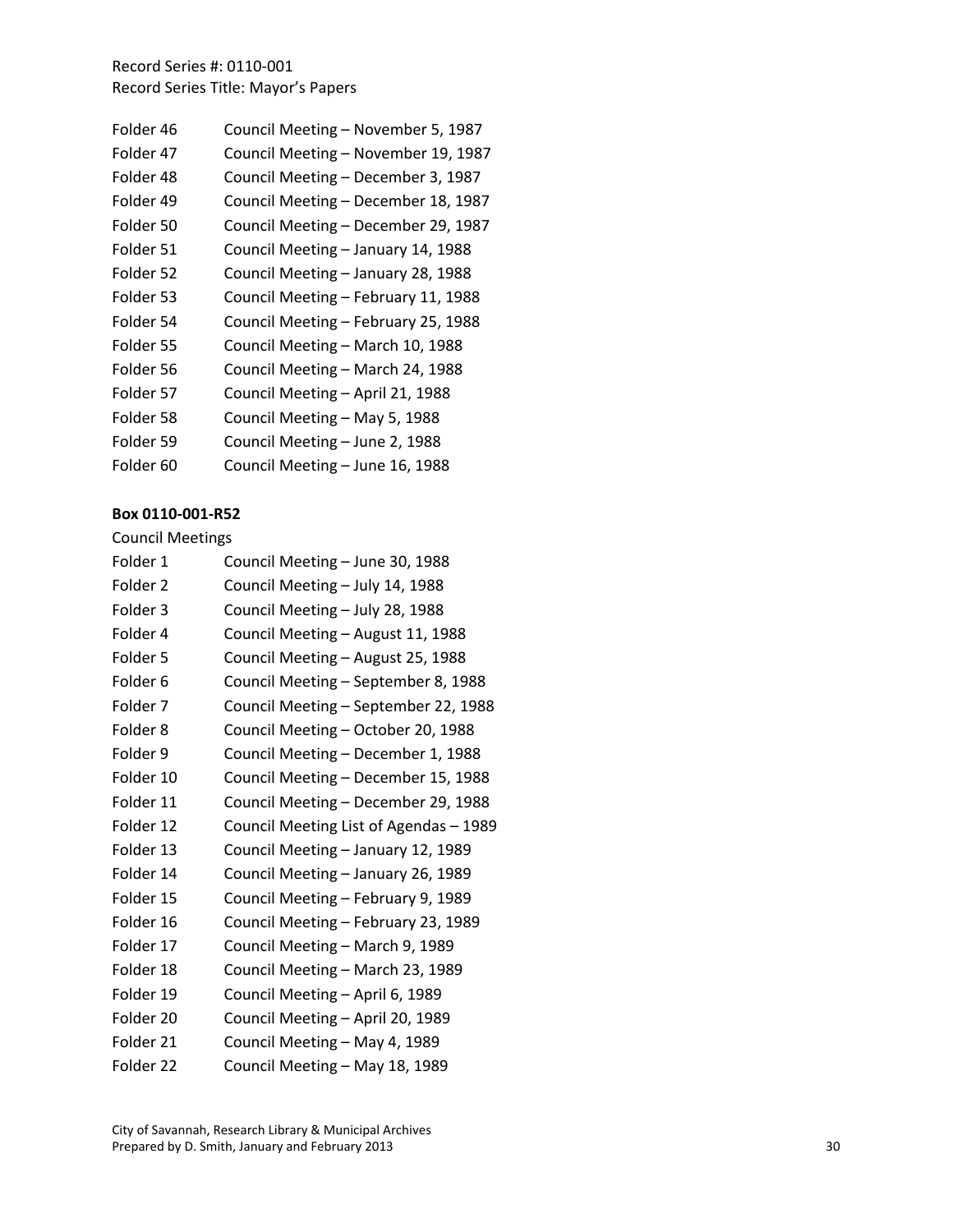Record Series #: 0110-001
Record Series Title: Mayor's Papers

| | |
|---|---|
| Folder 46 | Council Meeting – November 5, 1987 |
| Folder 47 | Council Meeting – November 19, 1987 |
| Folder 48 | Council Meeting – December 3, 1987 |
| Folder 49 | Council Meeting – December 18, 1987 |
| Folder 50 | Council Meeting – December 29, 1987 |
| Folder 51 | Council Meeting – January 14, 1988 |
| Folder 52 | Council Meeting – January 28, 1988 |
| Folder 53 | Council Meeting – February 11, 1988 |
| Folder 54 | Council Meeting – February 25, 1988 |
| Folder 55 | Council Meeting – March 10, 1988 |
| Folder 56 | Council Meeting – March 24, 1988 |
| Folder 57 | Council Meeting – April 21, 1988 |
| Folder 58 | Council Meeting – May 5, 1988 |
| Folder 59 | Council Meeting – June 2, 1988 |
| Folder 60 | Council Meeting – June 16, 1988 |

**Box 0110-001-R52**

Council Meetings

| | |
|---|---|
| Folder 1 | Council Meeting – June 30, 1988 |
| Folder 2 | Council Meeting – July 14, 1988 |
| Folder 3 | Council Meeting – July 28, 1988 |
| Folder 4 | Council Meeting – August 11, 1988 |
| Folder 5 | Council Meeting – August 25, 1988 |
| Folder 6 | Council Meeting – September 8, 1988 |
| Folder 7 | Council Meeting – September 22, 1988 |
| Folder 8 | Council Meeting – October 20, 1988 |
| Folder 9 | Council Meeting – December 1, 1988 |
| Folder 10 | Council Meeting – December 15, 1988 |
| Folder 11 | Council Meeting – December 29, 1988 |
| Folder 12 | Council Meeting List of Agendas – 1989 |
| Folder 13 | Council Meeting – January 12, 1989 |
| Folder 14 | Council Meeting – January 26, 1989 |
| Folder 15 | Council Meeting – February 9, 1989 |
| Folder 16 | Council Meeting – February 23, 1989 |
| Folder 17 | Council Meeting – March 9, 1989 |
| Folder 18 | Council Meeting – March 23, 1989 |
| Folder 19 | Council Meeting – April 6, 1989 |
| Folder 20 | Council Meeting – April 20, 1989 |
| Folder 21 | Council Meeting – May 4, 1989 |
| Folder 22 | Council Meeting – May 18, 1989 |

City of Savannah, Research Library & Municipal Archives
Prepared by D. Smith, January and February 2013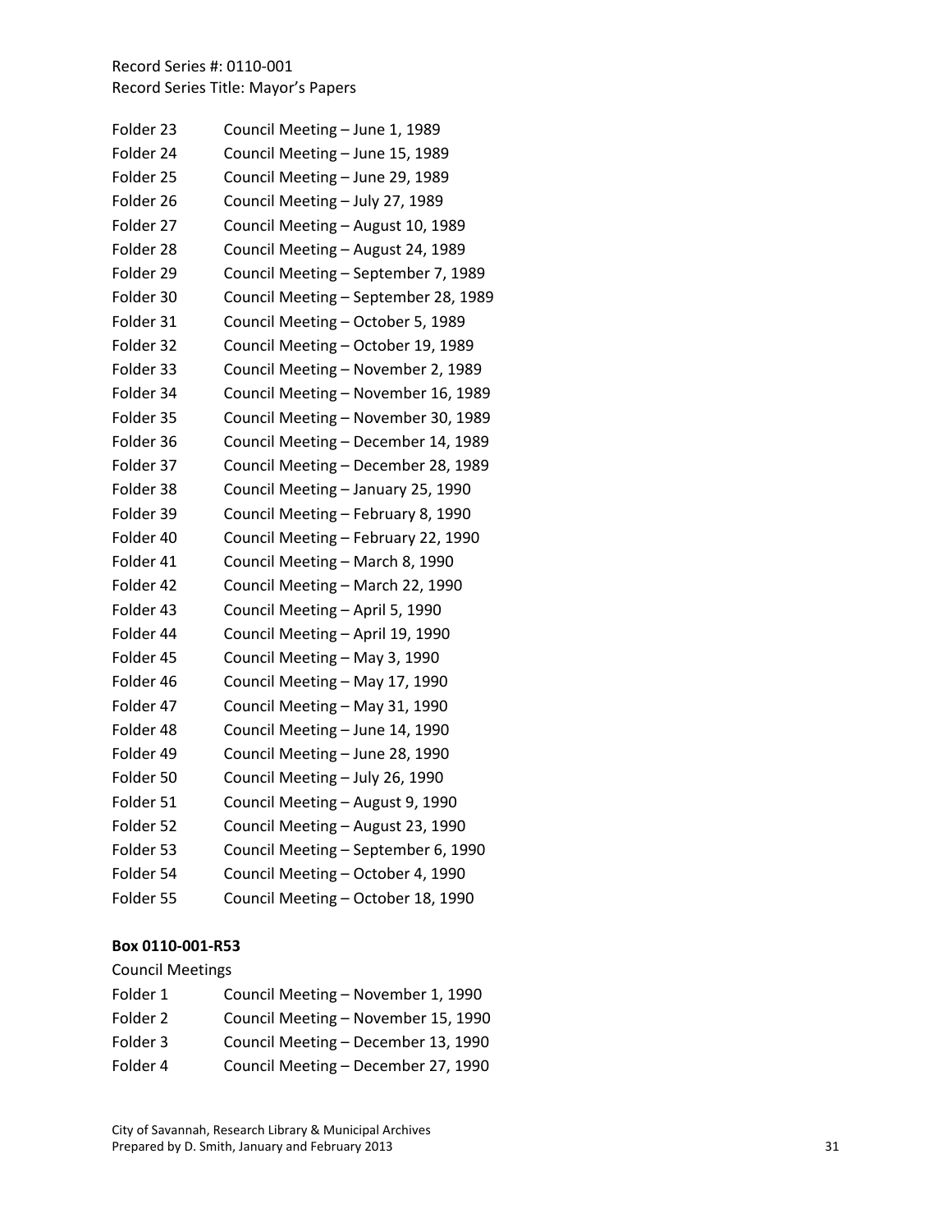Record Series #: 0110-001
Record Series Title: Mayor's Papers

Folder 23 Council Meeting – June 1, 1989
Folder 24 Council Meeting – June 15, 1989
Folder 25 Council Meeting – June 29, 1989
Folder 26 Council Meeting – July 27, 1989
Folder 27 Council Meeting – August 10, 1989
Folder 28 Council Meeting – August 24, 1989
Folder 29 Council Meeting – September 7, 1989
Folder 30 Council Meeting – September 28, 1989
Folder 31 Council Meeting – October 5, 1989
Folder 32 Council Meeting – October 19, 1989
Folder 33 Council Meeting – November 2, 1989
Folder 34 Council Meeting – November 16, 1989
Folder 35 Council Meeting – November 30, 1989
Folder 36 Council Meeting – December 14, 1989
Folder 37 Council Meeting – December 28, 1989
Folder 38 Council Meeting – January 25, 1990
Folder 39 Council Meeting – February 8, 1990
Folder 40 Council Meeting – February 22, 1990
Folder 41 Council Meeting – March 8, 1990
Folder 42 Council Meeting – March 22, 1990
Folder 43 Council Meeting – April 5, 1990
Folder 44 Council Meeting – April 19, 1990
Folder 45 Council Meeting – May 3, 1990
Folder 46 Council Meeting – May 17, 1990
Folder 47 Council Meeting – May 31, 1990
Folder 48 Council Meeting – June 14, 1990
Folder 49 Council Meeting – June 28, 1990
Folder 50 Council Meeting – July 26, 1990
Folder 51 Council Meeting – August 9, 1990
Folder 52 Council Meeting – August 23, 1990
Folder 53 Council Meeting – September 6, 1990
Folder 54 Council Meeting – October 4, 1990
Folder 55 Council Meeting – October 18, 1990

**Box 0110-001-R53**

Council Meetings

Folder 1 Council Meeting – November 1, 1990
Folder 2 Council Meeting – November 15, 1990
Folder 3 Council Meeting – December 13, 1990
Folder 4 Council Meeting – December 27, 1990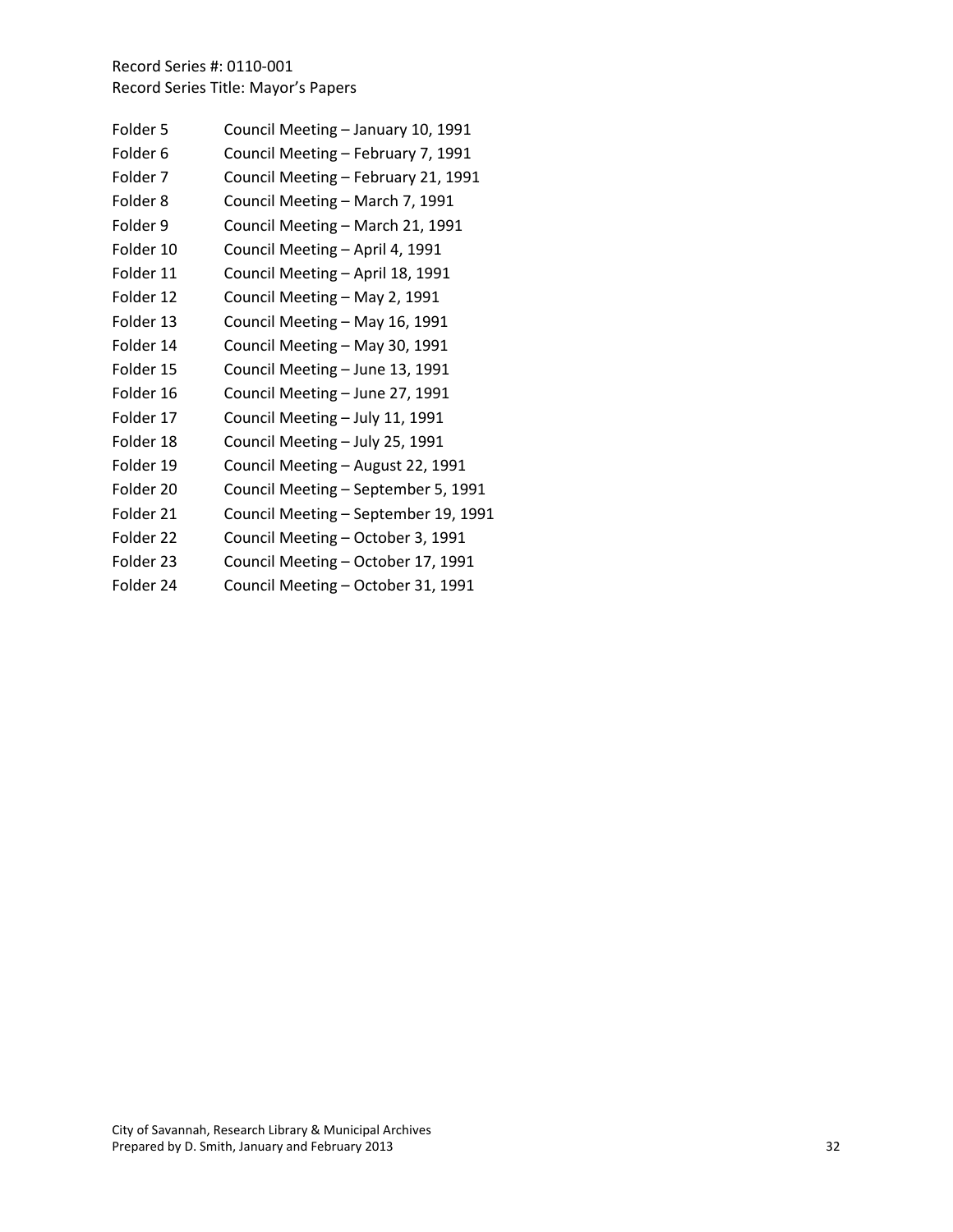Record Series #: 0110-001
Record Series Title: Mayor's Papers

| | |
|---|---|
| Folder 5 | Council Meeting – January 10, 1991 |
| Folder 6 | Council Meeting – February 7, 1991 |
| Folder 7 | Council Meeting – February 21, 1991 |
| Folder 8 | Council Meeting – March 7, 1991 |
| Folder 9 | Council Meeting – March 21, 1991 |
| Folder 10 | Council Meeting – April 4, 1991 |
| Folder 11 | Council Meeting – April 18, 1991 |
| Folder 12 | Council Meeting – May 2, 1991 |
| Folder 13 | Council Meeting – May 16, 1991 |
| Folder 14 | Council Meeting – May 30, 1991 |
| Folder 15 | Council Meeting – June 13, 1991 |
| Folder 16 | Council Meeting – June 27, 1991 |
| Folder 17 | Council Meeting – July 11, 1991 |
| Folder 18 | Council Meeting – July 25, 1991 |
| Folder 19 | Council Meeting – August 22, 1991 |
| Folder 20 | Council Meeting – September 5, 1991 |
| Folder 21 | Council Meeting – September 19, 1991 |
| Folder 22 | Council Meeting – October 3, 1991 |
| Folder 23 | Council Meeting – October 17, 1991 |
| Folder 24 | Council Meeting – October 31, 1991 |

City of Savannah, Research Library & Municipal Archives
Prepared by D. Smith, January and February 2013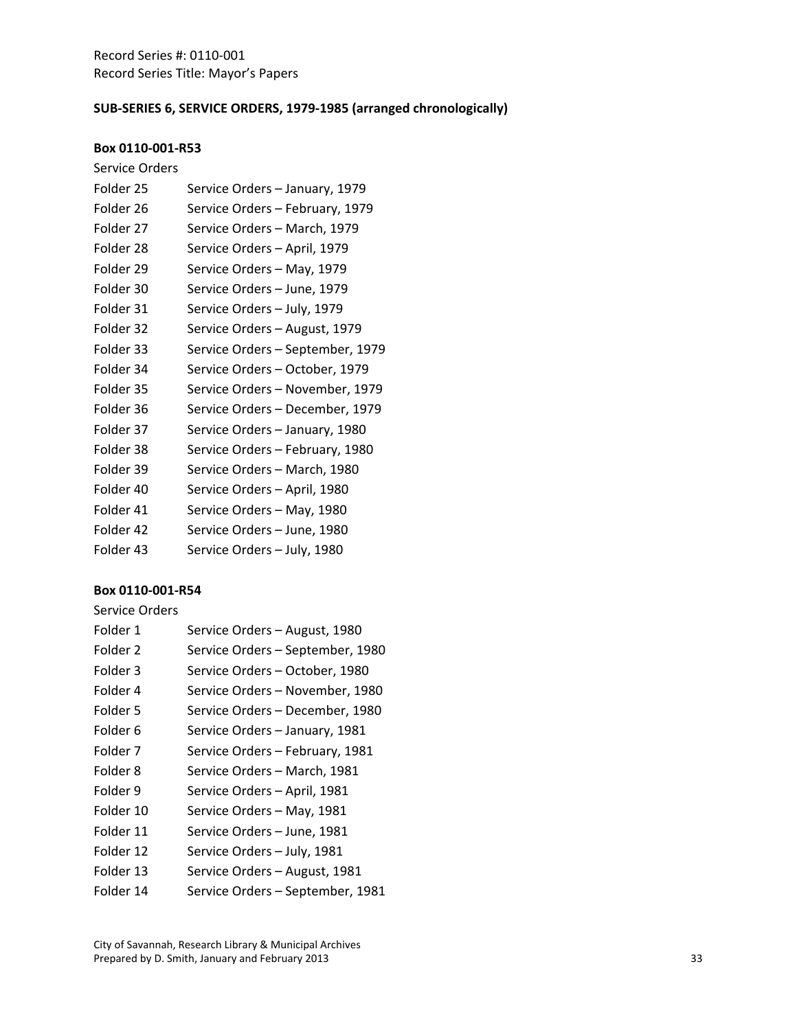Record Series #: 0110-001
Record Series Title: Mayor's Papers

**SUB-SERIES 6, SERVICE ORDERS, 1979-1985 (arranged chronologically)**

**Box 0110-001-R53**

Service Orders

| | |
|---|---|
| Folder 25 | Service Orders – January, 1979 |
| Folder 26 | Service Orders – February, 1979 |
| Folder 27 | Service Orders – March, 1979 |
| Folder 28 | Service Orders – April, 1979 |
| Folder 29 | Service Orders – May, 1979 |
| Folder 30 | Service Orders – June, 1979 |
| Folder 31 | Service Orders – July, 1979 |
| Folder 32 | Service Orders – August, 1979 |
| Folder 33 | Service Orders – September, 1979 |
| Folder 34 | Service Orders – October, 1979 |
| Folder 35 | Service Orders – November, 1979 |
| Folder 36 | Service Orders – December, 1979 |
| Folder 37 | Service Orders – January, 1980 |
| Folder 38 | Service Orders – February, 1980 |
| Folder 39 | Service Orders – March, 1980 |
| Folder 40 | Service Orders – April, 1980 |
| Folder 41 | Service Orders – May, 1980 |
| Folder 42 | Service Orders – June, 1980 |
| Folder 43 | Service Orders – July, 1980 |

**Box 0110-001-R54**

Service Orders

| | |
|---|---|
| Folder 1 | Service Orders – August, 1980 |
| Folder 2 | Service Orders – September, 1980 |
| Folder 3 | Service Orders – October, 1980 |
| Folder 4 | Service Orders – November, 1980 |
| Folder 5 | Service Orders – December, 1980 |
| Folder 6 | Service Orders – January, 1981 |
| Folder 7 | Service Orders – February, 1981 |
| Folder 8 | Service Orders – March, 1981 |
| Folder 9 | Service Orders – April, 1981 |
| Folder 10 | Service Orders – May, 1981 |
| Folder 11 | Service Orders – June, 1981 |
| Folder 12 | Service Orders – July, 1981 |
| Folder 13 | Service Orders – August, 1981 |
| Folder 14 | Service Orders – September, 1981 |

City of Savannah, Research Library & Municipal Archives
Prepared by D. Smith, January and February 2013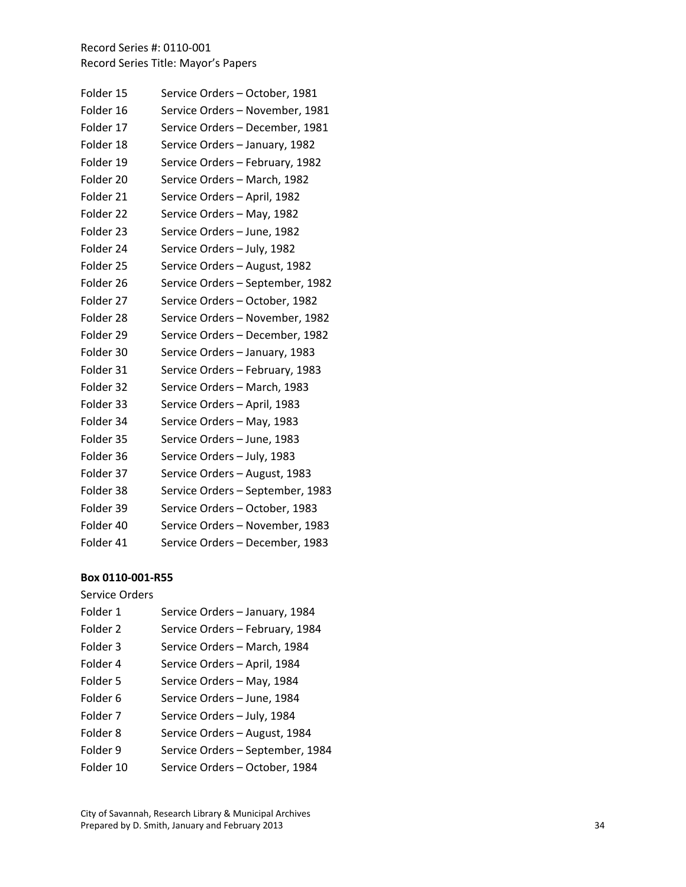Record Series #: 0110-001
Record Series Title: Mayor's Papers

Folder 15	Service Orders – October, 1981
Folder 16	Service Orders – November, 1981
Folder 17	Service Orders – December, 1981
Folder 18	Service Orders – January, 1982
Folder 19	Service Orders – February, 1982
Folder 20	Service Orders – March, 1982
Folder 21	Service Orders – April, 1982
Folder 22	Service Orders – May, 1982
Folder 23	Service Orders – June, 1982
Folder 24	Service Orders – July, 1982
Folder 25	Service Orders – August, 1982
Folder 26	Service Orders – September, 1982
Folder 27	Service Orders – October, 1982
Folder 28	Service Orders – November, 1982
Folder 29	Service Orders – December, 1982
Folder 30	Service Orders – January, 1983
Folder 31	Service Orders – February, 1983
Folder 32	Service Orders – March, 1983
Folder 33	Service Orders – April, 1983
Folder 34	Service Orders – May, 1983
Folder 35	Service Orders – June, 1983
Folder 36	Service Orders – July, 1983
Folder 37	Service Orders – August, 1983
Folder 38	Service Orders – September, 1983
Folder 39	Service Orders – October, 1983
Folder 40	Service Orders – November, 1983
Folder 41	Service Orders – December, 1983

**Box 0110-001-R55**

Service Orders

Folder 1	Service Orders – January, 1984
Folder 2	Service Orders – February, 1984
Folder 3	Service Orders – March, 1984
Folder 4	Service Orders – April, 1984
Folder 5	Service Orders – May, 1984
Folder 6	Service Orders – June, 1984
Folder 7	Service Orders – July, 1984
Folder 8	Service Orders – August, 1984
Folder 9	Service Orders – September, 1984
Folder 10	Service Orders – October, 1984

City of Savannah, Research Library & Municipal Archives
Prepared by D. Smith, January and February 2013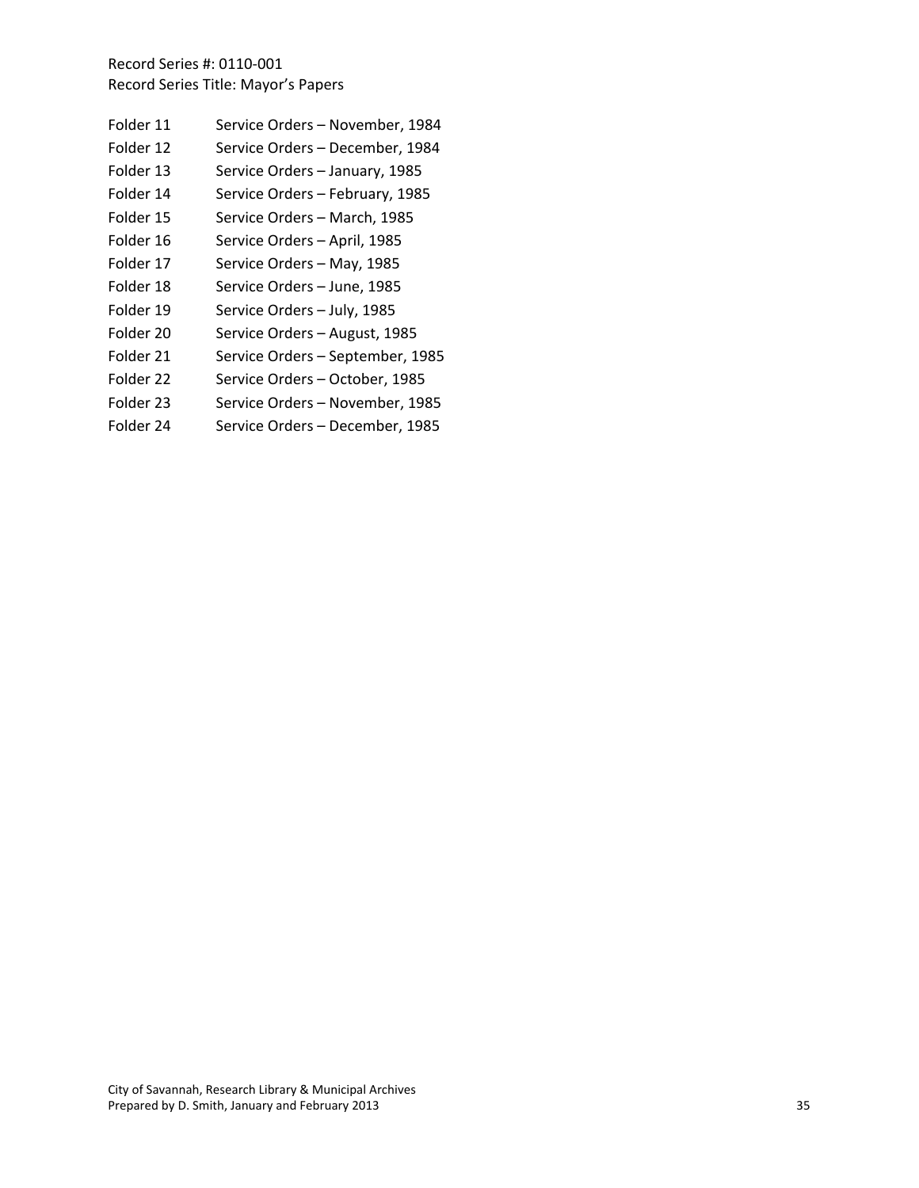Record Series #: 0110-001
Record Series Title: Mayor's Papers

| | |
|---|---|
| Folder 11 | Service Orders – November, 1984 |
| Folder 12 | Service Orders – December, 1984 |
| Folder 13 | Service Orders – January, 1985 |
| Folder 14 | Service Orders – February, 1985 |
| Folder 15 | Service Orders – March, 1985 |
| Folder 16 | Service Orders – April, 1985 |
| Folder 17 | Service Orders – May, 1985 |
| Folder 18 | Service Orders – June, 1985 |
| Folder 19 | Service Orders – July, 1985 |
| Folder 20 | Service Orders – August, 1985 |
| Folder 21 | Service Orders – September, 1985 |
| Folder 22 | Service Orders – October, 1985 |
| Folder 23 | Service Orders – November, 1985 |
| Folder 24 | Service Orders – December, 1985 |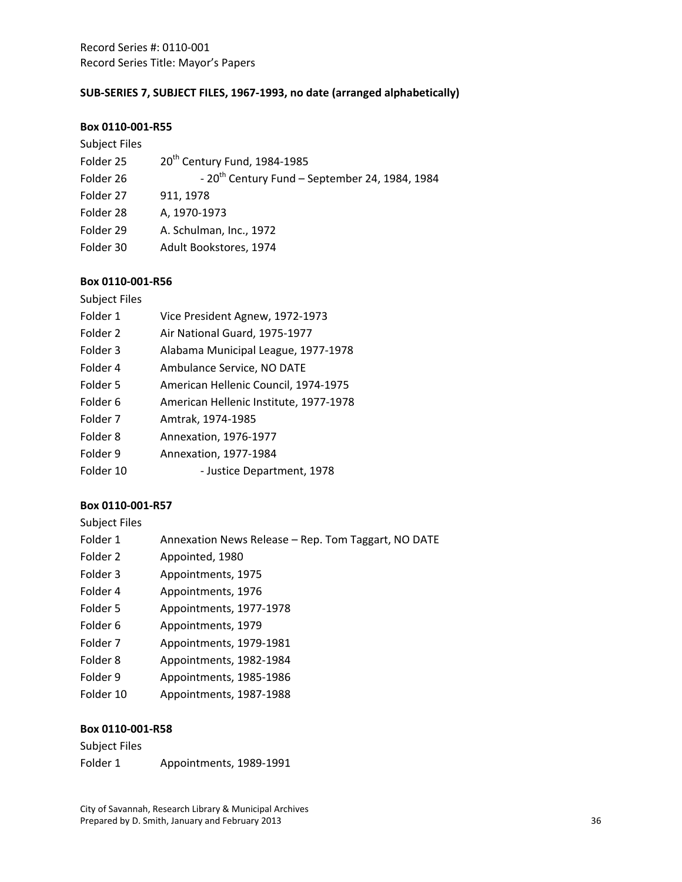Record Series #: 0110-001
Record Series Title: Mayor's Papers

**SUB-SERIES 7, SUBJECT FILES, 1967-1993, no date (arranged alphabetically)**

**Box 0110-001-R55**

Subject Files

| | |
|---|---|
| Folder 25 | 20th Century Fund, 1984-1985 |
| Folder 26 | - 20th Century Fund – September 24, 1984, 1984 |
| Folder 27 | 911, 1978 |
| Folder 28 | A, 1970-1973 |
| Folder 29 | A. Schulman, Inc., 1972 |
| Folder 30 | Adult Bookstores, 1974 |

**Box 0110-001-R56**

Subject Files

| | |
|---|---|
| Folder 1 | Vice President Agnew, 1972-1973 |
| Folder 2 | Air National Guard, 1975-1977 |
| Folder 3 | Alabama Municipal League, 1977-1978 |
| Folder 4 | Ambulance Service, NO DATE |
| Folder 5 | American Hellenic Council, 1974-1975 |
| Folder 6 | American Hellenic Institute, 1977-1978 |
| Folder 7 | Amtrak, 1974-1985 |
| Folder 8 | Annexation, 1976-1977 |
| Folder 9 | Annexation, 1977-1984 |
| Folder 10 | - Justice Department, 1978 |

**Box 0110-001-R57**

Subject Files

| | |
|---|---|
| Folder 1 | Annexation News Release – Rep. Tom Taggart, NO DATE |
| Folder 2 | Appointed, 1980 |
| Folder 3 | Appointments, 1975 |
| Folder 4 | Appointments, 1976 |
| Folder 5 | Appointments, 1977-1978 |
| Folder 6 | Appointments, 1979 |
| Folder 7 | Appointments, 1979-1981 |
| Folder 8 | Appointments, 1982-1984 |
| Folder 9 | Appointments, 1985-1986 |
| Folder 10 | Appointments, 1987-1988 |

**Box 0110-001-R58**

Subject Files

| | |
|---|---|
| Folder 1 | Appointments, 1989-1991 |

City of Savannah, Research Library & Municipal Archives
Prepared by D. Smith, January and February 2013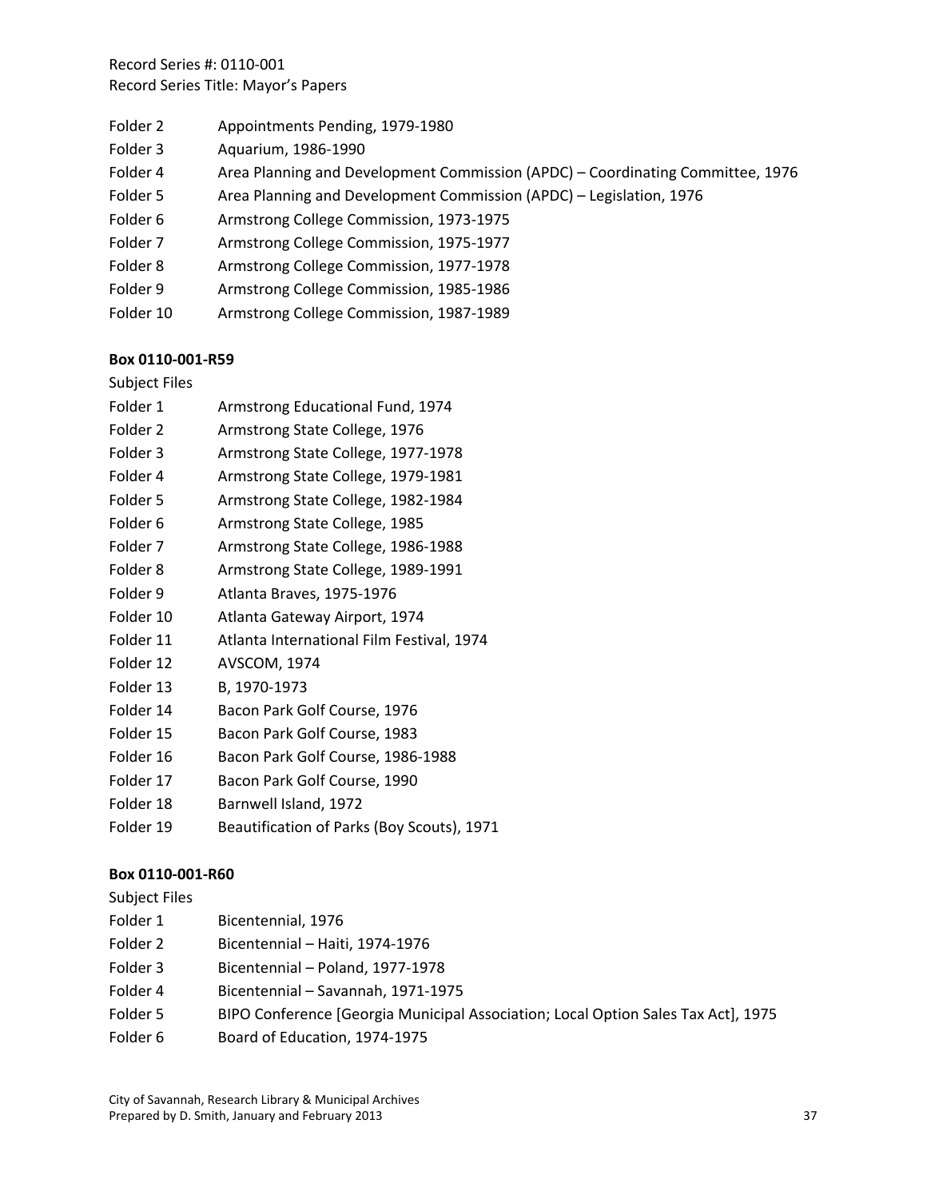Folder 2	Appointments Pending, 1979-1980

Folder 3	Aquarium, 1986-1990

Folder 4	Area Planning and Development Commission (APDC) – Coordinating Committee, 1976

Folder 5	Area Planning and Development Commission (APDC) – Legislation, 1976

Folder 6	Armstrong College Commission, 1973-1975

Folder 7	Armstrong College Commission, 1975-1977

Folder 8	Armstrong College Commission, 1977-1978

Folder 9	Armstrong College Commission, 1985-1986

Folder 10	Armstrong College Commission, 1987-1989

**Box 0110-001-R59**

Subject Files

Folder 1	Armstrong Educational Fund, 1974

Folder 2	Armstrong State College, 1976

Folder 3	Armstrong State College, 1977-1978

Folder 4	Armstrong State College, 1979-1981

Folder 5	Armstrong State College, 1982-1984

Folder 6	Armstrong State College, 1985

Folder 7	Armstrong State College, 1986-1988

Folder 8	Armstrong State College, 1989-1991

Folder 9	Atlanta Braves, 1975-1976

Folder 10	Atlanta Gateway Airport, 1974

Folder 11	Atlanta International Film Festival, 1974

Folder 12	AVSCOM, 1974

Folder 13	B, 1970-1973

Folder 14	Bacon Park Golf Course, 1976

Folder 15	Bacon Park Golf Course, 1983

Folder 16	Bacon Park Golf Course, 1986-1988

Folder 17	Bacon Park Golf Course, 1990

Folder 18	Barnwell Island, 1972

Folder 19	Beautification of Parks (Boy Scouts), 1971

**Box 0110-001-R60**

Subject Files

Folder 1	Bicentennial, 1976

Folder 2	Bicentennial – Haiti, 1974-1976

Folder 3	Bicentennial – Poland, 1977-1978

Folder 4	Bicentennial – Savannah, 1971-1975

Folder 5	BIPO Conference [Georgia Municipal Association; Local Option Sales Tax Act], 1975

Folder 6	Board of Education, 1974-1975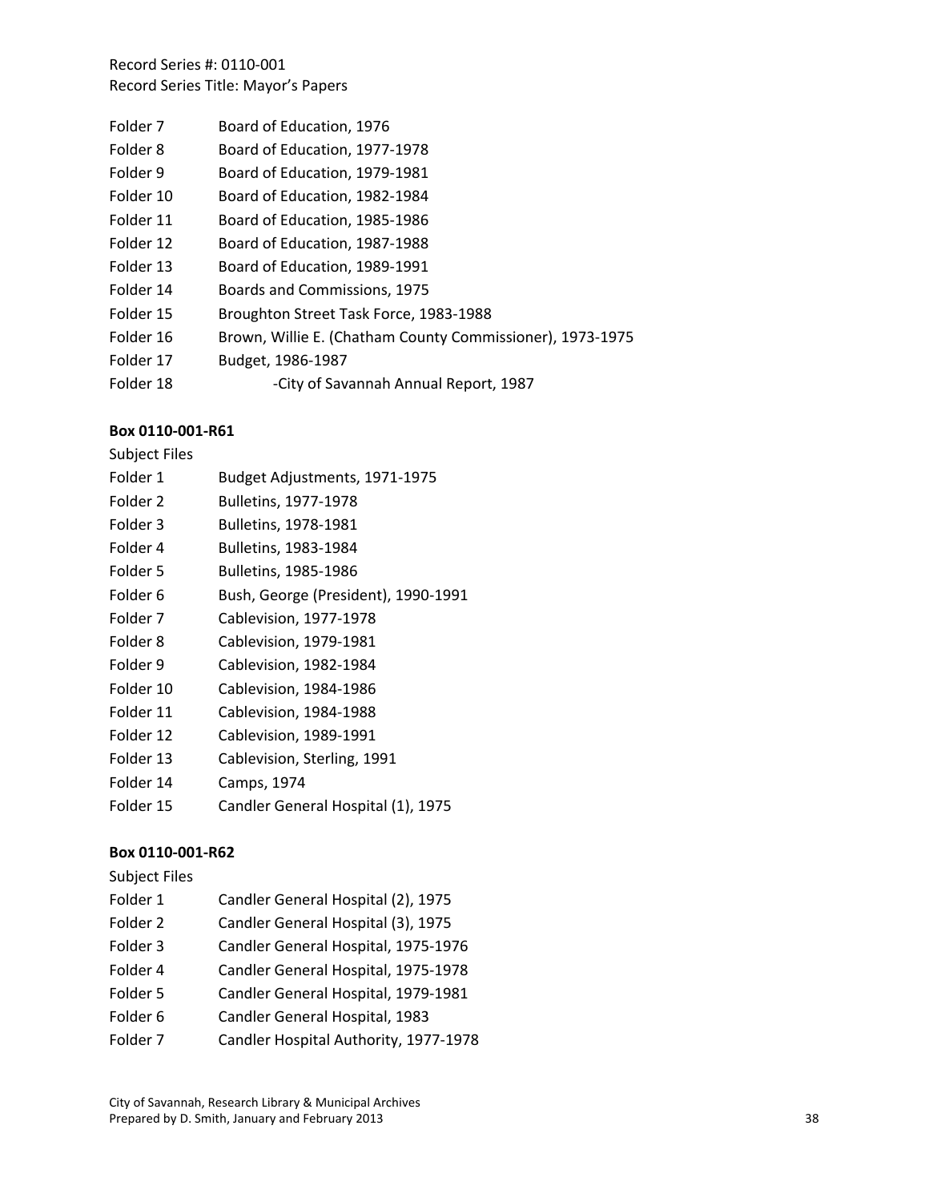Folder 7 Board of Education, 1976
Folder 8 Board of Education, 1977-1978
Folder 9 Board of Education, 1979-1981
Folder 10 Board of Education, 1982-1984
Folder 11 Board of Education, 1985-1986
Folder 12 Board of Education, 1987-1988
Folder 13 Board of Education, 1989-1991
Folder 14 Boards and Commissions, 1975
Folder 15 Broughton Street Task Force, 1983-1988
Folder 16 Brown, Willie E. (Chatham County Commissioner), 1973-1975
Folder 17 Budget, 1986-1987
Folder 18 -City of Savannah Annual Report, 1987

**Box 0110-001-R61**

Subject Files

Folder 1 Budget Adjustments, 1971-1975
Folder 2 Bulletins, 1977-1978
Folder 3 Bulletins, 1978-1981
Folder 4 Bulletins, 1983-1984
Folder 5 Bulletins, 1985-1986
Folder 6 Bush, George (President), 1990-1991
Folder 7 Cablevision, 1977-1978
Folder 8 Cablevision, 1979-1981
Folder 9 Cablevision, 1982-1984
Folder 10 Cablevision, 1984-1986
Folder 11 Cablevision, 1984-1988
Folder 12 Cablevision, 1989-1991
Folder 13 Cablevision, Sterling, 1991
Folder 14 Camps, 1974
Folder 15 Candler General Hospital (1), 1975

**Box 0110-001-R62**

Subject Files

Folder 1 Candler General Hospital (2), 1975
Folder 2 Candler General Hospital (3), 1975
Folder 3 Candler General Hospital, 1975-1976
Folder 4 Candler General Hospital, 1975-1978
Folder 5 Candler General Hospital, 1979-1981
Folder 6 Candler General Hospital, 1983
Folder 7 Candler Hospital Authority, 1977-1978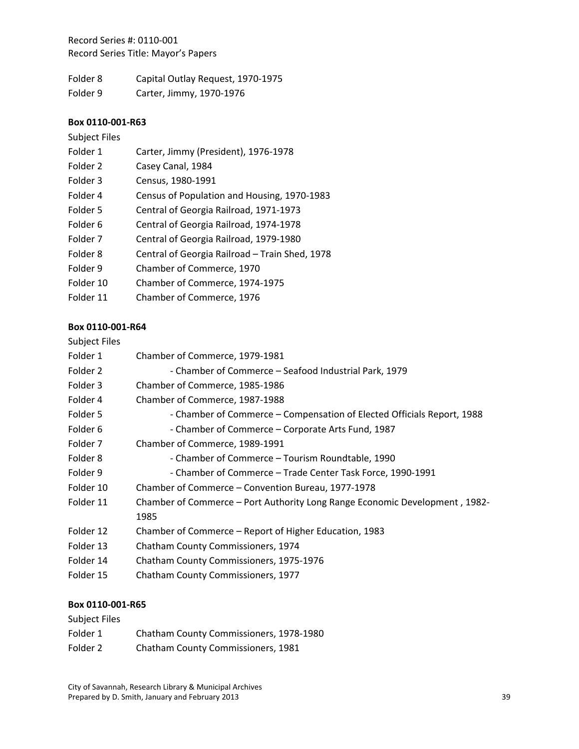Record Series #: 0110-001
Record Series Title: Mayor's Papers

Folder 8 Capital Outlay Request, 1970-1975
Folder 9 Carter, Jimmy, 1970-1976

**Box 0110-001-R63**

Subject Files

Folder 1 Carter, Jimmy (President), 1976-1978
Folder 2 Casey Canal, 1984
Folder 3 Census, 1980-1991
Folder 4 Census of Population and Housing, 1970-1983
Folder 5 Central of Georgia Railroad, 1971-1973
Folder 6 Central of Georgia Railroad, 1974-1978
Folder 7 Central of Georgia Railroad, 1979-1980
Folder 8 Central of Georgia Railroad – Train Shed, 1978
Folder 9 Chamber of Commerce, 1970
Folder 10 Chamber of Commerce, 1974-1975
Folder 11 Chamber of Commerce, 1976

**Box 0110-001-R64**

Subject Files

Folder 1 Chamber of Commerce, 1979-1981
Folder 2 - Chamber of Commerce – Seafood Industrial Park, 1979
Folder 3 Chamber of Commerce, 1985-1986
Folder 4 Chamber of Commerce, 1987-1988
Folder 5 - Chamber of Commerce – Compensation of Elected Officials Report, 1988
Folder 6 - Chamber of Commerce – Corporate Arts Fund, 1987
Folder 7 Chamber of Commerce, 1989-1991
Folder 8 - Chamber of Commerce – Tourism Roundtable, 1990
Folder 9 - Chamber of Commerce – Trade Center Task Force, 1990-1991
Folder 10 Chamber of Commerce – Convention Bureau, 1977-1978
Folder 11 Chamber of Commerce – Port Authority Long Range Economic Development , 1982-1985
Folder 12 Chamber of Commerce – Report of Higher Education, 1983
Folder 13 Chatham County Commissioners, 1974
Folder 14 Chatham County Commissioners, 1975-1976
Folder 15 Chatham County Commissioners, 1977

**Box 0110-001-R65**

Subject Files

Folder 1 Chatham County Commissioners, 1978-1980
Folder 2 Chatham County Commissioners, 1981

City of Savannah, Research Library & Municipal Archives
Prepared by D. Smith, January and February 2013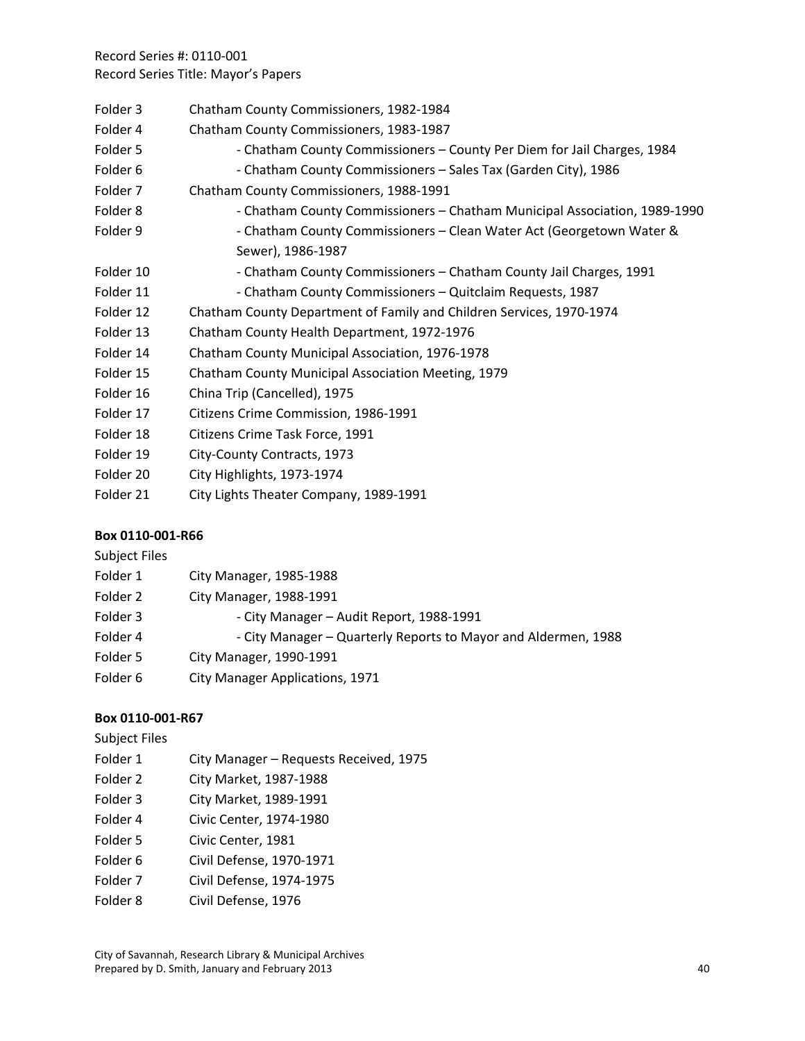Folder 3	Chatham County Commissioners, 1982-1984
Folder 4	Chatham County Commissioners, 1983-1987
Folder 5	- Chatham County Commissioners – County Per Diem for Jail Charges, 1984
Folder 6	- Chatham County Commissioners – Sales Tax (Garden City), 1986
Folder 7	Chatham County Commissioners, 1988-1991
Folder 8	- Chatham County Commissioners – Chatham Municipal Association, 1989-1990
Folder 9	- Chatham County Commissioners – Clean Water Act (Georgetown Water & Sewer), 1986-1987
Folder 10	- Chatham County Commissioners – Chatham County Jail Charges, 1991
Folder 11	- Chatham County Commissioners – Quitclaim Requests, 1987
Folder 12	Chatham County Department of Family and Children Services, 1970-1974
Folder 13	Chatham County Health Department, 1972-1976
Folder 14	Chatham County Municipal Association, 1976-1978
Folder 15	Chatham County Municipal Association Meeting, 1979
Folder 16	China Trip (Cancelled), 1975
Folder 17	Citizens Crime Commission, 1986-1991
Folder 18	Citizens Crime Task Force, 1991
Folder 19	City-County Contracts, 1973
Folder 20	City Highlights, 1973-1974
Folder 21	City Lights Theater Company, 1989-1991

**Box 0110-001-R66**

Subject Files

Folder 1	City Manager, 1985-1988
Folder 2	City Manager, 1988-1991
Folder 3	- City Manager – Audit Report, 1988-1991
Folder 4	- City Manager – Quarterly Reports to Mayor and Aldermen, 1988
Folder 5	City Manager, 1990-1991
Folder 6	City Manager Applications, 1971

**Box 0110-001-R67**

Subject Files

Folder 1	City Manager – Requests Received, 1975
Folder 2	City Market, 1987-1988
Folder 3	City Market, 1989-1991
Folder 4	Civic Center, 1974-1980
Folder 5	Civic Center, 1981
Folder 6	Civil Defense, 1970-1971
Folder 7	Civil Defense, 1974-1975
Folder 8	Civil Defense, 1976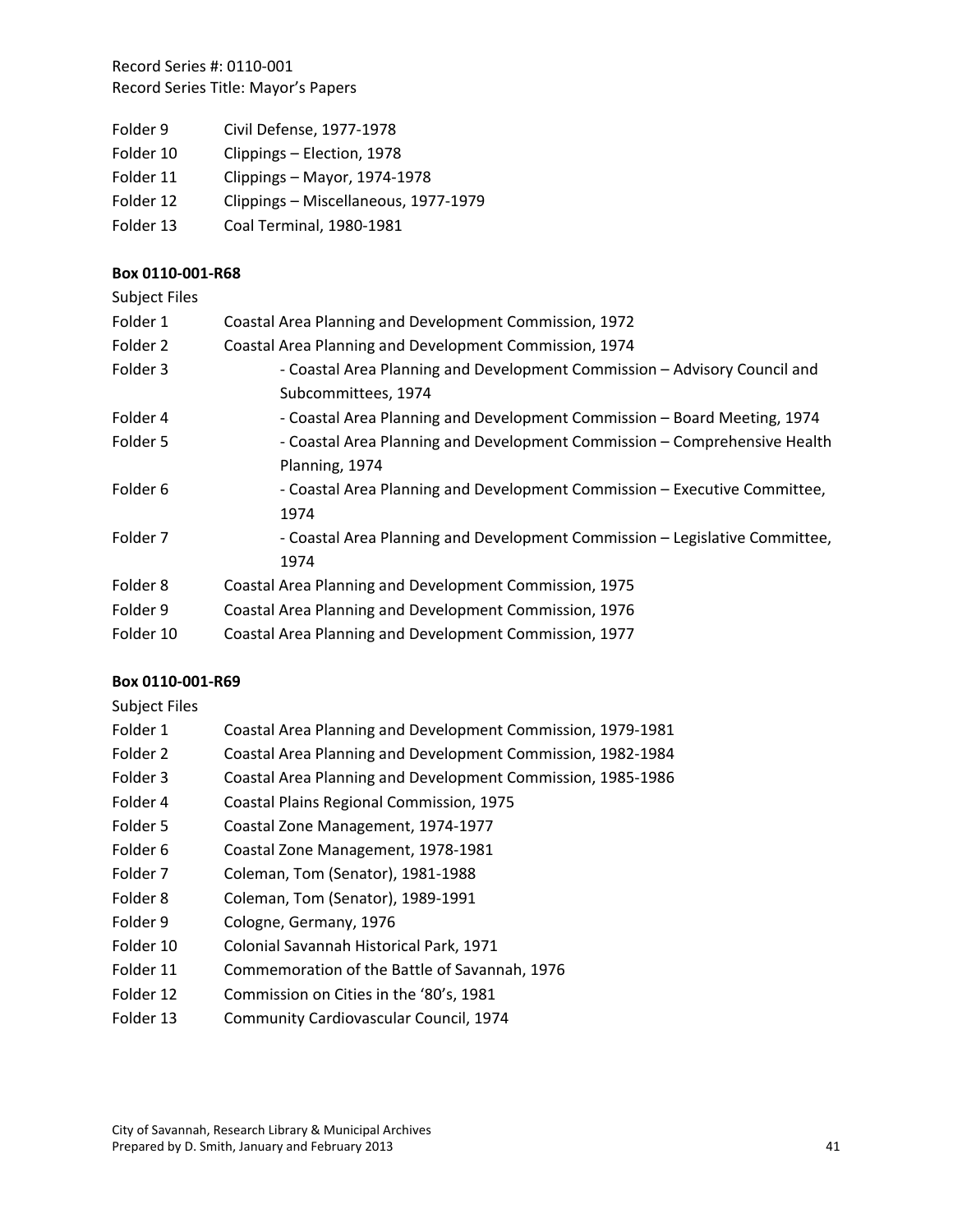Record Series #: 0110-001
Record Series Title: Mayor's Papers

| | |
|---|---|
| Folder 9 | Civil Defense, 1977-1978 |
| Folder 10 | Clippings – Election, 1978 |
| Folder 11 | Clippings – Mayor, 1974-1978 |
| Folder 12 | Clippings – Miscellaneous, 1977-1979 |
| Folder 13 | Coal Terminal, 1980-1981 |

**Box 0110-001-R68**

Subject Files

| | |
|---|---|
| Folder 1 | Coastal Area Planning and Development Commission, 1972 |
| Folder 2 | Coastal Area Planning and Development Commission, 1974 |
| Folder 3 | - Coastal Area Planning and Development Commission – Advisory Council and Subcommittees, 1974 |
| Folder 4 | - Coastal Area Planning and Development Commission – Board Meeting, 1974 |
| Folder 5 | - Coastal Area Planning and Development Commission – Comprehensive Health Planning, 1974 |
| Folder 6 | - Coastal Area Planning and Development Commission – Executive Committee, 1974 |
| Folder 7 | - Coastal Area Planning and Development Commission – Legislative Committee, 1974 |
| Folder 8 | Coastal Area Planning and Development Commission, 1975 |
| Folder 9 | Coastal Area Planning and Development Commission, 1976 |
| Folder 10 | Coastal Area Planning and Development Commission, 1977 |

**Box 0110-001-R69**

Subject Files

| | |
|---|---|
| Folder 1 | Coastal Area Planning and Development Commission, 1979-1981 |
| Folder 2 | Coastal Area Planning and Development Commission, 1982-1984 |
| Folder 3 | Coastal Area Planning and Development Commission, 1985-1986 |
| Folder 4 | Coastal Plains Regional Commission, 1975 |
| Folder 5 | Coastal Zone Management, 1974-1977 |
| Folder 6 | Coastal Zone Management, 1978-1981 |
| Folder 7 | Coleman, Tom (Senator), 1981-1988 |
| Folder 8 | Coleman, Tom (Senator), 1989-1991 |
| Folder 9 | Cologne, Germany, 1976 |
| Folder 10 | Colonial Savannah Historical Park, 1971 |
| Folder 11 | Commemoration of the Battle of Savannah, 1976 |
| Folder 12 | Commission on Cities in the '80's, 1981 |
| Folder 13 | Community Cardiovascular Council, 1974 |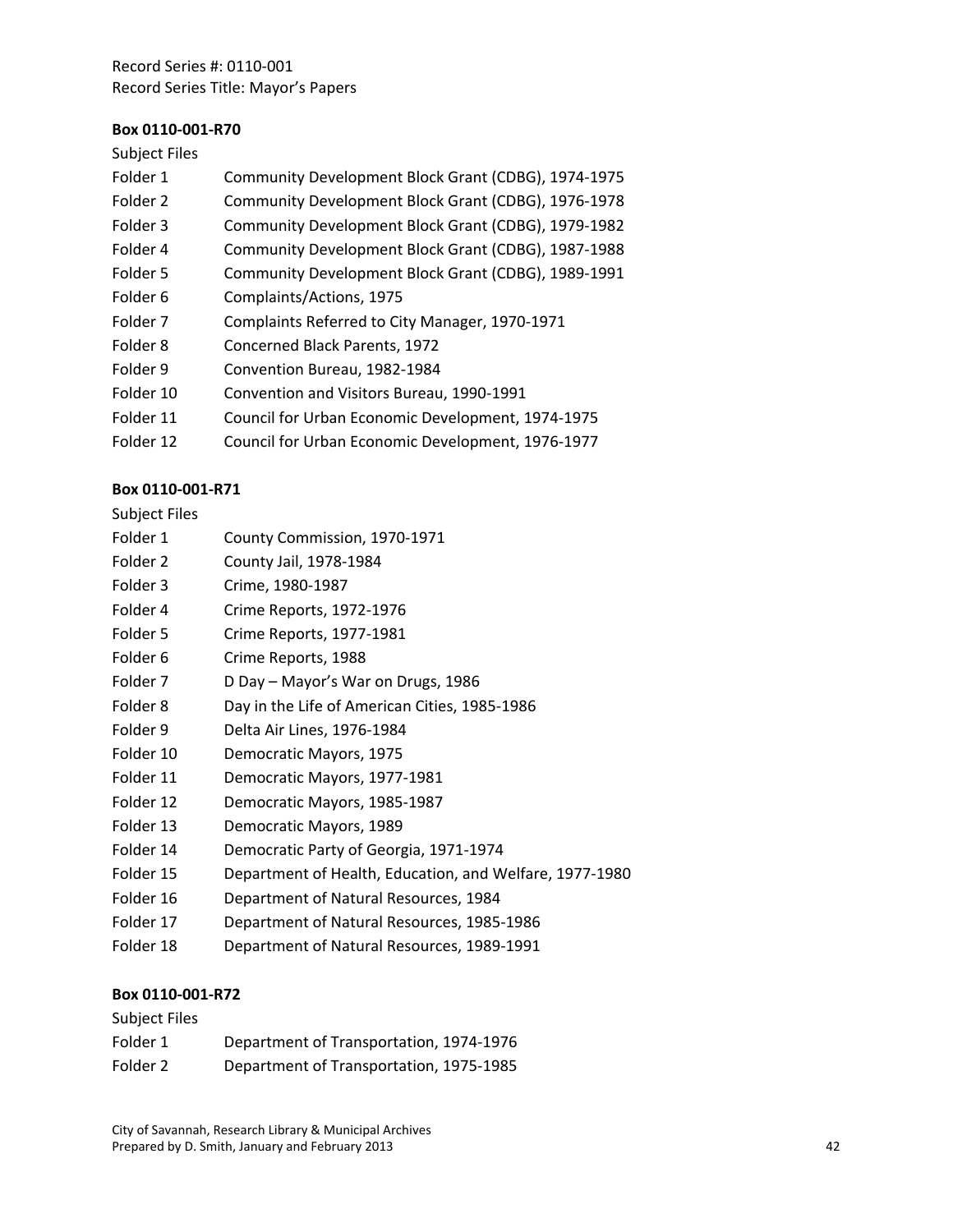Record Series #: 0110-001
Record Series Title: Mayor's Papers

**Box 0110-001-R70**

Subject Files

| | |
|---|---|
| Folder 1 | Community Development Block Grant (CDBG), 1974-1975 |
| Folder 2 | Community Development Block Grant (CDBG), 1976-1978 |
| Folder 3 | Community Development Block Grant (CDBG), 1979-1982 |
| Folder 4 | Community Development Block Grant (CDBG), 1987-1988 |
| Folder 5 | Community Development Block Grant (CDBG), 1989-1991 |
| Folder 6 | Complaints/Actions, 1975 |
| Folder 7 | Complaints Referred to City Manager, 1970-1971 |
| Folder 8 | Concerned Black Parents, 1972 |
| Folder 9 | Convention Bureau, 1982-1984 |
| Folder 10 | Convention and Visitors Bureau, 1990-1991 |
| Folder 11 | Council for Urban Economic Development, 1974-1975 |
| Folder 12 | Council for Urban Economic Development, 1976-1977 |

**Box 0110-001-R71**

Subject Files

| | |
|---|---|
| Folder 1 | County Commission, 1970-1971 |
| Folder 2 | County Jail, 1978-1984 |
| Folder 3 | Crime, 1980-1987 |
| Folder 4 | Crime Reports, 1972-1976 |
| Folder 5 | Crime Reports, 1977-1981 |
| Folder 6 | Crime Reports, 1988 |
| Folder 7 | D Day – Mayor's War on Drugs, 1986 |
| Folder 8 | Day in the Life of American Cities, 1985-1986 |
| Folder 9 | Delta Air Lines, 1976-1984 |
| Folder 10 | Democratic Mayors, 1975 |
| Folder 11 | Democratic Mayors, 1977-1981 |
| Folder 12 | Democratic Mayors, 1985-1987 |
| Folder 13 | Democratic Mayors, 1989 |
| Folder 14 | Democratic Party of Georgia, 1971-1974 |
| Folder 15 | Department of Health, Education, and Welfare, 1977-1980 |
| Folder 16 | Department of Natural Resources, 1984 |
| Folder 17 | Department of Natural Resources, 1985-1986 |
| Folder 18 | Department of Natural Resources, 1989-1991 |

**Box 0110-001-R72**

Subject Files

| | |
|---|---|
| Folder 1 | Department of Transportation, 1974-1976 |
| Folder 2 | Department of Transportation, 1975-1985 |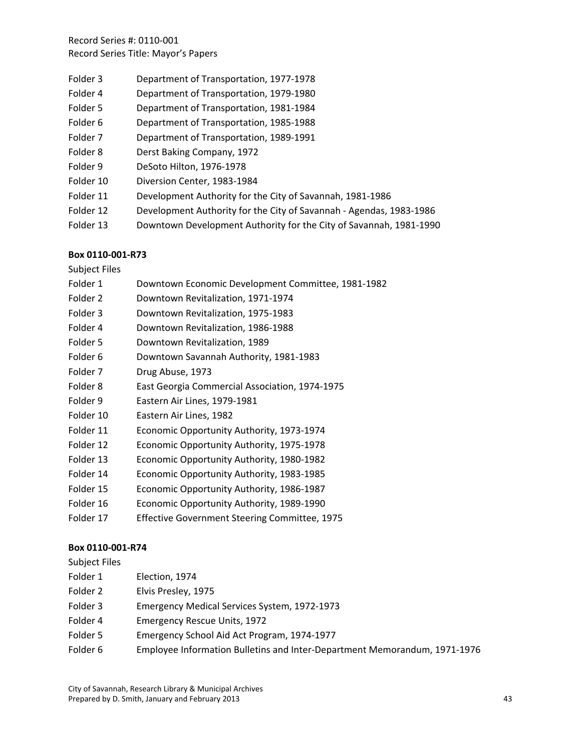Record Series #: 0110-001
Record Series Title: Mayor's Papers

| | |
|---|---|
| Folder 3 | Department of Transportation, 1977-1978 |
| Folder 4 | Department of Transportation, 1979-1980 |
| Folder 5 | Department of Transportation, 1981-1984 |
| Folder 6 | Department of Transportation, 1985-1988 |
| Folder 7 | Department of Transportation, 1989-1991 |
| Folder 8 | Derst Baking Company, 1972 |
| Folder 9 | DeSoto Hilton, 1976-1978 |
| Folder 10 | Diversion Center, 1983-1984 |
| Folder 11 | Development Authority for the City of Savannah, 1981-1986 |
| Folder 12 | Development Authority for the City of Savannah - Agendas, 1983-1986 |
| Folder 13 | Downtown Development Authority for the City of Savannah, 1981-1990 |

**Box 0110-001-R73**

Subject Files

| | |
|---|---|
| Folder 1 | Downtown Economic Development Committee, 1981-1982 |
| Folder 2 | Downtown Revitalization, 1971-1974 |
| Folder 3 | Downtown Revitalization, 1975-1983 |
| Folder 4 | Downtown Revitalization, 1986-1988 |
| Folder 5 | Downtown Revitalization, 1989 |
| Folder 6 | Downtown Savannah Authority, 1981-1983 |
| Folder 7 | Drug Abuse, 1973 |
| Folder 8 | East Georgia Commercial Association, 1974-1975 |
| Folder 9 | Eastern Air Lines, 1979-1981 |
| Folder 10 | Eastern Air Lines, 1982 |
| Folder 11 | Economic Opportunity Authority, 1973-1974 |
| Folder 12 | Economic Opportunity Authority, 1975-1978 |
| Folder 13 | Economic Opportunity Authority, 1980-1982 |
| Folder 14 | Economic Opportunity Authority, 1983-1985 |
| Folder 15 | Economic Opportunity Authority, 1986-1987 |
| Folder 16 | Economic Opportunity Authority, 1989-1990 |
| Folder 17 | Effective Government Steering Committee, 1975 |

**Box 0110-001-R74**

Subject Files

| | |
|---|---|
| Folder 1 | Election, 1974 |
| Folder 2 | Elvis Presley, 1975 |
| Folder 3 | Emergency Medical Services System, 1972-1973 |
| Folder 4 | Emergency Rescue Units, 1972 |
| Folder 5 | Emergency School Aid Act Program, 1974-1977 |
| Folder 6 | Employee Information Bulletins and Inter-Department Memorandum, 1971-1976 |

City of Savannah, Research Library & Municipal Archives
Prepared by D. Smith, January and February 2013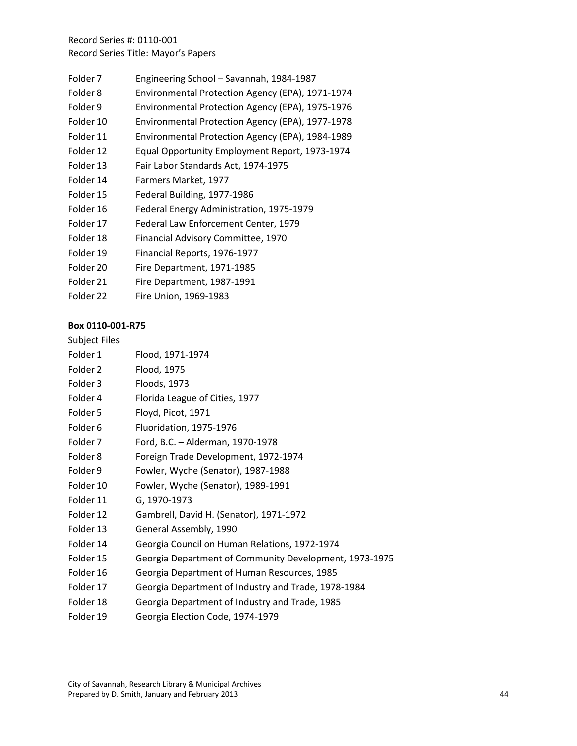Record Series #: 0110-001
Record Series Title: Mayor's Papers

Folder 7 Engineering School – Savannah, 1984-1987
Folder 8 Environmental Protection Agency (EPA), 1971-1974
Folder 9 Environmental Protection Agency (EPA), 1975-1976
Folder 10 Environmental Protection Agency (EPA), 1977-1978
Folder 11 Environmental Protection Agency (EPA), 1984-1989
Folder 12 Equal Opportunity Employment Report, 1973-1974
Folder 13 Fair Labor Standards Act, 1974-1975
Folder 14 Farmers Market, 1977
Folder 15 Federal Building, 1977-1986
Folder 16 Federal Energy Administration, 1975-1979
Folder 17 Federal Law Enforcement Center, 1979
Folder 18 Financial Advisory Committee, 1970
Folder 19 Financial Reports, 1976-1977
Folder 20 Fire Department, 1971-1985
Folder 21 Fire Department, 1987-1991
Folder 22 Fire Union, 1969-1983

**Box 0110-001-R75**

Subject Files

Folder 1 Flood, 1971-1974
Folder 2 Flood, 1975
Folder 3 Floods, 1973
Folder 4 Florida League of Cities, 1977
Folder 5 Floyd, Picot, 1971
Folder 6 Fluoridation, 1975-1976
Folder 7 Ford, B.C. – Alderman, 1970-1978
Folder 8 Foreign Trade Development, 1972-1974
Folder 9 Fowler, Wyche (Senator), 1987-1988
Folder 10 Fowler, Wyche (Senator), 1989-1991
Folder 11 G, 1970-1973
Folder 12 Gambrell, David H. (Senator), 1971-1972
Folder 13 General Assembly, 1990
Folder 14 Georgia Council on Human Relations, 1972-1974
Folder 15 Georgia Department of Community Development, 1973-1975
Folder 16 Georgia Department of Human Resources, 1985
Folder 17 Georgia Department of Industry and Trade, 1978-1984
Folder 18 Georgia Department of Industry and Trade, 1985
Folder 19 Georgia Election Code, 1974-1979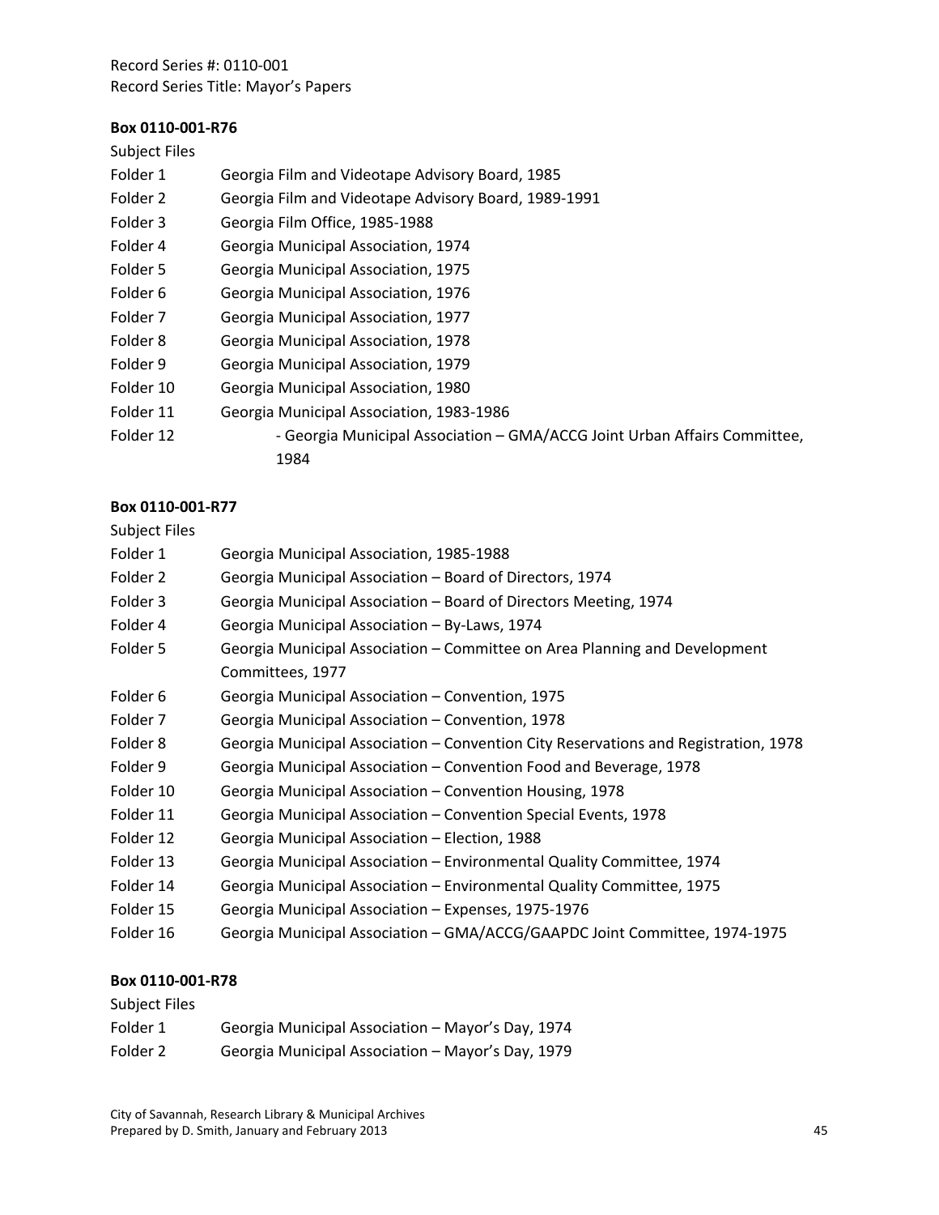Record Series #: 0110-001
Record Series Title: Mayor's Papers

**Box 0110-001-R76**

Subject Files

| | |
|---|---|
| Folder 1 | Georgia Film and Videotape Advisory Board, 1985 |
| Folder 2 | Georgia Film and Videotape Advisory Board, 1989-1991 |
| Folder 3 | Georgia Film Office, 1985-1988 |
| Folder 4 | Georgia Municipal Association, 1974 |
| Folder 5 | Georgia Municipal Association, 1975 |
| Folder 6 | Georgia Municipal Association, 1976 |
| Folder 7 | Georgia Municipal Association, 1977 |
| Folder 8 | Georgia Municipal Association, 1978 |
| Folder 9 | Georgia Municipal Association, 1979 |
| Folder 10 | Georgia Municipal Association, 1980 |
| Folder 11 | Georgia Municipal Association, 1983-1986 |
| Folder 12 | - Georgia Municipal Association – GMA/ACCG Joint Urban Affairs Committee, 1984 |

**Box 0110-001-R77**

Subject Files

| | |
|---|---|
| Folder 1 | Georgia Municipal Association, 1985-1988 |
| Folder 2 | Georgia Municipal Association – Board of Directors, 1974 |
| Folder 3 | Georgia Municipal Association – Board of Directors Meeting, 1974 |
| Folder 4 | Georgia Municipal Association – By-Laws, 1974 |
| Folder 5 | Georgia Municipal Association – Committee on Area Planning and Development Committees, 1977 |
| Folder 6 | Georgia Municipal Association – Convention, 1975 |
| Folder 7 | Georgia Municipal Association – Convention, 1978 |
| Folder 8 | Georgia Municipal Association – Convention City Reservations and Registration, 1978 |
| Folder 9 | Georgia Municipal Association – Convention Food and Beverage, 1978 |
| Folder 10 | Georgia Municipal Association – Convention Housing, 1978 |
| Folder 11 | Georgia Municipal Association – Convention Special Events, 1978 |
| Folder 12 | Georgia Municipal Association – Election, 1988 |
| Folder 13 | Georgia Municipal Association – Environmental Quality Committee, 1974 |
| Folder 14 | Georgia Municipal Association – Environmental Quality Committee, 1975 |
| Folder 15 | Georgia Municipal Association – Expenses, 1975-1976 |
| Folder 16 | Georgia Municipal Association – GMA/ACCG/GAAPDC Joint Committee, 1974-1975 |

**Box 0110-001-R78**

Subject Files

| | |
|---|---|
| Folder 1 | Georgia Municipal Association – Mayor's Day, 1974 |
| Folder 2 | Georgia Municipal Association – Mayor's Day, 1979 |

City of Savannah, Research Library & Municipal Archives
Prepared by D. Smith, January and February 2013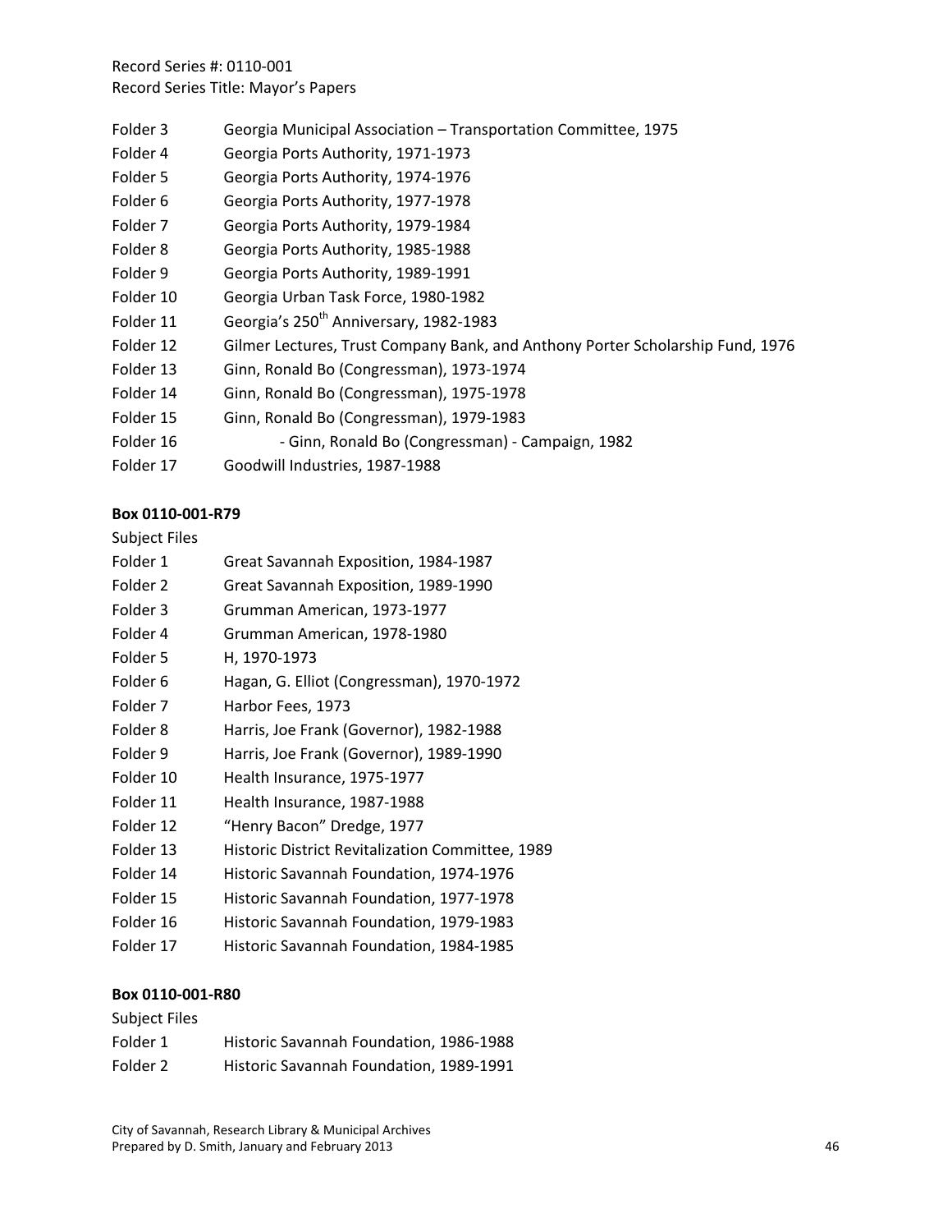Folder 3 Georgia Municipal Association – Transportation Committee, 1975
Folder 4 Georgia Ports Authority, 1971-1973
Folder 5 Georgia Ports Authority, 1974-1976
Folder 6 Georgia Ports Authority, 1977-1978
Folder 7 Georgia Ports Authority, 1979-1984
Folder 8 Georgia Ports Authority, 1985-1988
Folder 9 Georgia Ports Authority, 1989-1991
Folder 10 Georgia Urban Task Force, 1980-1982
Folder 11 Georgia's 250th Anniversary, 1982-1983
Folder 12 Gilmer Lectures, Trust Company Bank, and Anthony Porter Scholarship Fund, 1976
Folder 13 Ginn, Ronald Bo (Congressman), 1973-1974
Folder 14 Ginn, Ronald Bo (Congressman), 1975-1978
Folder 15 Ginn, Ronald Bo (Congressman), 1979-1983
Folder 16 - Ginn, Ronald Bo (Congressman) - Campaign, 1982
Folder 17 Goodwill Industries, 1987-1988

**Box 0110-001-R79**

Subject Files

Folder 1 Great Savannah Exposition, 1984-1987
Folder 2 Great Savannah Exposition, 1989-1990
Folder 3 Grumman American, 1973-1977
Folder 4 Grumman American, 1978-1980
Folder 5 H, 1970-1973
Folder 6 Hagan, G. Elliot (Congressman), 1970-1972
Folder 7 Harbor Fees, 1973
Folder 8 Harris, Joe Frank (Governor), 1982-1988
Folder 9 Harris, Joe Frank (Governor), 1989-1990
Folder 10 Health Insurance, 1975-1977
Folder 11 Health Insurance, 1987-1988
Folder 12 "Henry Bacon" Dredge, 1977
Folder 13 Historic District Revitalization Committee, 1989
Folder 14 Historic Savannah Foundation, 1974-1976
Folder 15 Historic Savannah Foundation, 1977-1978
Folder 16 Historic Savannah Foundation, 1979-1983
Folder 17 Historic Savannah Foundation, 1984-1985

**Box 0110-001-R80**

Subject Files

Folder 1 Historic Savannah Foundation, 1986-1988
Folder 2 Historic Savannah Foundation, 1989-1991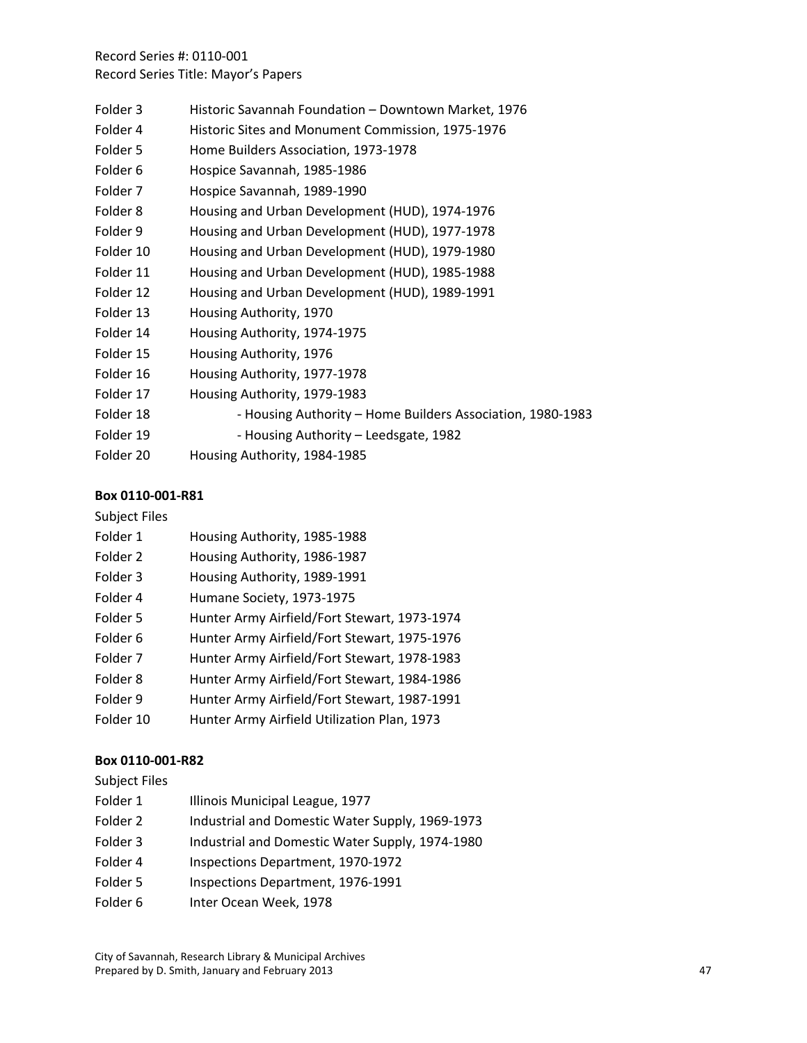Folder 3 Historic Savannah Foundation – Downtown Market, 1976
Folder 4 Historic Sites and Monument Commission, 1975-1976
Folder 5 Home Builders Association, 1973-1978
Folder 6 Hospice Savannah, 1985-1986
Folder 7 Hospice Savannah, 1989-1990
Folder 8 Housing and Urban Development (HUD), 1974-1976
Folder 9 Housing and Urban Development (HUD), 1977-1978
Folder 10 Housing and Urban Development (HUD), 1979-1980
Folder 11 Housing and Urban Development (HUD), 1985-1988
Folder 12 Housing and Urban Development (HUD), 1989-1991
Folder 13 Housing Authority, 1970
Folder 14 Housing Authority, 1974-1975
Folder 15 Housing Authority, 1976
Folder 16 Housing Authority, 1977-1978
Folder 17 Housing Authority, 1979-1983
Folder 18 - Housing Authority – Home Builders Association, 1980-1983
Folder 19 - Housing Authority – Leedsgate, 1982
Folder 20 Housing Authority, 1984-1985

**Box 0110-001-R81**

Subject Files

Folder 1 Housing Authority, 1985-1988
Folder 2 Housing Authority, 1986-1987
Folder 3 Housing Authority, 1989-1991
Folder 4 Humane Society, 1973-1975
Folder 5 Hunter Army Airfield/Fort Stewart, 1973-1974
Folder 6 Hunter Army Airfield/Fort Stewart, 1975-1976
Folder 7 Hunter Army Airfield/Fort Stewart, 1978-1983
Folder 8 Hunter Army Airfield/Fort Stewart, 1984-1986
Folder 9 Hunter Army Airfield/Fort Stewart, 1987-1991
Folder 10 Hunter Army Airfield Utilization Plan, 1973

**Box 0110-001-R82**

Subject Files

Folder 1 Illinois Municipal League, 1977
Folder 2 Industrial and Domestic Water Supply, 1969-1973
Folder 3 Industrial and Domestic Water Supply, 1974-1980
Folder 4 Inspections Department, 1970-1972
Folder 5 Inspections Department, 1976-1991
Folder 6 Inter Ocean Week, 1978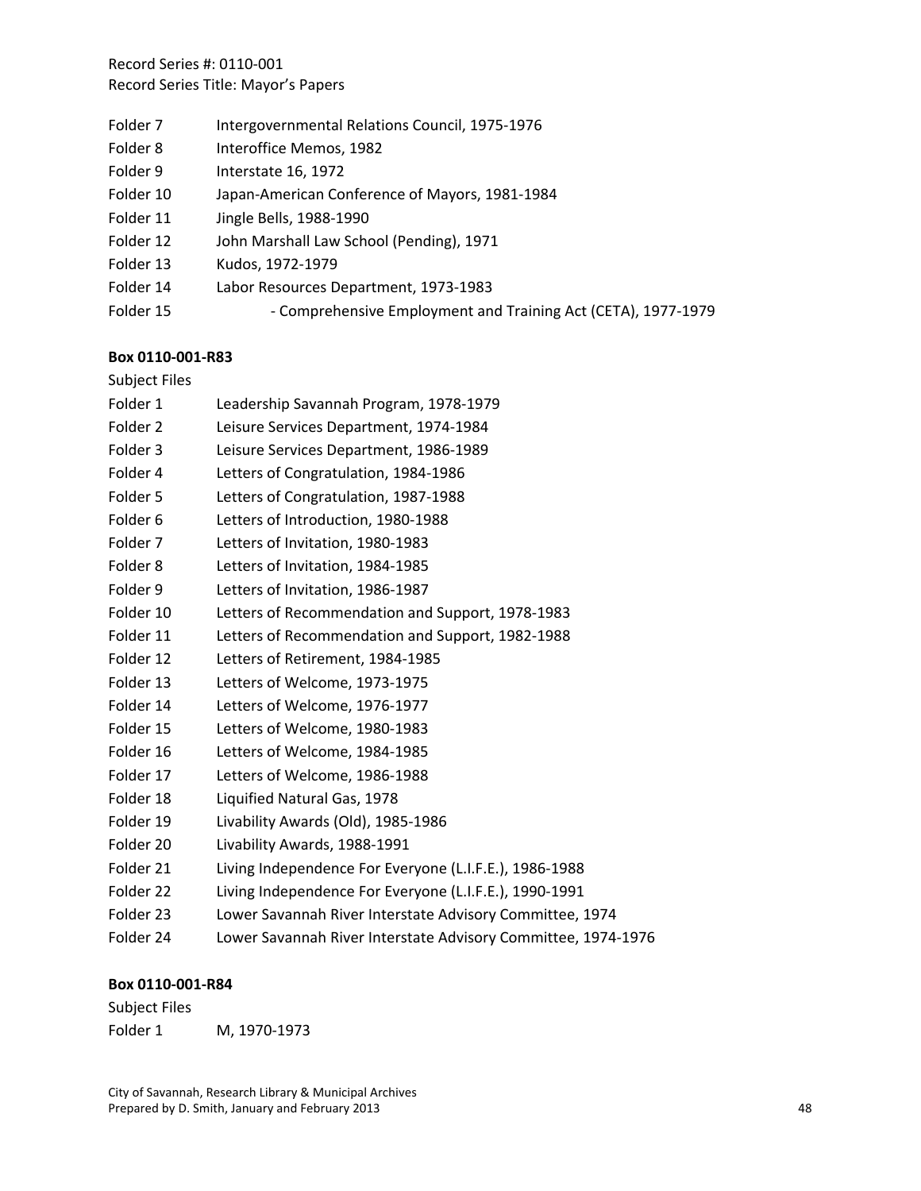Record Series #: 0110-001
Record Series Title: Mayor's Papers

Folder 7 Intergovernmental Relations Council, 1975-1976
Folder 8 Interoffice Memos, 1982
Folder 9 Interstate 16, 1972
Folder 10 Japan-American Conference of Mayors, 1981-1984
Folder 11 Jingle Bells, 1988-1990
Folder 12 John Marshall Law School (Pending), 1971
Folder 13 Kudos, 1972-1979
Folder 14 Labor Resources Department, 1973-1983
Folder 15 - Comprehensive Employment and Training Act (CETA), 1977-1979

**Box 0110-001-R83**

Subject Files

Folder 1 Leadership Savannah Program, 1978-1979
Folder 2 Leisure Services Department, 1974-1984
Folder 3 Leisure Services Department, 1986-1989
Folder 4 Letters of Congratulation, 1984-1986
Folder 5 Letters of Congratulation, 1987-1988
Folder 6 Letters of Introduction, 1980-1988
Folder 7 Letters of Invitation, 1980-1983
Folder 8 Letters of Invitation, 1984-1985
Folder 9 Letters of Invitation, 1986-1987
Folder 10 Letters of Recommendation and Support, 1978-1983
Folder 11 Letters of Recommendation and Support, 1982-1988
Folder 12 Letters of Retirement, 1984-1985
Folder 13 Letters of Welcome, 1973-1975
Folder 14 Letters of Welcome, 1976-1977
Folder 15 Letters of Welcome, 1980-1983
Folder 16 Letters of Welcome, 1984-1985
Folder 17 Letters of Welcome, 1986-1988
Folder 18 Liquified Natural Gas, 1978
Folder 19 Livability Awards (Old), 1985-1986
Folder 20 Livability Awards, 1988-1991
Folder 21 Living Independence For Everyone (L.I.F.E.), 1986-1988
Folder 22 Living Independence For Everyone (L.I.F.E.), 1990-1991
Folder 23 Lower Savannah River Interstate Advisory Committee, 1974
Folder 24 Lower Savannah River Interstate Advisory Committee, 1974-1976

**Box 0110-001-R84**

Subject Files

Folder 1 M, 1970-1973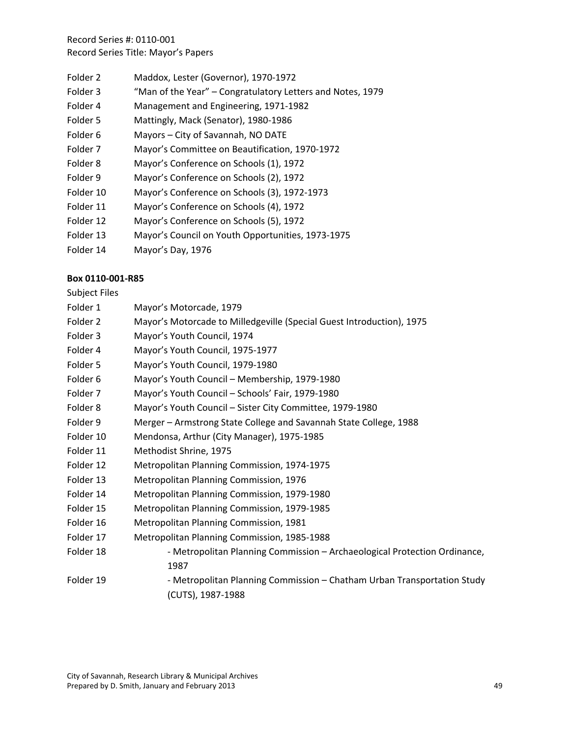Folder 2 Maddox, Lester (Governor), 1970-1972
Folder 3 "Man of the Year" – Congratulatory Letters and Notes, 1979
Folder 4 Management and Engineering, 1971-1982
Folder 5 Mattingly, Mack (Senator), 1980-1986
Folder 6 Mayors – City of Savannah, NO DATE
Folder 7 Mayor's Committee on Beautification, 1970-1972
Folder 8 Mayor's Conference on Schools (1), 1972
Folder 9 Mayor's Conference on Schools (2), 1972
Folder 10 Mayor's Conference on Schools (3), 1972-1973
Folder 11 Mayor's Conference on Schools (4), 1972
Folder 12 Mayor's Conference on Schools (5), 1972
Folder 13 Mayor's Council on Youth Opportunities, 1973-1975
Folder 14 Mayor's Day, 1976

**Box 0110-001-R85**

Subject Files

Folder 1 Mayor's Motorcade, 1979
Folder 2 Mayor's Motorcade to Milledgeville (Special Guest Introduction), 1975
Folder 3 Mayor's Youth Council, 1974
Folder 4 Mayor's Youth Council, 1975-1977
Folder 5 Mayor's Youth Council, 1979-1980
Folder 6 Mayor's Youth Council – Membership, 1979-1980
Folder 7 Mayor's Youth Council – Schools' Fair, 1979-1980
Folder 8 Mayor's Youth Council – Sister City Committee, 1979-1980
Folder 9 Merger – Armstrong State College and Savannah State College, 1988
Folder 10 Mendonsa, Arthur (City Manager), 1975-1985
Folder 11 Methodist Shrine, 1975
Folder 12 Metropolitan Planning Commission, 1974-1975
Folder 13 Metropolitan Planning Commission, 1976
Folder 14 Metropolitan Planning Commission, 1979-1980
Folder 15 Metropolitan Planning Commission, 1979-1985
Folder 16 Metropolitan Planning Commission, 1981
Folder 17 Metropolitan Planning Commission, 1985-1988
Folder 18 - Metropolitan Planning Commission – Archaeological Protection Ordinance, 1987
Folder 19 - Metropolitan Planning Commission – Chatham Urban Transportation Study (CUTS), 1987-1988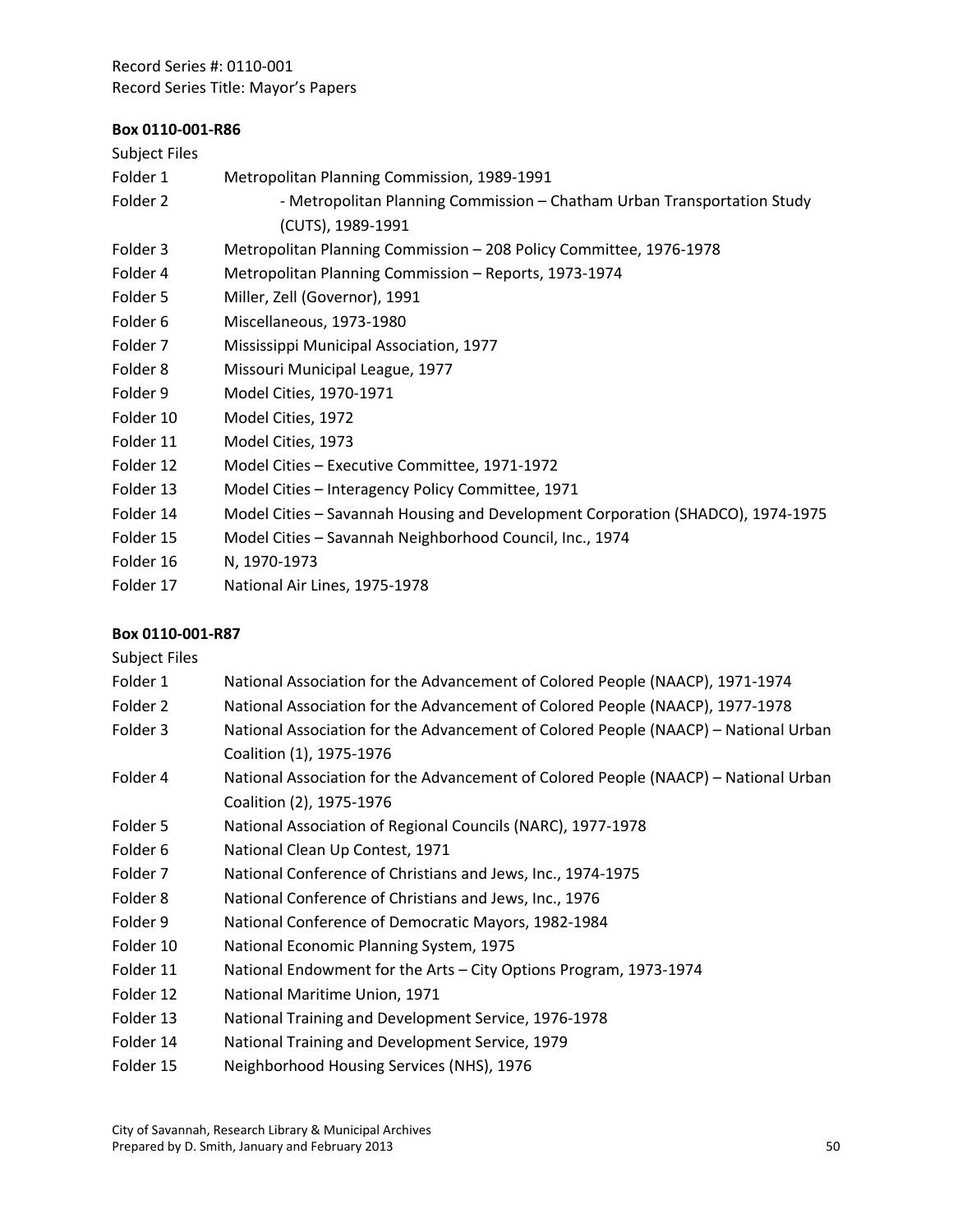Record Series #: 0110-001
Record Series Title: Mayor's Papers

**Box 0110-001-R86**

Subject Files

| | |
|---|---|
| Folder 1 | Metropolitan Planning Commission, 1989-1991 |
| Folder 2 | - Metropolitan Planning Commission – Chatham Urban Transportation Study (CUTS), 1989-1991 |
| Folder 3 | Metropolitan Planning Commission – 208 Policy Committee, 1976-1978 |
| Folder 4 | Metropolitan Planning Commission – Reports, 1973-1974 |
| Folder 5 | Miller, Zell (Governor), 1991 |
| Folder 6 | Miscellaneous, 1973-1980 |
| Folder 7 | Mississippi Municipal Association, 1977 |
| Folder 8 | Missouri Municipal League, 1977 |
| Folder 9 | Model Cities, 1970-1971 |
| Folder 10 | Model Cities, 1972 |
| Folder 11 | Model Cities, 1973 |
| Folder 12 | Model Cities – Executive Committee, 1971-1972 |
| Folder 13 | Model Cities – Interagency Policy Committee, 1971 |
| Folder 14 | Model Cities – Savannah Housing and Development Corporation (SHADCO), 1974-1975 |
| Folder 15 | Model Cities – Savannah Neighborhood Council, Inc., 1974 |
| Folder 16 | N, 1970-1973 |
| Folder 17 | National Air Lines, 1975-1978 |

**Box 0110-001-R87**

Subject Files

| | |
|---|---|
| Folder 1 | National Association for the Advancement of Colored People (NAACP), 1971-1974 |
| Folder 2 | National Association for the Advancement of Colored People (NAACP), 1977-1978 |
| Folder 3 | National Association for the Advancement of Colored People (NAACP) – National Urban Coalition (1), 1975-1976 |
| Folder 4 | National Association for the Advancement of Colored People (NAACP) – National Urban Coalition (2), 1975-1976 |
| Folder 5 | National Association of Regional Councils (NARC), 1977-1978 |
| Folder 6 | National Clean Up Contest, 1971 |
| Folder 7 | National Conference of Christians and Jews, Inc., 1974-1975 |
| Folder 8 | National Conference of Christians and Jews, Inc., 1976 |
| Folder 9 | National Conference of Democratic Mayors, 1982-1984 |
| Folder 10 | National Economic Planning System, 1975 |
| Folder 11 | National Endowment for the Arts – City Options Program, 1973-1974 |
| Folder 12 | National Maritime Union, 1971 |
| Folder 13 | National Training and Development Service, 1976-1978 |
| Folder 14 | National Training and Development Service, 1979 |
| Folder 15 | Neighborhood Housing Services (NHS), 1976 |

City of Savannah, Research Library & Municipal Archives
Prepared by D. Smith, January and February 2013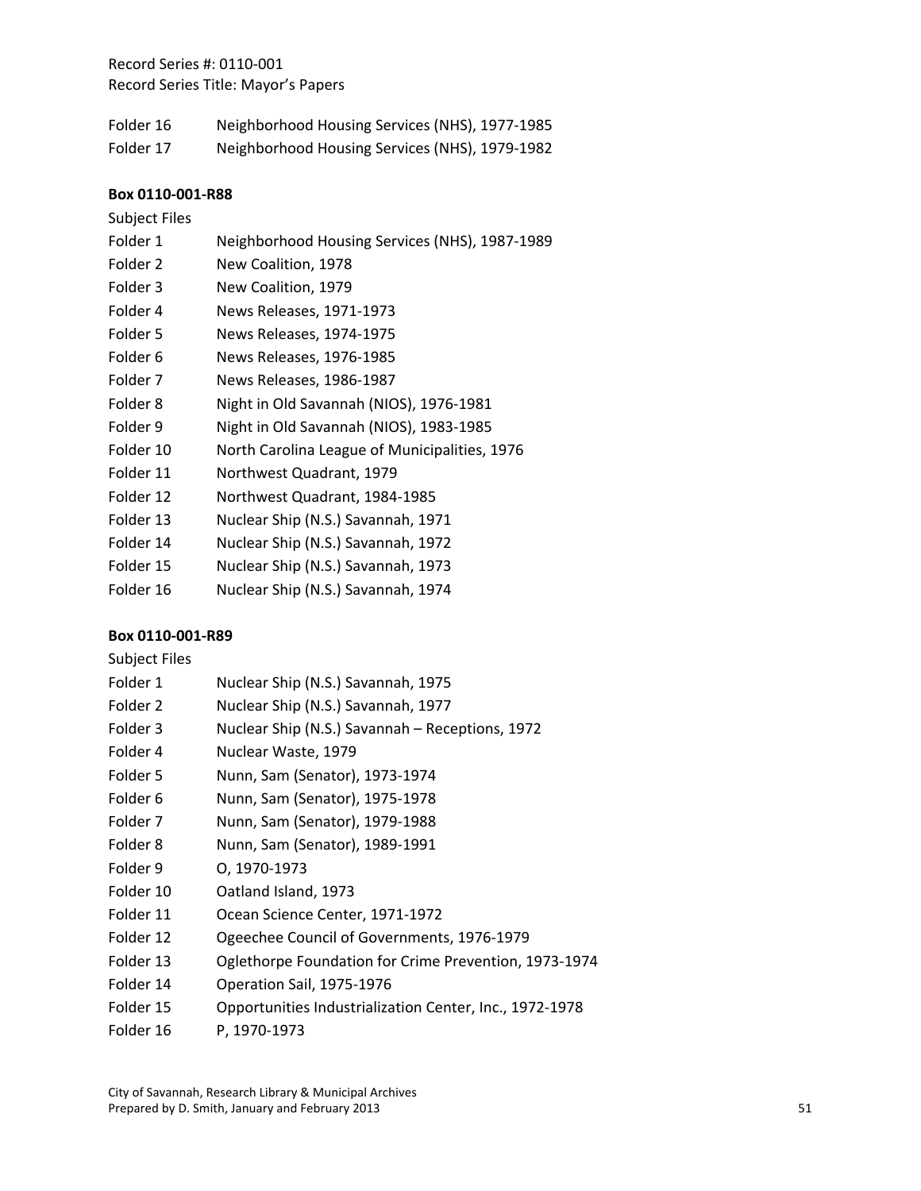Folder 16 Neighborhood Housing Services (NHS), 1977-1985
Folder 17 Neighborhood Housing Services (NHS), 1979-1982

**Box 0110-001-R88**

Subject Files

Folder 1 Neighborhood Housing Services (NHS), 1987-1989
Folder 2 New Coalition, 1978
Folder 3 New Coalition, 1979
Folder 4 News Releases, 1971-1973
Folder 5 News Releases, 1974-1975
Folder 6 News Releases, 1976-1985
Folder 7 News Releases, 1986-1987
Folder 8 Night in Old Savannah (NIOS), 1976-1981
Folder 9 Night in Old Savannah (NIOS), 1983-1985
Folder 10 North Carolina League of Municipalities, 1976
Folder 11 Northwest Quadrant, 1979
Folder 12 Northwest Quadrant, 1984-1985
Folder 13 Nuclear Ship (N.S.) Savannah, 1971
Folder 14 Nuclear Ship (N.S.) Savannah, 1972
Folder 15 Nuclear Ship (N.S.) Savannah, 1973
Folder 16 Nuclear Ship (N.S.) Savannah, 1974

**Box 0110-001-R89**

Subject Files

Folder 1 Nuclear Ship (N.S.) Savannah, 1975
Folder 2 Nuclear Ship (N.S.) Savannah, 1977
Folder 3 Nuclear Ship (N.S.) Savannah – Receptions, 1972
Folder 4 Nuclear Waste, 1979
Folder 5 Nunn, Sam (Senator), 1973-1974
Folder 6 Nunn, Sam (Senator), 1975-1978
Folder 7 Nunn, Sam (Senator), 1979-1988
Folder 8 Nunn, Sam (Senator), 1989-1991
Folder 9 O, 1970-1973
Folder 10 Oatland Island, 1973
Folder 11 Ocean Science Center, 1971-1972
Folder 12 Ogeechee Council of Governments, 1976-1979
Folder 13 Oglethorpe Foundation for Crime Prevention, 1973-1974
Folder 14 Operation Sail, 1975-1976
Folder 15 Opportunities Industrialization Center, Inc., 1972-1978
Folder 16 P, 1970-1973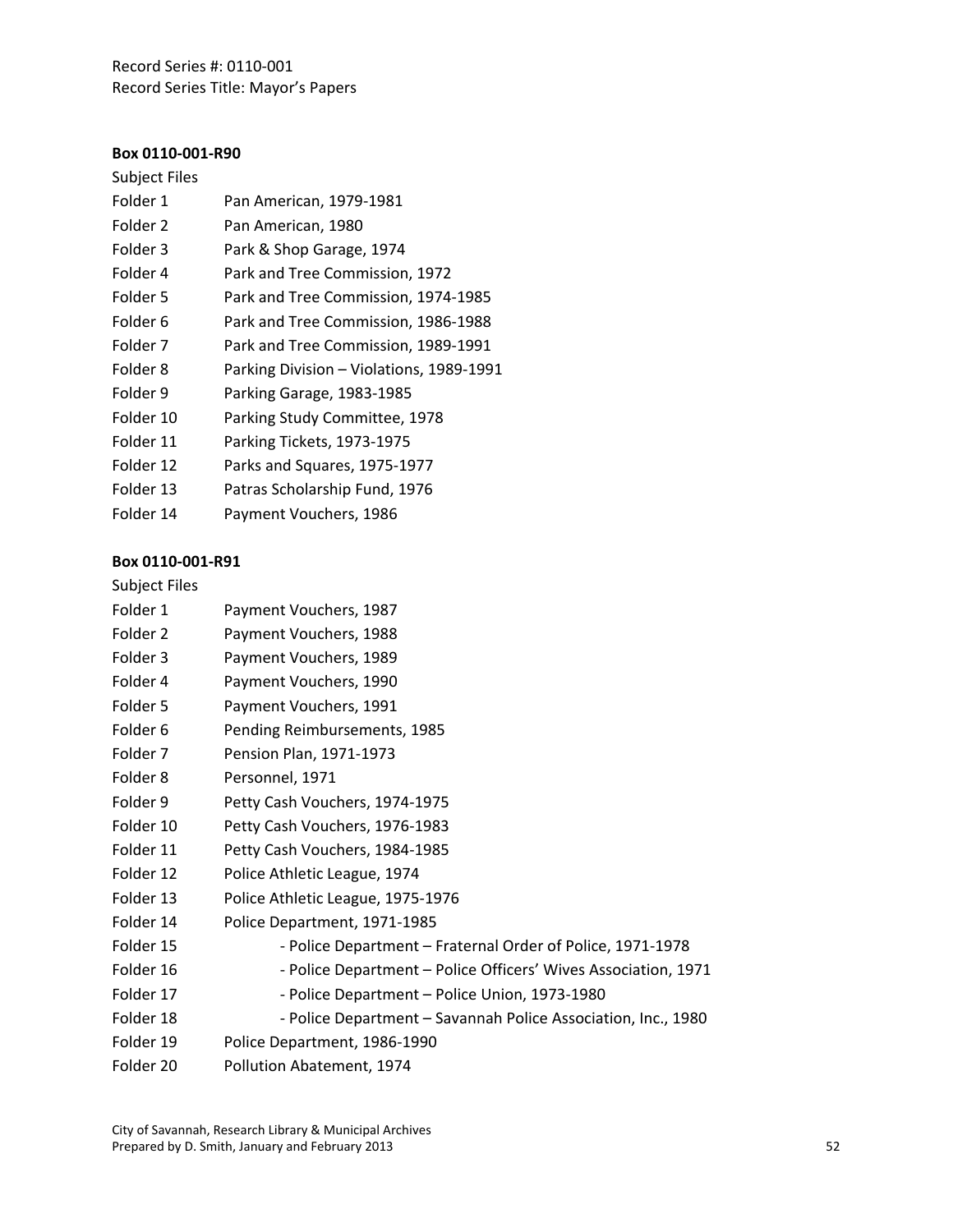Record Series #: 0110-001
Record Series Title: Mayor's Papers

**Box 0110-001-R90**

Subject Files

| | |
|---|---|
| Folder 1 | Pan American, 1979-1981 |
| Folder 2 | Pan American, 1980 |
| Folder 3 | Park & Shop Garage, 1974 |
| Folder 4 | Park and Tree Commission, 1972 |
| Folder 5 | Park and Tree Commission, 1974-1985 |
| Folder 6 | Park and Tree Commission, 1986-1988 |
| Folder 7 | Park and Tree Commission, 1989-1991 |
| Folder 8 | Parking Division – Violations, 1989-1991 |
| Folder 9 | Parking Garage, 1983-1985 |
| Folder 10 | Parking Study Committee, 1978 |
| Folder 11 | Parking Tickets, 1973-1975 |
| Folder 12 | Parks and Squares, 1975-1977 |
| Folder 13 | Patras Scholarship Fund, 1976 |
| Folder 14 | Payment Vouchers, 1986 |

**Box 0110-001-R91**

Subject Files

| | |
|---|---|
| Folder 1 | Payment Vouchers, 1987 |
| Folder 2 | Payment Vouchers, 1988 |
| Folder 3 | Payment Vouchers, 1989 |
| Folder 4 | Payment Vouchers, 1990 |
| Folder 5 | Payment Vouchers, 1991 |
| Folder 6 | Pending Reimbursements, 1985 |
| Folder 7 | Pension Plan, 1971-1973 |
| Folder 8 | Personnel, 1971 |
| Folder 9 | Petty Cash Vouchers, 1974-1975 |
| Folder 10 | Petty Cash Vouchers, 1976-1983 |
| Folder 11 | Petty Cash Vouchers, 1984-1985 |
| Folder 12 | Police Athletic League, 1974 |
| Folder 13 | Police Athletic League, 1975-1976 |
| Folder 14 | Police Department, 1971-1985 |
| Folder 15 | - Police Department – Fraternal Order of Police, 1971-1978 |
| Folder 16 | - Police Department – Police Officers' Wives Association, 1971 |
| Folder 17 | - Police Department – Police Union, 1973-1980 |
| Folder 18 | - Police Department – Savannah Police Association, Inc., 1980 |
| Folder 19 | Police Department, 1986-1990 |
| Folder 20 | Pollution Abatement, 1974 |

City of Savannah, Research Library & Municipal Archives
Prepared by D. Smith, January and February 2013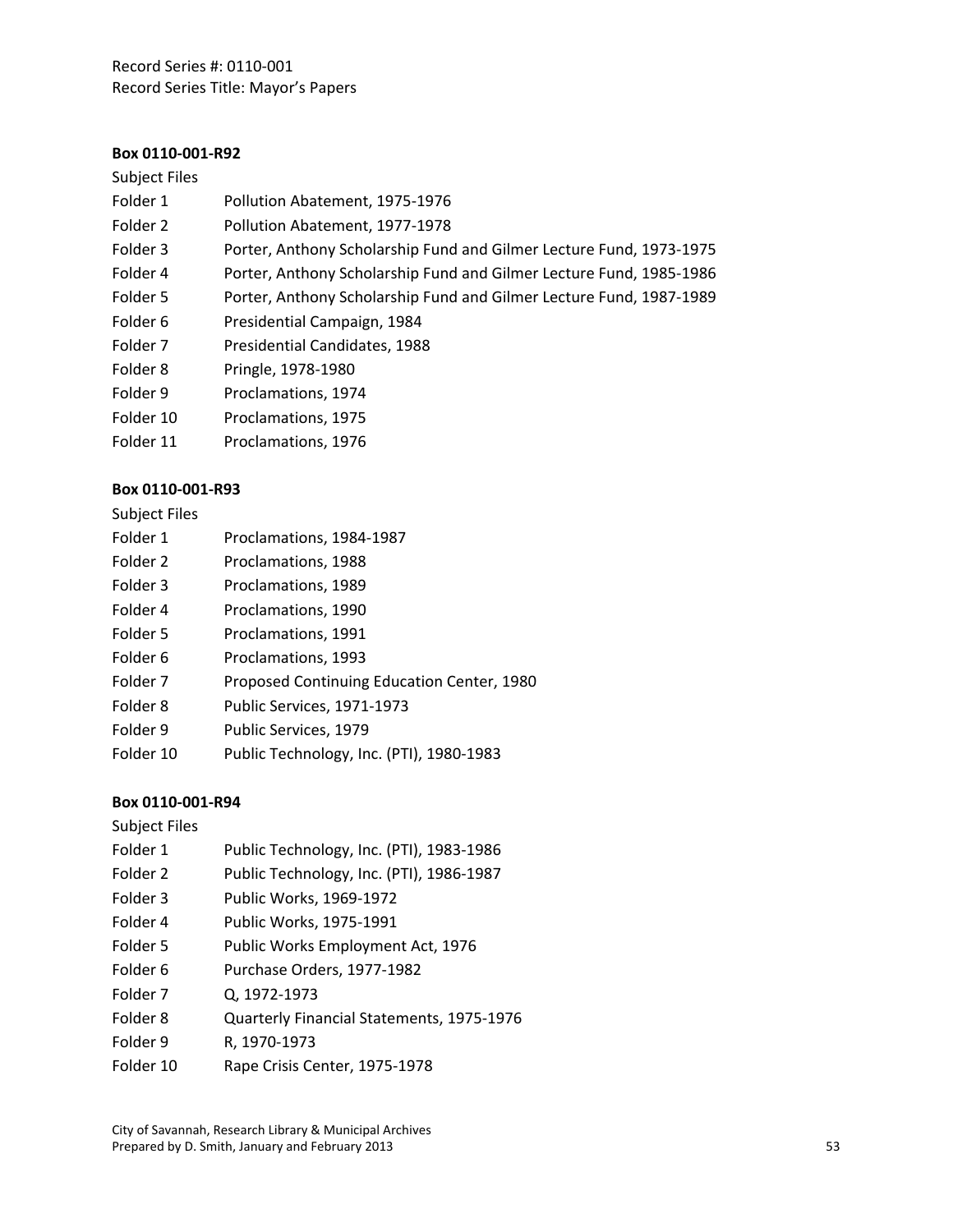Record Series #: 0110-001
Record Series Title: Mayor's Papers

**Box 0110-001-R92**

Subject Files

| | |
|---|---|
| Folder 1 | Pollution Abatement, 1975-1976 |
| Folder 2 | Pollution Abatement, 1977-1978 |
| Folder 3 | Porter, Anthony Scholarship Fund and Gilmer Lecture Fund, 1973-1975 |
| Folder 4 | Porter, Anthony Scholarship Fund and Gilmer Lecture Fund, 1985-1986 |
| Folder 5 | Porter, Anthony Scholarship Fund and Gilmer Lecture Fund, 1987-1989 |
| Folder 6 | Presidential Campaign, 1984 |
| Folder 7 | Presidential Candidates, 1988 |
| Folder 8 | Pringle, 1978-1980 |
| Folder 9 | Proclamations, 1974 |
| Folder 10 | Proclamations, 1975 |
| Folder 11 | Proclamations, 1976 |

**Box 0110-001-R93**

Subject Files

| | |
|---|---|
| Folder 1 | Proclamations, 1984-1987 |
| Folder 2 | Proclamations, 1988 |
| Folder 3 | Proclamations, 1989 |
| Folder 4 | Proclamations, 1990 |
| Folder 5 | Proclamations, 1991 |
| Folder 6 | Proclamations, 1993 |
| Folder 7 | Proposed Continuing Education Center, 1980 |
| Folder 8 | Public Services, 1971-1973 |
| Folder 9 | Public Services, 1979 |
| Folder 10 | Public Technology, Inc. (PTI), 1980-1983 |

**Box 0110-001-R94**

Subject Files

| | |
|---|---|
| Folder 1 | Public Technology, Inc. (PTI), 1983-1986 |
| Folder 2 | Public Technology, Inc. (PTI), 1986-1987 |
| Folder 3 | Public Works, 1969-1972 |
| Folder 4 | Public Works, 1975-1991 |
| Folder 5 | Public Works Employment Act, 1976 |
| Folder 6 | Purchase Orders, 1977-1982 |
| Folder 7 | Q, 1972-1973 |
| Folder 8 | Quarterly Financial Statements, 1975-1976 |
| Folder 9 | R, 1970-1973 |
| Folder 10 | Rape Crisis Center, 1975-1978 |

City of Savannah, Research Library & Municipal Archives
Prepared by D. Smith, January and February 2013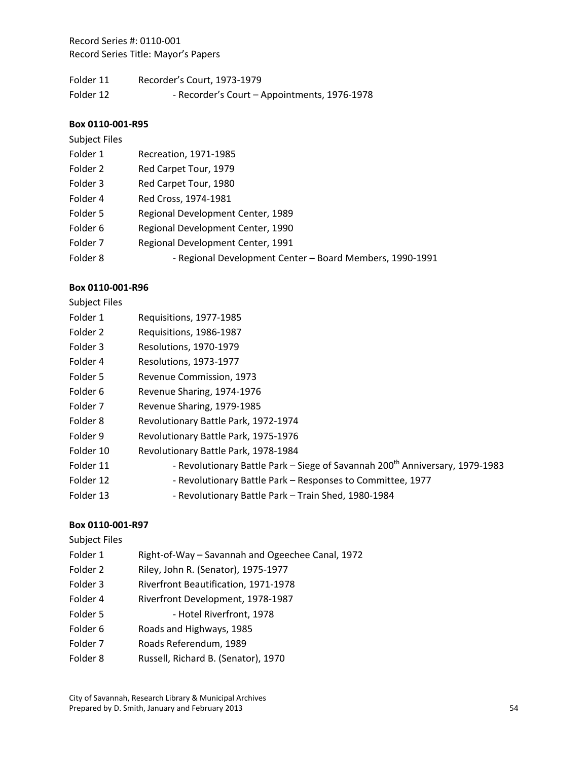Record Series #: 0110-001
Record Series Title: Mayor's Papers

Folder 11 Recorder's Court, 1973-1979
Folder 12 - Recorder's Court – Appointments, 1976-1978

**Box 0110-001-R95**

Subject Files

Folder 1 Recreation, 1971-1985
Folder 2 Red Carpet Tour, 1979
Folder 3 Red Carpet Tour, 1980
Folder 4 Red Cross, 1974-1981
Folder 5 Regional Development Center, 1989
Folder 6 Regional Development Center, 1990
Folder 7 Regional Development Center, 1991
Folder 8 - Regional Development Center – Board Members, 1990-1991

**Box 0110-001-R96**

Subject Files

Folder 1 Requisitions, 1977-1985
Folder 2 Requisitions, 1986-1987
Folder 3 Resolutions, 1970-1979
Folder 4 Resolutions, 1973-1977
Folder 5 Revenue Commission, 1973
Folder 6 Revenue Sharing, 1974-1976
Folder 7 Revenue Sharing, 1979-1985
Folder 8 Revolutionary Battle Park, 1972-1974
Folder 9 Revolutionary Battle Park, 1975-1976
Folder 10 Revolutionary Battle Park, 1978-1984
Folder 11 - Revolutionary Battle Park – Siege of Savannah 200th Anniversary, 1979-1983
Folder 12 - Revolutionary Battle Park – Responses to Committee, 1977
Folder 13 - Revolutionary Battle Park – Train Shed, 1980-1984

**Box 0110-001-R97**

Subject Files

Folder 1 Right-of-Way – Savannah and Ogeechee Canal, 1972
Folder 2 Riley, John R. (Senator), 1975-1977
Folder 3 Riverfront Beautification, 1971-1978
Folder 4 Riverfront Development, 1978-1987
Folder 5 - Hotel Riverfront, 1978
Folder 6 Roads and Highways, 1985
Folder 7 Roads Referendum, 1989
Folder 8 Russell, Richard B. (Senator), 1970

City of Savannah, Research Library & Municipal Archives
Prepared by D. Smith, January and February 2013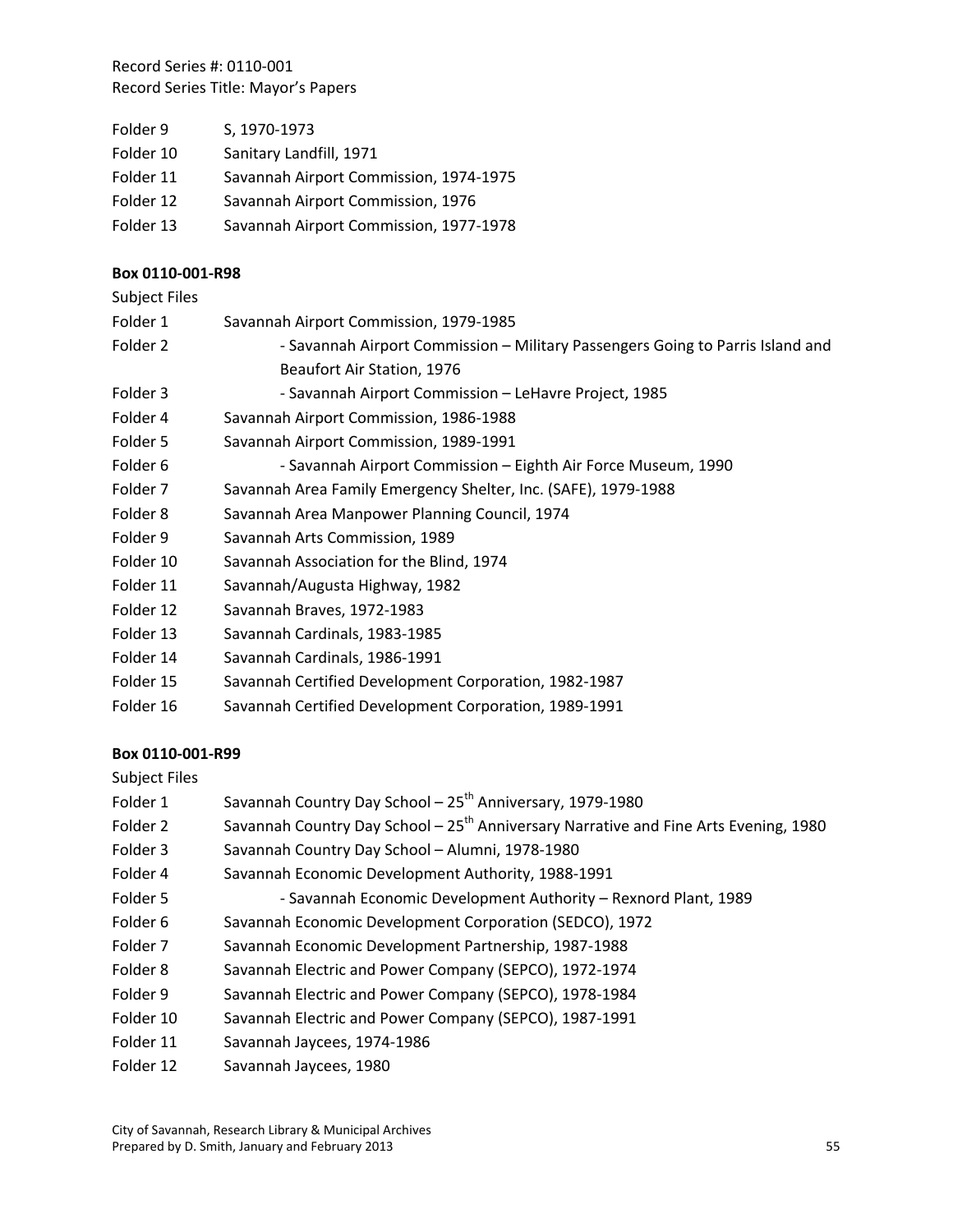Record Series #: 0110-001
Record Series Title: Mayor's Papers

Folder 9 S, 1970-1973
Folder 10 Sanitary Landfill, 1971
Folder 11 Savannah Airport Commission, 1974-1975
Folder 12 Savannah Airport Commission, 1976
Folder 13 Savannah Airport Commission, 1977-1978

**Box 0110-001-R98**

Subject Files

Folder 1 Savannah Airport Commission, 1979-1985
Folder 2 - Savannah Airport Commission – Military Passengers Going to Parris Island and Beaufort Air Station, 1976
Folder 3 - Savannah Airport Commission – LeHavre Project, 1985
Folder 4 Savannah Airport Commission, 1986-1988
Folder 5 Savannah Airport Commission, 1989-1991
Folder 6 - Savannah Airport Commission – Eighth Air Force Museum, 1990
Folder 7 Savannah Area Family Emergency Shelter, Inc. (SAFE), 1979-1988
Folder 8 Savannah Area Manpower Planning Council, 1974
Folder 9 Savannah Arts Commission, 1989
Folder 10 Savannah Association for the Blind, 1974
Folder 11 Savannah/Augusta Highway, 1982
Folder 12 Savannah Braves, 1972-1983
Folder 13 Savannah Cardinals, 1983-1985
Folder 14 Savannah Cardinals, 1986-1991
Folder 15 Savannah Certified Development Corporation, 1982-1987
Folder 16 Savannah Certified Development Corporation, 1989-1991

**Box 0110-001-R99**

Subject Files

Folder 1 Savannah Country Day School – 25th Anniversary, 1979-1980
Folder 2 Savannah Country Day School – 25th Anniversary Narrative and Fine Arts Evening, 1980
Folder 3 Savannah Country Day School – Alumni, 1978-1980
Folder 4 Savannah Economic Development Authority, 1988-1991
Folder 5 - Savannah Economic Development Authority – Rexnord Plant, 1989
Folder 6 Savannah Economic Development Corporation (SEDCO), 1972
Folder 7 Savannah Economic Development Partnership, 1987-1988
Folder 8 Savannah Electric and Power Company (SEPCO), 1972-1974
Folder 9 Savannah Electric and Power Company (SEPCO), 1978-1984
Folder 10 Savannah Electric and Power Company (SEPCO), 1987-1991
Folder 11 Savannah Jaycees, 1974-1986
Folder 12 Savannah Jaycees, 1980

City of Savannah, Research Library & Municipal Archives
Prepared by D. Smith, January and February 2013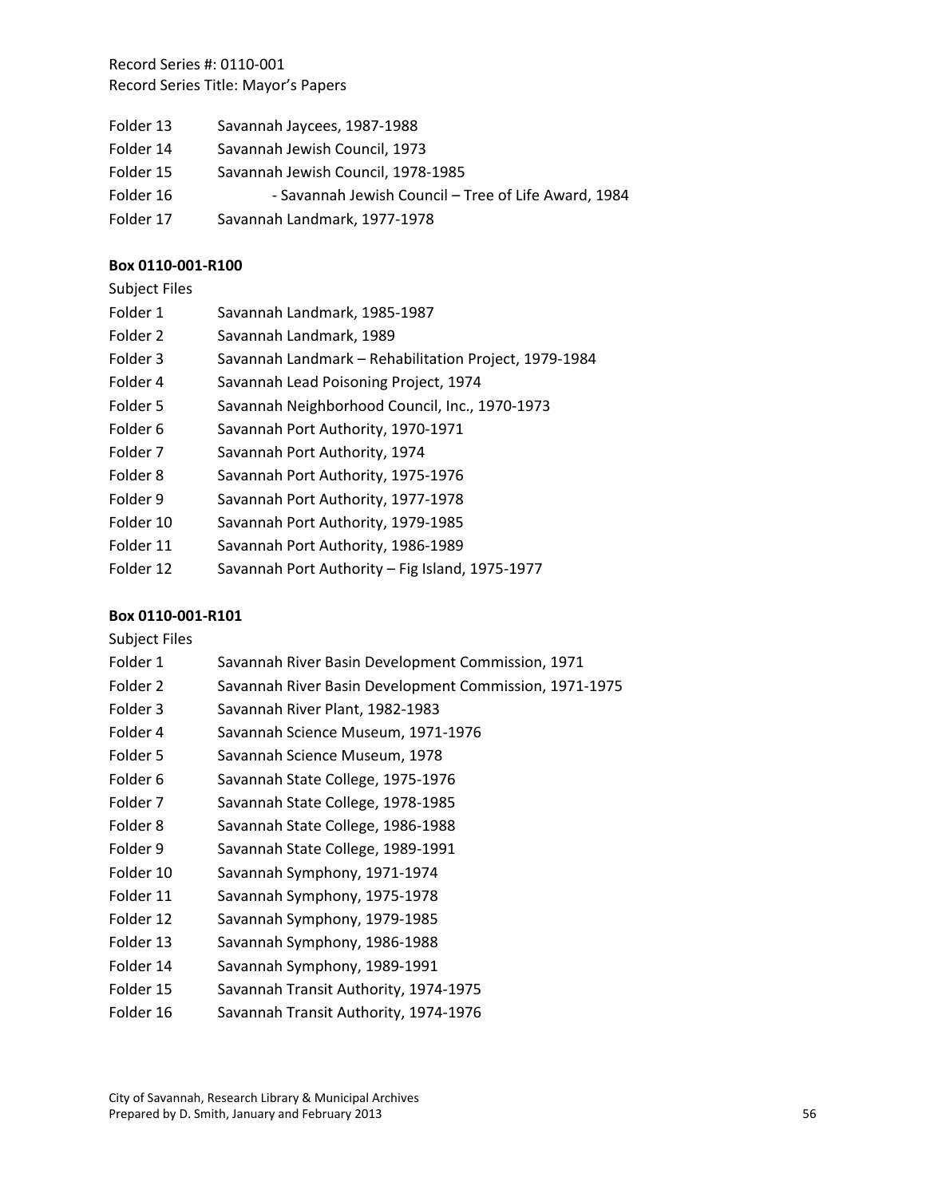Record Series #: 0110-001
Record Series Title: Mayor's Papers

Folder 13 Savannah Jaycees, 1987-1988
Folder 14 Savannah Jewish Council, 1973
Folder 15 Savannah Jewish Council, 1978-1985
Folder 16 - Savannah Jewish Council – Tree of Life Award, 1984
Folder 17 Savannah Landmark, 1977-1978

**Box 0110-001-R100**

Subject Files
Folder 1 Savannah Landmark, 1985-1987
Folder 2 Savannah Landmark, 1989
Folder 3 Savannah Landmark – Rehabilitation Project, 1979-1984
Folder 4 Savannah Lead Poisoning Project, 1974
Folder 5 Savannah Neighborhood Council, Inc., 1970-1973
Folder 6 Savannah Port Authority, 1970-1971
Folder 7 Savannah Port Authority, 1974
Folder 8 Savannah Port Authority, 1975-1976
Folder 9 Savannah Port Authority, 1977-1978
Folder 10 Savannah Port Authority, 1979-1985
Folder 11 Savannah Port Authority, 1986-1989
Folder 12 Savannah Port Authority – Fig Island, 1975-1977

**Box 0110-001-R101**

Subject Files
Folder 1 Savannah River Basin Development Commission, 1971
Folder 2 Savannah River Basin Development Commission, 1971-1975
Folder 3 Savannah River Plant, 1982-1983
Folder 4 Savannah Science Museum, 1971-1976
Folder 5 Savannah Science Museum, 1978
Folder 6 Savannah State College, 1975-1976
Folder 7 Savannah State College, 1978-1985
Folder 8 Savannah State College, 1986-1988
Folder 9 Savannah State College, 1989-1991
Folder 10 Savannah Symphony, 1971-1974
Folder 11 Savannah Symphony, 1975-1978
Folder 12 Savannah Symphony, 1979-1985
Folder 13 Savannah Symphony, 1986-1988
Folder 14 Savannah Symphony, 1989-1991
Folder 15 Savannah Transit Authority, 1974-1975
Folder 16 Savannah Transit Authority, 1974-1976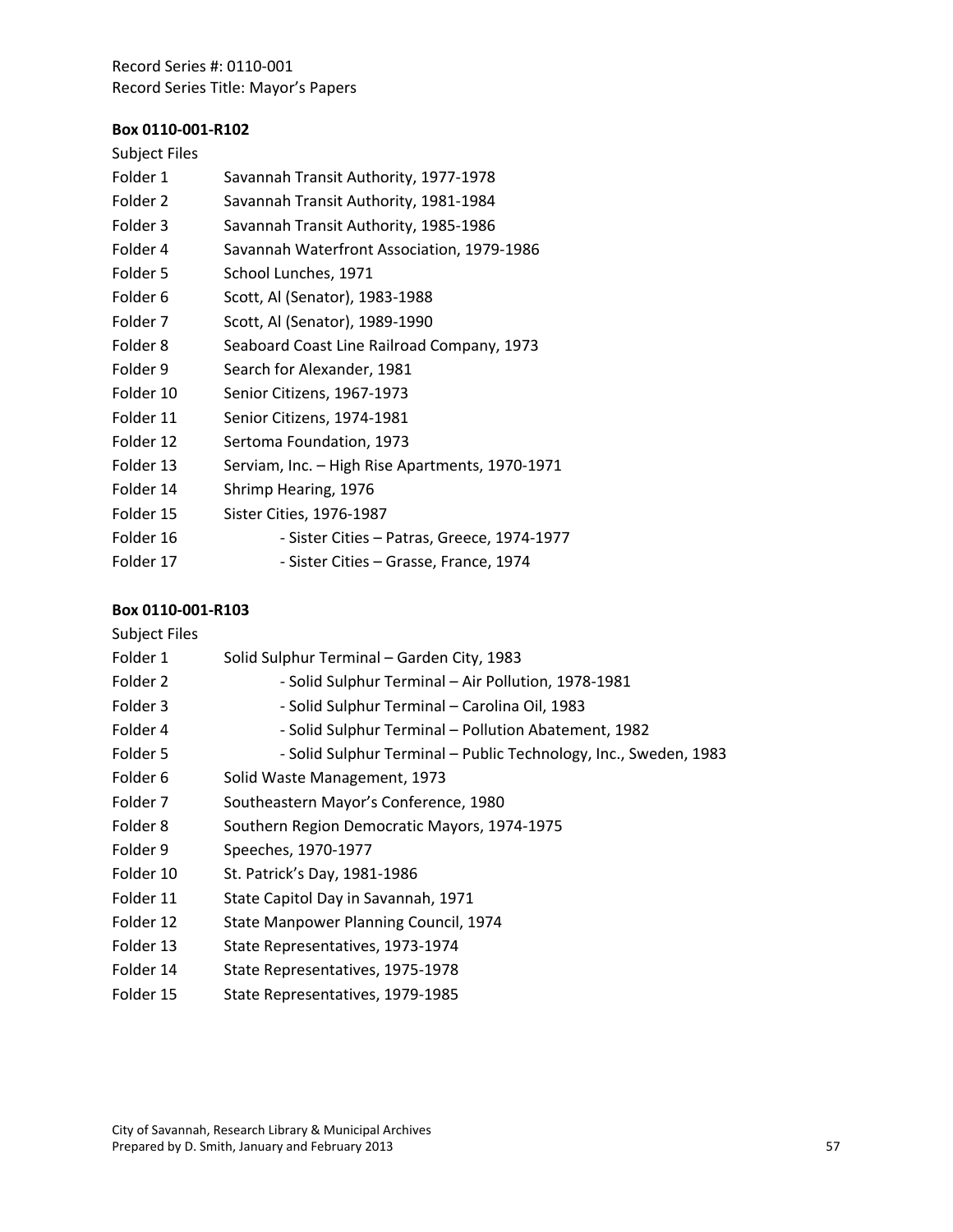Record Series #: 0110-001
Record Series Title: Mayor's Papers

**Box 0110-001-R102**

Subject Files

| | |
|---|---|
| Folder 1 | Savannah Transit Authority, 1977-1978 |
| Folder 2 | Savannah Transit Authority, 1981-1984 |
| Folder 3 | Savannah Transit Authority, 1985-1986 |
| Folder 4 | Savannah Waterfront Association, 1979-1986 |
| Folder 5 | School Lunches, 1971 |
| Folder 6 | Scott, Al (Senator), 1983-1988 |
| Folder 7 | Scott, Al (Senator), 1989-1990 |
| Folder 8 | Seaboard Coast Line Railroad Company, 1973 |
| Folder 9 | Search for Alexander, 1981 |
| Folder 10 | Senior Citizens, 1967-1973 |
| Folder 11 | Senior Citizens, 1974-1981 |
| Folder 12 | Sertoma Foundation, 1973 |
| Folder 13 | Serviam, Inc. – High Rise Apartments, 1970-1971 |
| Folder 14 | Shrimp Hearing, 1976 |
| Folder 15 | Sister Cities, 1976-1987 |
| Folder 16 | - Sister Cities – Patras, Greece, 1974-1977 |
| Folder 17 | - Sister Cities – Grasse, France, 1974 |

**Box 0110-001-R103**

Subject Files

| | |
|---|---|
| Folder 1 | Solid Sulphur Terminal – Garden City, 1983 |
| Folder 2 | - Solid Sulphur Terminal – Air Pollution, 1978-1981 |
| Folder 3 | - Solid Sulphur Terminal – Carolina Oil, 1983 |
| Folder 4 | - Solid Sulphur Terminal – Pollution Abatement, 1982 |
| Folder 5 | - Solid Sulphur Terminal – Public Technology, Inc., Sweden, 1983 |
| Folder 6 | Solid Waste Management, 1973 |
| Folder 7 | Southeastern Mayor's Conference, 1980 |
| Folder 8 | Southern Region Democratic Mayors, 1974-1975 |
| Folder 9 | Speeches, 1970-1977 |
| Folder 10 | St. Patrick's Day, 1981-1986 |
| Folder 11 | State Capitol Day in Savannah, 1971 |
| Folder 12 | State Manpower Planning Council, 1974 |
| Folder 13 | State Representatives, 1973-1974 |
| Folder 14 | State Representatives, 1975-1978 |
| Folder 15 | State Representatives, 1979-1985 |

City of Savannah, Research Library & Municipal Archives
Prepared by D. Smith, January and February 2013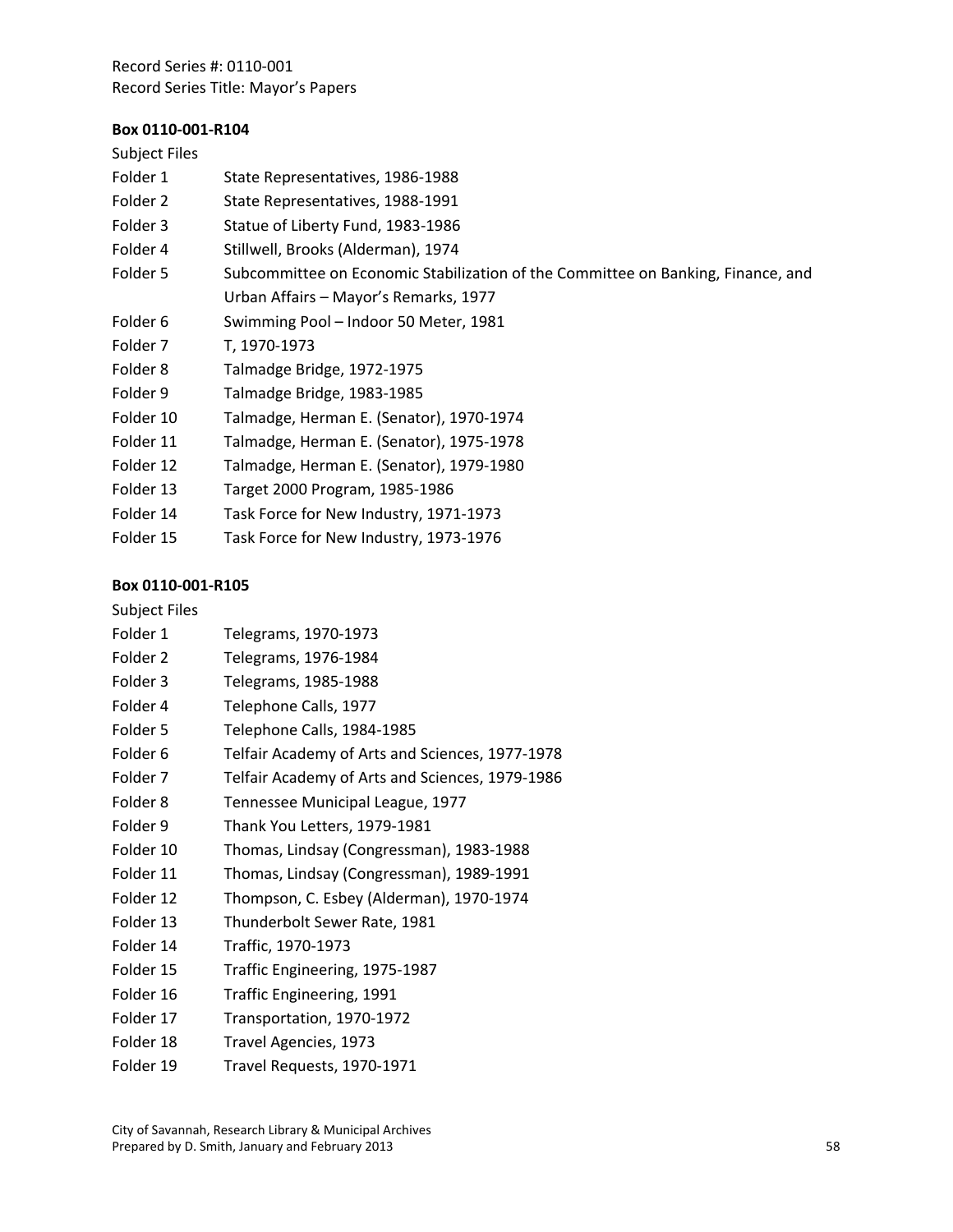Record Series #: 0110-001
Record Series Title: Mayor's Papers

**Box 0110-001-R104**

Subject Files

| | |
|---|---|
| Folder 1 | State Representatives, 1986-1988 |
| Folder 2 | State Representatives, 1988-1991 |
| Folder 3 | Statue of Liberty Fund, 1983-1986 |
| Folder 4 | Stillwell, Brooks (Alderman), 1974 |
| Folder 5 | Subcommittee on Economic Stabilization of the Committee on Banking, Finance, and Urban Affairs – Mayor's Remarks, 1977 |
| Folder 6 | Swimming Pool – Indoor 50 Meter, 1981 |
| Folder 7 | T, 1970-1973 |
| Folder 8 | Talmadge Bridge, 1972-1975 |
| Folder 9 | Talmadge Bridge, 1983-1985 |
| Folder 10 | Talmadge, Herman E. (Senator), 1970-1974 |
| Folder 11 | Talmadge, Herman E. (Senator), 1975-1978 |
| Folder 12 | Talmadge, Herman E. (Senator), 1979-1980 |
| Folder 13 | Target 2000 Program, 1985-1986 |
| Folder 14 | Task Force for New Industry, 1971-1973 |
| Folder 15 | Task Force for New Industry, 1973-1976 |

**Box 0110-001-R105**

Subject Files

| | |
|---|---|
| Folder 1 | Telegrams, 1970-1973 |
| Folder 2 | Telegrams, 1976-1984 |
| Folder 3 | Telegrams, 1985-1988 |
| Folder 4 | Telephone Calls, 1977 |
| Folder 5 | Telephone Calls, 1984-1985 |
| Folder 6 | Telfair Academy of Arts and Sciences, 1977-1978 |
| Folder 7 | Telfair Academy of Arts and Sciences, 1979-1986 |
| Folder 8 | Tennessee Municipal League, 1977 |
| Folder 9 | Thank You Letters, 1979-1981 |
| Folder 10 | Thomas, Lindsay (Congressman), 1983-1988 |
| Folder 11 | Thomas, Lindsay (Congressman), 1989-1991 |
| Folder 12 | Thompson, C. Esbey (Alderman), 1970-1974 |
| Folder 13 | Thunderbolt Sewer Rate, 1981 |
| Folder 14 | Traffic, 1970-1973 |
| Folder 15 | Traffic Engineering, 1975-1987 |
| Folder 16 | Traffic Engineering, 1991 |
| Folder 17 | Transportation, 1970-1972 |
| Folder 18 | Travel Agencies, 1973 |
| Folder 19 | Travel Requests, 1970-1971 |

City of Savannah, Research Library & Municipal Archives
Prepared by D. Smith, January and February 2013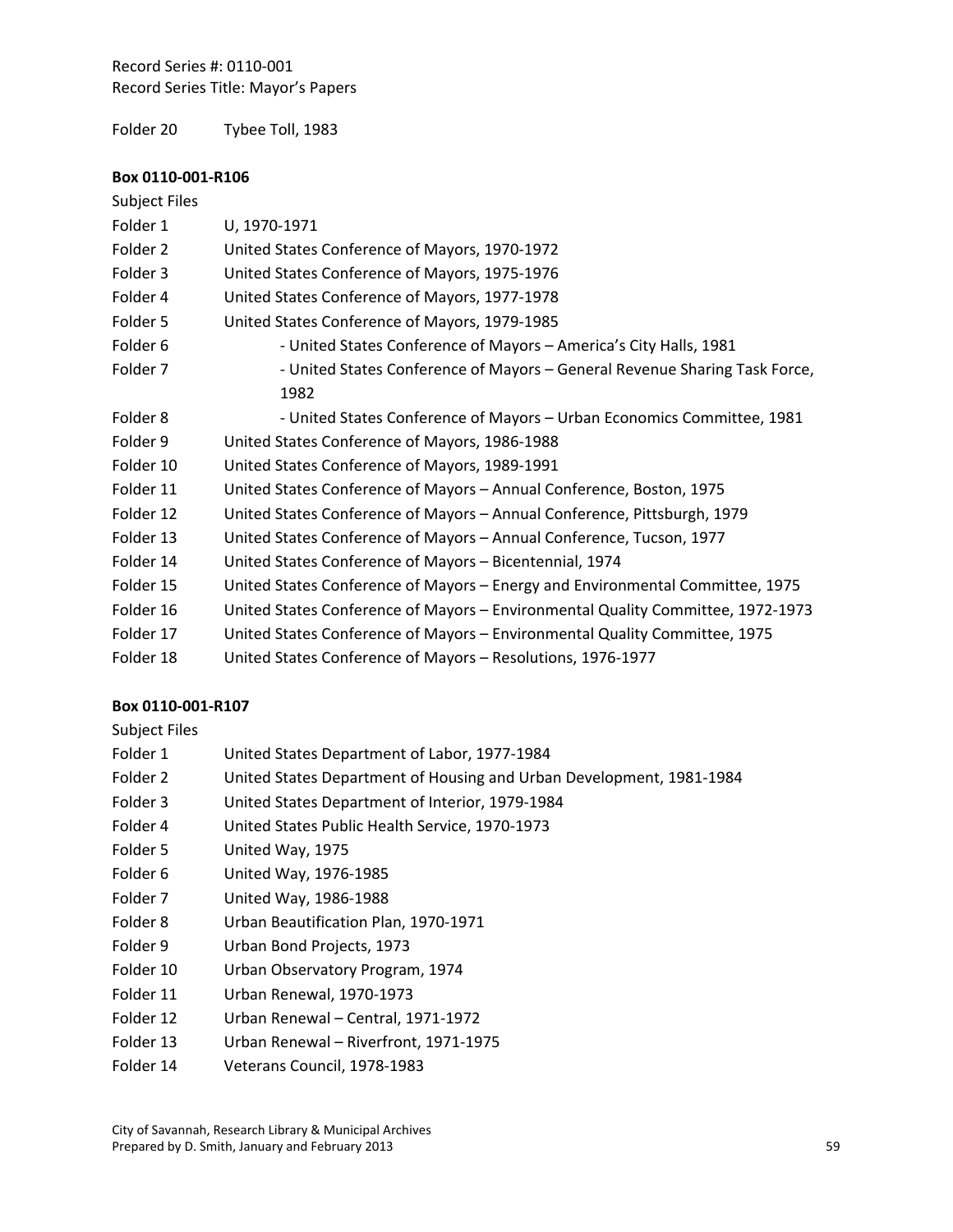Folder 20 Tybee Toll, 1983

**Box 0110-001-R106**

Subject Files

| | |
|---|---|
| Folder 1 | U, 1970-1971 |
| Folder 2 | United States Conference of Mayors, 1970-1972 |
| Folder 3 | United States Conference of Mayors, 1975-1976 |
| Folder 4 | United States Conference of Mayors, 1977-1978 |
| Folder 5 | United States Conference of Mayors, 1979-1985 |
| Folder 6 | - United States Conference of Mayors – America's City Halls, 1981 |
| Folder 7 | - United States Conference of Mayors – General Revenue Sharing Task Force, 1982 |
| Folder 8 | - United States Conference of Mayors – Urban Economics Committee, 1981 |
| Folder 9 | United States Conference of Mayors, 1986-1988 |
| Folder 10 | United States Conference of Mayors, 1989-1991 |
| Folder 11 | United States Conference of Mayors – Annual Conference, Boston, 1975 |
| Folder 12 | United States Conference of Mayors – Annual Conference, Pittsburgh, 1979 |
| Folder 13 | United States Conference of Mayors – Annual Conference, Tucson, 1977 |
| Folder 14 | United States Conference of Mayors – Bicentennial, 1974 |
| Folder 15 | United States Conference of Mayors – Energy and Environmental Committee, 1975 |
| Folder 16 | United States Conference of Mayors – Environmental Quality Committee, 1972-1973 |
| Folder 17 | United States Conference of Mayors – Environmental Quality Committee, 1975 |
| Folder 18 | United States Conference of Mayors – Resolutions, 1976-1977 |

**Box 0110-001-R107**

Subject Files

| | |
|---|---|
| Folder 1 | United States Department of Labor, 1977-1984 |
| Folder 2 | United States Department of Housing and Urban Development, 1981-1984 |
| Folder 3 | United States Department of Interior, 1979-1984 |
| Folder 4 | United States Public Health Service, 1970-1973 |
| Folder 5 | United Way, 1975 |
| Folder 6 | United Way, 1976-1985 |
| Folder 7 | United Way, 1986-1988 |
| Folder 8 | Urban Beautification Plan, 1970-1971 |
| Folder 9 | Urban Bond Projects, 1973 |
| Folder 10 | Urban Observatory Program, 1974 |
| Folder 11 | Urban Renewal, 1970-1973 |
| Folder 12 | Urban Renewal – Central, 1971-1972 |
| Folder 13 | Urban Renewal – Riverfront, 1971-1975 |
| Folder 14 | Veterans Council, 1978-1983 |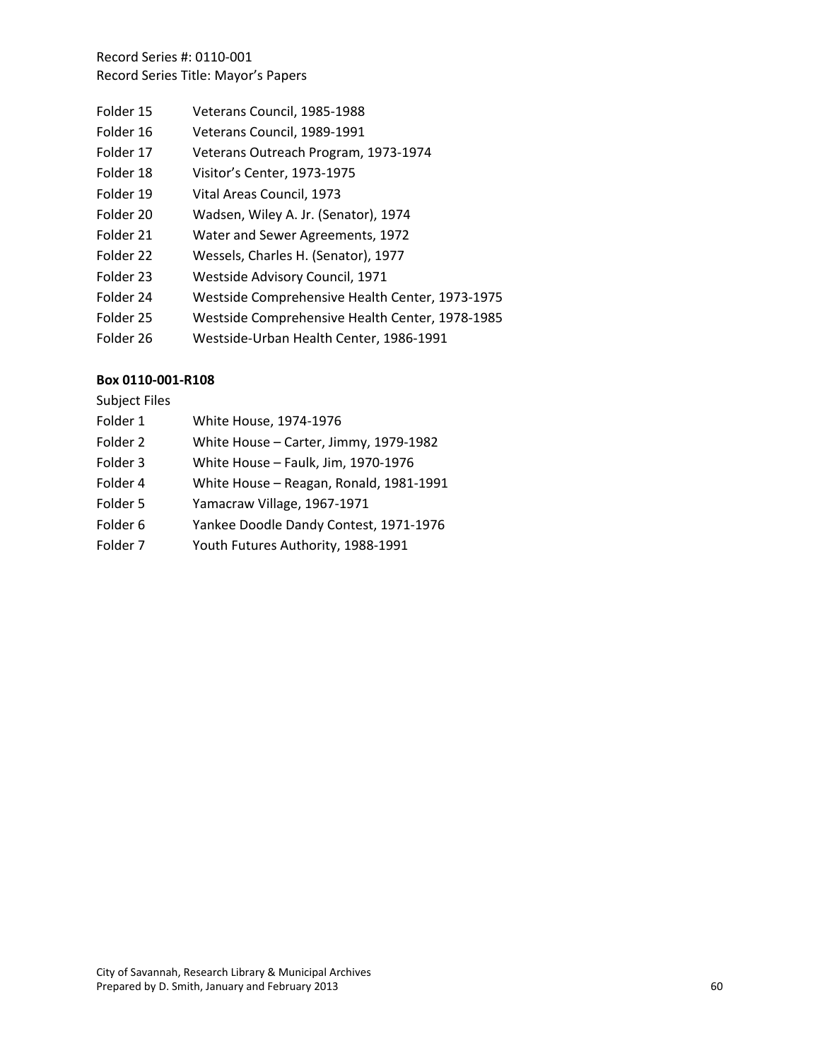Folder 15 Veterans Council, 1985-1988
Folder 16 Veterans Council, 1989-1991
Folder 17 Veterans Outreach Program, 1973-1974
Folder 18 Visitor's Center, 1973-1975
Folder 19 Vital Areas Council, 1973
Folder 20 Wadsen, Wiley A. Jr. (Senator), 1974
Folder 21 Water and Sewer Agreements, 1972
Folder 22 Wessels, Charles H. (Senator), 1977
Folder 23 Westside Advisory Council, 1971
Folder 24 Westside Comprehensive Health Center, 1973-1975
Folder 25 Westside Comprehensive Health Center, 1978-1985
Folder 26 Westside-Urban Health Center, 1986-1991

**Box 0110-001-R108**

Subject Files

Folder 1 White House, 1974-1976
Folder 2 White House – Carter, Jimmy, 1979-1982
Folder 3 White House – Faulk, Jim, 1970-1976
Folder 4 White House – Reagan, Ronald, 1981-1991
Folder 5 Yamacraw Village, 1967-1971
Folder 6 Yankee Doodle Dandy Contest, 1971-1976
Folder 7 Youth Futures Authority, 1988-1991